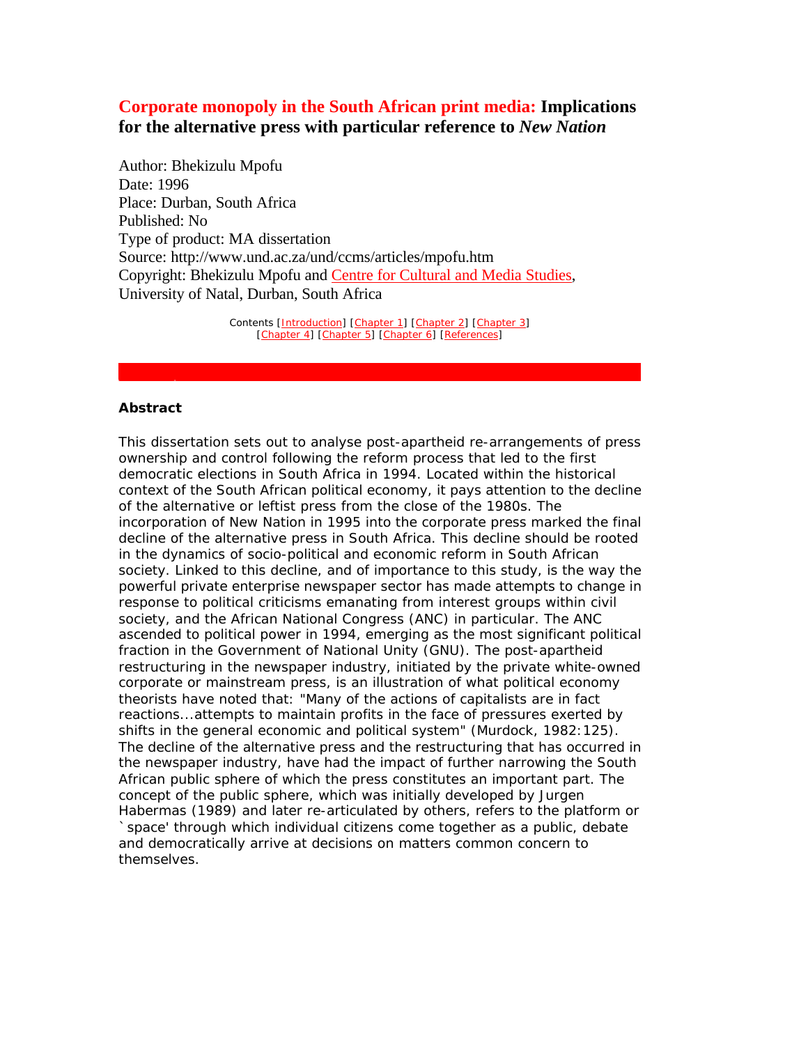# Corporate monopoly in the South African print media: Implications for the alternative press with particular reference to *New Nation*

Author: Bhekizulu Mpofu
Date: 1996
Place: Durban, South Africa
Published: No
Type of product: MA dissertation
Source: http://www.und.ac.za/und/ccms/articles/mpofu.htm
Copyright: Bhekizulu Mpofu and Centre for Cultural and Media Studies, University of Natal, Durban, South Africa

Contents [Introduction] [Chapter 1] [Chapter 2] [Chapter 3] [Chapter 4] [Chapter 5] [Chapter 6] [References]

## Abstract

This dissertation sets out to analyse post-apartheid re-arrangements of press ownership and control following the reform process that led to the first democratic elections in South Africa in 1994. Located within the historical context of the South African political economy, it pays attention to the decline of the alternative or leftist press from the close of the 1980s. The incorporation of New Nation in 1995 into the corporate press marked the final decline of the alternative press in South Africa. This decline should be rooted in the dynamics of socio-political and economic reform in South African society. Linked to this decline, and of importance to this study, is the way the powerful private enterprise newspaper sector has made attempts to change in response to political criticisms emanating from interest groups within civil society, and the African National Congress (ANC) in particular. The ANC ascended to political power in 1994, emerging as the most significant political fraction in the Government of National Unity (GNU). The post-apartheid restructuring in the newspaper industry, initiated by the private white-owned corporate or mainstream press, is an illustration of what political economy theorists have noted that: "Many of the actions of capitalists are in fact reactions...attempts to maintain profits in the face of pressures exerted by shifts in the general economic and political system" (Murdock, 1982:125). The decline of the alternative press and the restructuring that has occurred in the newspaper industry, have had the impact of further narrowing the South African public sphere of which the press constitutes an important part. The concept of the public sphere, which was initially developed by Jurgen Habermas (1989) and later re-articulated by others, refers to the platform or `space' through which individual citizens come together as a public, debate and democratically arrive at decisions on matters common concern to themselves.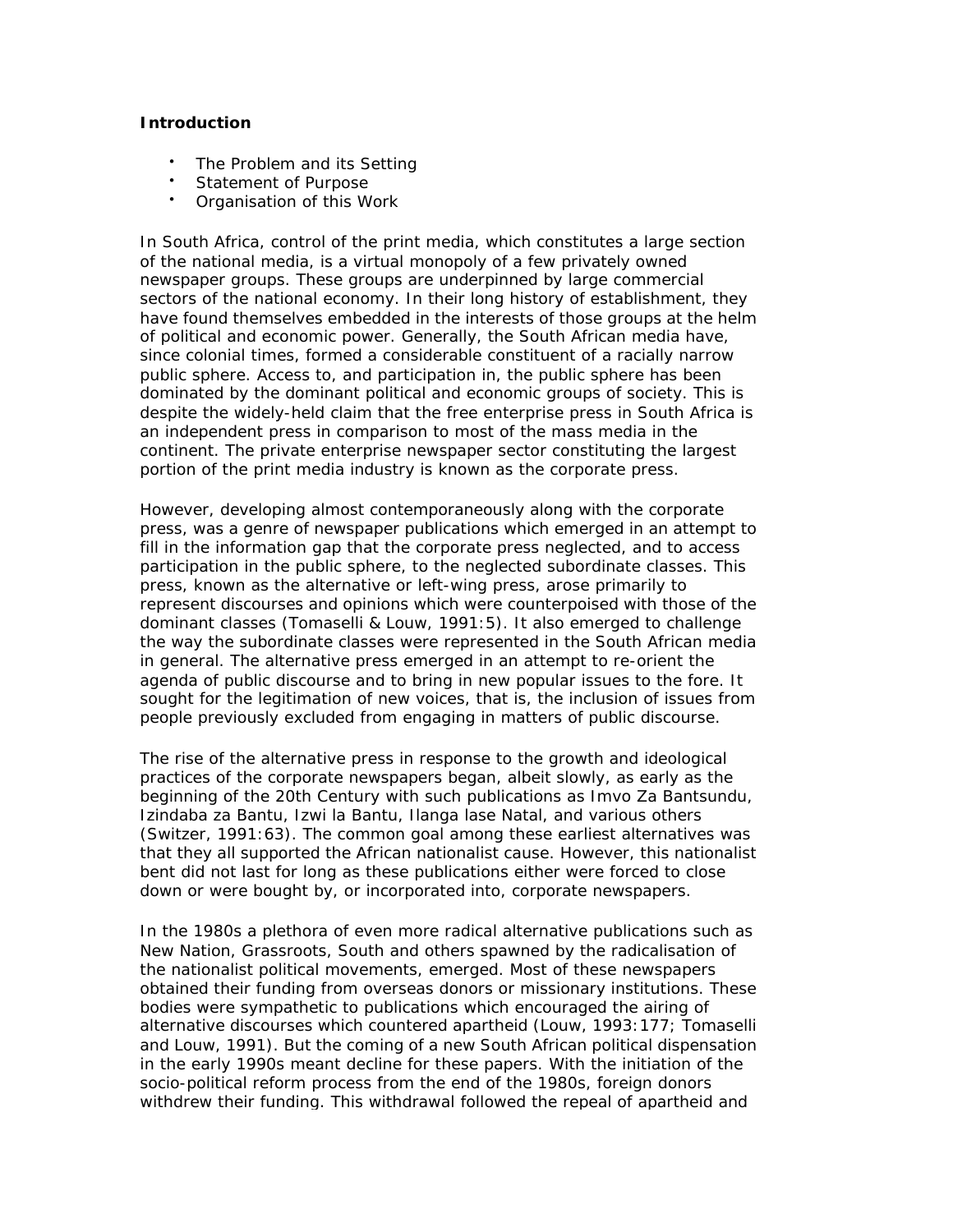**Introduction**

- The Problem and its Setting
- Statement of Purpose
- Organisation of this Work

In South Africa, control of the print media, which constitutes a large section of the national media, is a virtual monopoly of a few privately owned newspaper groups. These groups are underpinned by large commercial sectors of the national economy. In their long history of establishment, they have found themselves embedded in the interests of those groups at the helm of political and economic power. Generally, the South African media have, since colonial times, formed a considerable constituent of a racially narrow public sphere. Access to, and participation in, the public sphere has been dominated by the dominant political and economic groups of society. This is despite the widely-held claim that the free enterprise press in South Africa is an independent press in comparison to most of the mass media in the continent. The private enterprise newspaper sector constituting the largest portion of the print media industry is known as the corporate press.

However, developing almost contemporaneously along with the corporate press, was a genre of newspaper publications which emerged in an attempt to fill in the information gap that the corporate press neglected, and to access participation in the public sphere, to the neglected subordinate classes. This press, known as the alternative or left-wing press, arose primarily to represent discourses and opinions which were counterpoised with those of the dominant classes (Tomaselli & Louw, 1991:5). It also emerged to challenge the way the subordinate classes were represented in the South African media in general. The alternative press emerged in an attempt to re-orient the agenda of public discourse and to bring in new popular issues to the fore. It sought for the legitimation of new voices, that is, the inclusion of issues from people previously excluded from engaging in matters of public discourse.

The rise of the alternative press in response to the growth and ideological practices of the corporate newspapers began, albeit slowly, as early as the beginning of the 20th Century with such publications as Imvo Za Bantsundu, Izindaba za Bantu, Izwi la Bantu, Ilanga lase Natal, and various others (Switzer, 1991:63). The common goal among these earliest alternatives was that they all supported the African nationalist cause. However, this nationalist bent did not last for long as these publications either were forced to close down or were bought by, or incorporated into, corporate newspapers.

In the 1980s a plethora of even more radical alternative publications such as New Nation, Grassroots, South and others spawned by the radicalisation of the nationalist political movements, emerged. Most of these newspapers obtained their funding from overseas donors or missionary institutions. These bodies were sympathetic to publications which encouraged the airing of alternative discourses which countered apartheid (Louw, 1993:177; Tomaselli and Louw, 1991). But the coming of a new South African political dispensation in the early 1990s meant decline for these papers. With the initiation of the socio-political reform process from the end of the 1980s, foreign donors withdrew their funding. This withdrawal followed the repeal of apartheid and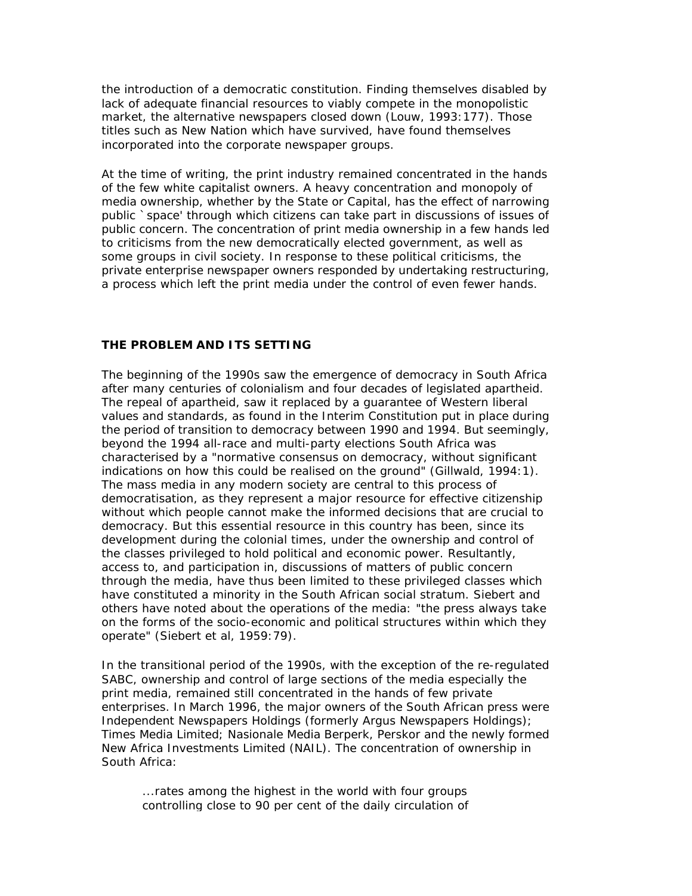the introduction of a democratic constitution. Finding themselves disabled by lack of adequate financial resources to viably compete in the monopolistic market, the alternative newspapers closed down (Louw, 1993:177). Those titles such as New Nation which have survived, have found themselves incorporated into the corporate newspaper groups.

At the time of writing, the print industry remained concentrated in the hands of the few white capitalist owners. A heavy concentration and monopoly of media ownership, whether by the State or Capital, has the effect of narrowing public `space' through which citizens can take part in discussions of issues of public concern. The concentration of print media ownership in a few hands led to criticisms from the new democratically elected government, as well as some groups in civil society. In response to these political criticisms, the private enterprise newspaper owners responded by undertaking restructuring, a process which left the print media under the control of even fewer hands.

## THE PROBLEM AND ITS SETTING

The beginning of the 1990s saw the emergence of democracy in South Africa after many centuries of colonialism and four decades of legislated apartheid. The repeal of apartheid, saw it replaced by a guarantee of Western liberal values and standards, as found in the Interim Constitution put in place during the period of transition to democracy between 1990 and 1994. But seemingly, beyond the 1994 all-race and multi-party elections South Africa was characterised by a "normative consensus on democracy, without significant indications on how this could be realised on the ground" (Gillwald, 1994:1). The mass media in any modern society are central to this process of democratisation, as they represent a major resource for effective citizenship without which people cannot make the informed decisions that are crucial to democracy. But this essential resource in this country has been, since its development during the colonial times, under the ownership and control of the classes privileged to hold political and economic power. Resultantly, access to, and participation in, discussions of matters of public concern through the media, have thus been limited to these privileged classes which have constituted a minority in the South African social stratum. Siebert and others have noted about the operations of the media: "the press always take on the forms of the socio-economic and political structures within which they operate" (Siebert et al, 1959:79).

In the transitional period of the 1990s, with the exception of the re-regulated SABC, ownership and control of large sections of the media especially the print media, remained still concentrated in the hands of few private enterprises. In March 1996, the major owners of the South African press were Independent Newspapers Holdings (formerly Argus Newspapers Holdings); Times Media Limited; Nasionale Media Berperk, Perskor and the newly formed New Africa Investments Limited (NAIL). The concentration of ownership in South Africa:

> ...rates among the highest in the world with four groups controlling close to 90 per cent of the daily circulation of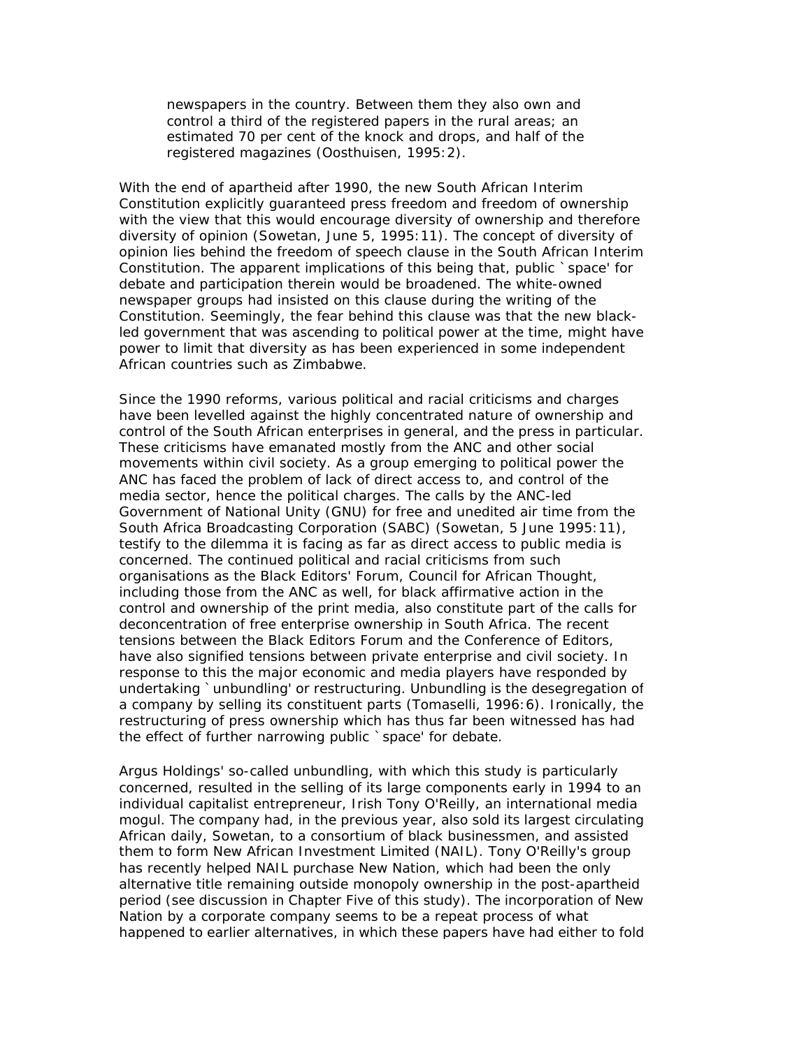> newspapers in the country. Between them they also own and control a third of the registered papers in the rural areas; an estimated 70 per cent of the knock and drops, and half of the registered magazines (Oosthuisen, 1995:2).

With the end of apartheid after 1990, the new South African Interim Constitution explicitly guaranteed press freedom and freedom of ownership with the view that this would encourage diversity of ownership and therefore diversity of opinion (Sowetan, June 5, 1995:11). The concept of diversity of opinion lies behind the freedom of speech clause in the South African Interim Constitution. The apparent implications of this being that, public `space' for debate and participation therein would be broadened. The white-owned newspaper groups had insisted on this clause during the writing of the Constitution. Seemingly, the fear behind this clause was that the new black-led government that was ascending to political power at the time, might have power to limit that diversity as has been experienced in some independent African countries such as Zimbabwe.

Since the 1990 reforms, various political and racial criticisms and charges have been levelled against the highly concentrated nature of ownership and control of the South African enterprises in general, and the press in particular. These criticisms have emanated mostly from the ANC and other social movements within civil society. As a group emerging to political power the ANC has faced the problem of lack of direct access to, and control of the media sector, hence the political charges. The calls by the ANC-led Government of National Unity (GNU) for free and unedited air time from the South Africa Broadcasting Corporation (SABC) (Sowetan, 5 June 1995:11), testify to the dilemma it is facing as far as direct access to public media is concerned. The continued political and racial criticisms from such organisations as the Black Editors' Forum, Council for African Thought, including those from the ANC as well, for black affirmative action in the control and ownership of the print media, also constitute part of the calls for deconcentration of free enterprise ownership in South Africa. The recent tensions between the Black Editors Forum and the Conference of Editors, have also signified tensions between private enterprise and civil society. In response to this the major economic and media players have responded by undertaking `unbundling' or restructuring. Unbundling is the desegregation of a company by selling its constituent parts (Tomaselli, 1996:6). Ironically, the restructuring of press ownership which has thus far been witnessed has had the effect of further narrowing public `space' for debate.

Argus Holdings' so-called unbundling, with which this study is particularly concerned, resulted in the selling of its large components early in 1994 to an individual capitalist entrepreneur, Irish Tony O'Reilly, an international media mogul. The company had, in the previous year, also sold its largest circulating African daily, Sowetan, to a consortium of black businessmen, and assisted them to form New African Investment Limited (NAIL). Tony O'Reilly's group has recently helped NAIL purchase New Nation, which had been the only alternative title remaining outside monopoly ownership in the post-apartheid period (see discussion in Chapter Five of this study). The incorporation of New Nation by a corporate company seems to be a repeat process of what happened to earlier alternatives, in which these papers have had either to fold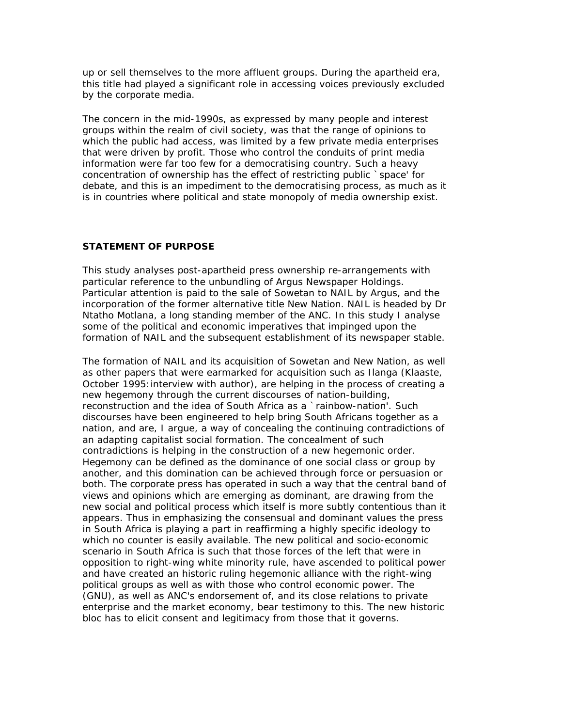up or sell themselves to the more affluent groups. During the apartheid era, this title had played a significant role in accessing voices previously excluded by the corporate media.

The concern in the mid-1990s, as expressed by many people and interest groups within the realm of civil society, was that the range of opinions to which the public had access, was limited by a few private media enterprises that were driven by profit. Those who control the conduits of print media information were far too few for a democratising country. Such a heavy concentration of ownership has the effect of restricting public `space' for debate, and this is an impediment to the democratising process, as much as it is in countries where political and state monopoly of media ownership exist.

## STATEMENT OF PURPOSE

This study analyses post-apartheid press ownership re-arrangements with particular reference to the unbundling of Argus Newspaper Holdings. Particular attention is paid to the sale of Sowetan to NAIL by Argus, and the incorporation of the former alternative title New Nation. NAIL is headed by Dr Ntatho Motlana, a long standing member of the ANC. In this study I analyse some of the political and economic imperatives that impinged upon the formation of NAIL and the subsequent establishment of its newspaper stable.

The formation of NAIL and its acquisition of Sowetan and New Nation, as well as other papers that were earmarked for acquisition such as Ilanga (Klaaste, October 1995:interview with author), are helping in the process of creating a new hegemony through the current discourses of nation-building, reconstruction and the idea of South Africa as a `rainbow-nation'. Such discourses have been engineered to help bring South Africans together as a nation, and are, I argue, a way of concealing the continuing contradictions of an adapting capitalist social formation. The concealment of such contradictions is helping in the construction of a new hegemonic order. Hegemony can be defined as the dominance of one social class or group by another, and this domination can be achieved through force or persuasion or both. The corporate press has operated in such a way that the central band of views and opinions which are emerging as dominant, are drawing from the new social and political process which itself is more subtly contentious than it appears. Thus in emphasizing the consensual and dominant values the press in South Africa is playing a part in reaffirming a highly specific ideology to which no counter is easily available. The new political and socio-economic scenario in South Africa is such that those forces of the left that were in opposition to right-wing white minority rule, have ascended to political power and have created an historic ruling hegemonic alliance with the right-wing political groups as well as with those who control economic power. The (GNU), as well as ANC's endorsement of, and its close relations to private enterprise and the market economy, bear testimony to this. The new historic bloc has to elicit consent and legitimacy from those that it governs.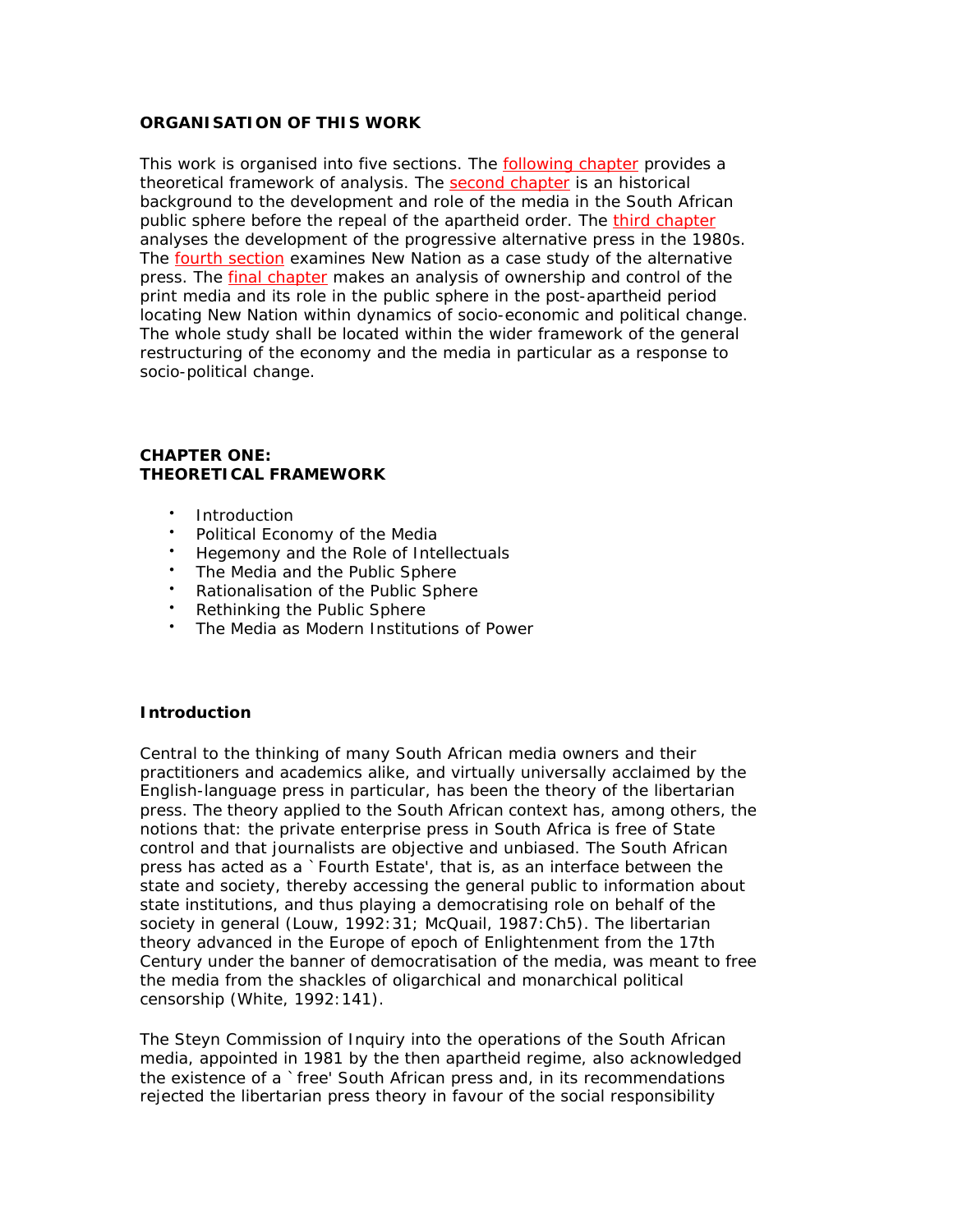**ORGANISATION OF THIS WORK**

This work is organised into five sections. The following chapter provides a theoretical framework of analysis. The second chapter is an historical background to the development and role of the media in the South African public sphere before the repeal of the apartheid order. The third chapter analyses the development of the progressive alternative press in the 1980s. The fourth section examines New Nation as a case study of the alternative press. The final chapter makes an analysis of ownership and control of the print media and its role in the public sphere in the post-apartheid period locating New Nation within dynamics of socio-economic and political change. The whole study shall be located within the wider framework of the general restructuring of the economy and the media in particular as a response to socio-political change.

## CHAPTER ONE: THEORETICAL FRAMEWORK

- Introduction
- Political Economy of the Media
- Hegemony and the Role of Intellectuals
- The Media and the Public Sphere
- Rationalisation of the Public Sphere
- Rethinking the Public Sphere
- The Media as Modern Institutions of Power

### Introduction

Central to the thinking of many South African media owners and their practitioners and academics alike, and virtually universally acclaimed by the English-language press in particular, has been the theory of the libertarian press. The theory applied to the South African context has, among others, the notions that: the private enterprise press in South Africa is free of State control and that journalists are objective and unbiased. The South African press has acted as a `Fourth Estate', that is, as an interface between the state and society, thereby accessing the general public to information about state institutions, and thus playing a democratising role on behalf of the society in general (Louw, 1992:31; McQuail, 1987:Ch5). The libertarian theory advanced in the Europe of epoch of Enlightenment from the 17th Century under the banner of democratisation of the media, was meant to free the media from the shackles of oligarchical and monarchical political censorship (White, 1992:141).

The Steyn Commission of Inquiry into the operations of the South African media, appointed in 1981 by the then apartheid regime, also acknowledged the existence of a `free' South African press and, in its recommendations rejected the libertarian press theory in favour of the social responsibility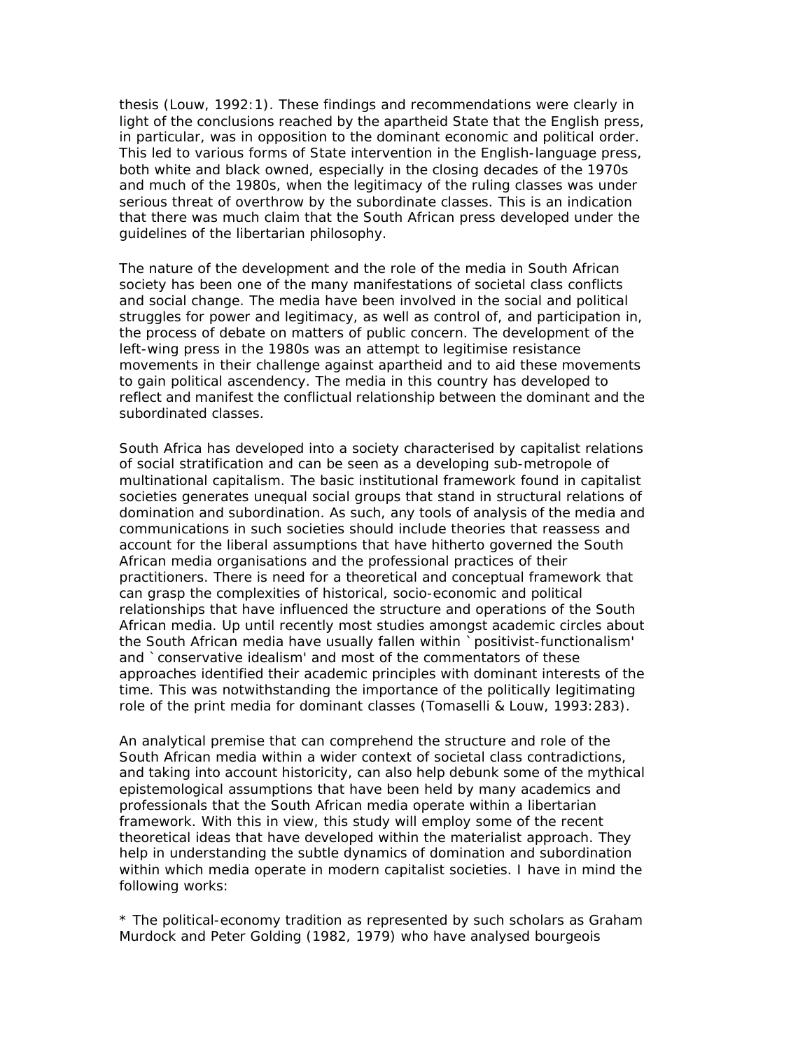thesis (Louw, 1992:1). These findings and recommendations were clearly in light of the conclusions reached by the apartheid State that the English press, in particular, was in opposition to the dominant economic and political order. This led to various forms of State intervention in the English-language press, both white and black owned, especially in the closing decades of the 1970s and much of the 1980s, when the legitimacy of the ruling classes was under serious threat of overthrow by the subordinate classes. This is an indication that there was much claim that the South African press developed under the guidelines of the libertarian philosophy.

The nature of the development and the role of the media in South African society has been one of the many manifestations of societal class conflicts and social change. The media have been involved in the social and political struggles for power and legitimacy, as well as control of, and participation in, the process of debate on matters of public concern. The development of the left-wing press in the 1980s was an attempt to legitimise resistance movements in their challenge against apartheid and to aid these movements to gain political ascendency. The media in this country has developed to reflect and manifest the conflictual relationship between the dominant and the subordinated classes.

South Africa has developed into a society characterised by capitalist relations of social stratification and can be seen as a developing sub-metropole of multinational capitalism. The basic institutional framework found in capitalist societies generates unequal social groups that stand in structural relations of domination and subordination. As such, any tools of analysis of the media and communications in such societies should include theories that reassess and account for the liberal assumptions that have hitherto governed the South African media organisations and the professional practices of their practitioners. There is need for a theoretical and conceptual framework that can grasp the complexities of historical, socio-economic and political relationships that have influenced the structure and operations of the South African media. Up until recently most studies amongst academic circles about the South African media have usually fallen within `positivist-functionalism' and `conservative idealism' and most of the commentators of these approaches identified their academic principles with dominant interests of the time. This was notwithstanding the importance of the politically legitimating role of the print media for dominant classes (Tomaselli & Louw, 1993:283).

An analytical premise that can comprehend the structure and role of the South African media within a wider context of societal class contradictions, and taking into account historicity, can also help debunk some of the mythical epistemological assumptions that have been held by many academics and professionals that the South African media operate within a libertarian framework. With this in view, this study will employ some of the recent theoretical ideas that have developed within the materialist approach. They help in understanding the subtle dynamics of domination and subordination within which media operate in modern capitalist societies. I have in mind the following works:

* The political-economy tradition as represented by such scholars as Graham Murdock and Peter Golding (1982, 1979) who have analysed bourgeois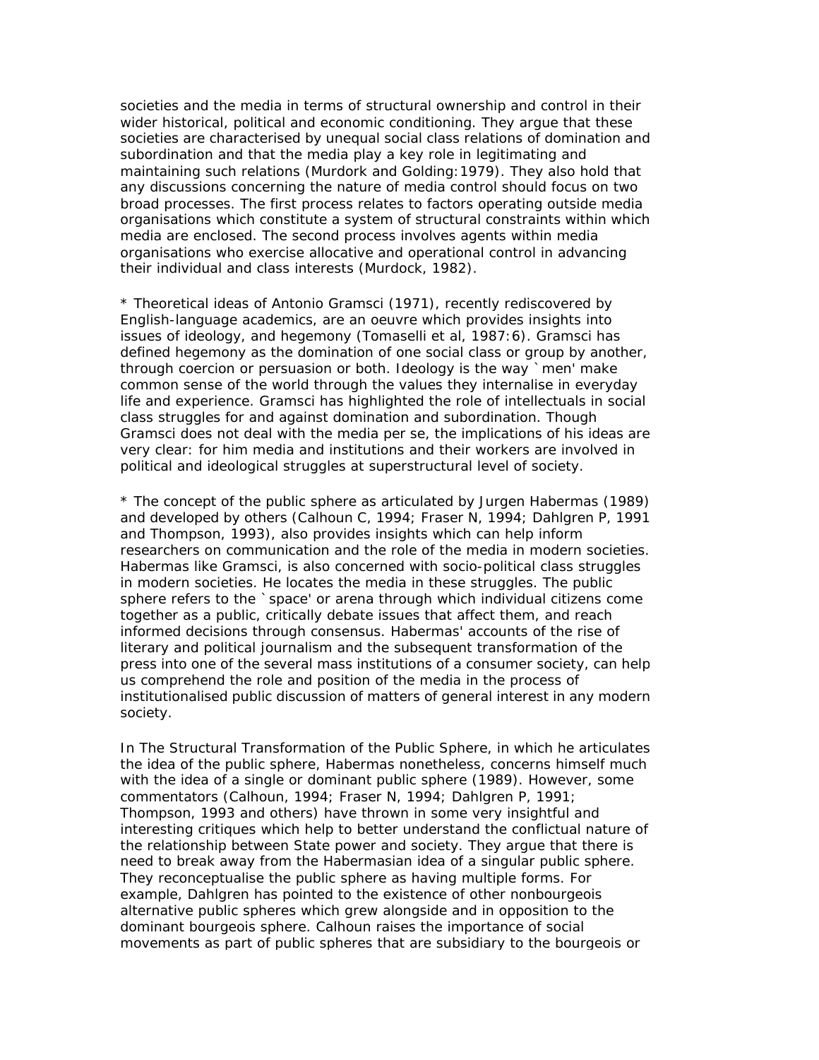societies and the media in terms of structural ownership and control in their wider historical, political and economic conditioning. They argue that these societies are characterised by unequal social class relations of domination and subordination and that the media play a key role in legitimating and maintaining such relations (Murdork and Golding:1979). They also hold that any discussions concerning the nature of media control should focus on two broad processes. The first process relates to factors operating outside media organisations which constitute a system of structural constraints within which media are enclosed. The second process involves agents within media organisations who exercise allocative and operational control in advancing their individual and class interests (Murdock, 1982).

* Theoretical ideas of Antonio Gramsci (1971), recently rediscovered by English-language academics, are an oeuvre which provides insights into issues of ideology, and hegemony (Tomaselli et al, 1987:6). Gramsci has defined hegemony as the domination of one social class or group by another, through coercion or persuasion or both. Ideology is the way `men' make common sense of the world through the values they internalise in everyday life and experience. Gramsci has highlighted the role of intellectuals in social class struggles for and against domination and subordination. Though Gramsci does not deal with the media per se, the implications of his ideas are very clear: for him media and institutions and their workers are involved in political and ideological struggles at superstructural level of society.

* The concept of the public sphere as articulated by Jurgen Habermas (1989) and developed by others (Calhoun C, 1994; Fraser N, 1994; Dahlgren P, 1991 and Thompson, 1993), also provides insights which can help inform researchers on communication and the role of the media in modern societies. Habermas like Gramsci, is also concerned with socio-political class struggles in modern societies. He locates the media in these struggles. The public sphere refers to the `space' or arena through which individual citizens come together as a public, critically debate issues that affect them, and reach informed decisions through consensus. Habermas' accounts of the rise of literary and political journalism and the subsequent transformation of the press into one of the several mass institutions of a consumer society, can help us comprehend the role and position of the media in the process of institutionalised public discussion of matters of general interest in any modern society.

In The Structural Transformation of the Public Sphere, in which he articulates the idea of the public sphere, Habermas nonetheless, concerns himself much with the idea of a single or dominant public sphere (1989). However, some commentators (Calhoun, 1994; Fraser N, 1994; Dahlgren P, 1991; Thompson, 1993 and others) have thrown in some very insightful and interesting critiques which help to better understand the conflictual nature of the relationship between State power and society. They argue that there is need to break away from the Habermasian idea of a singular public sphere. They reconceptualise the public sphere as having multiple forms. For example, Dahlgren has pointed to the existence of other nonbourgeois alternative public spheres which grew alongside and in opposition to the dominant bourgeois sphere. Calhoun raises the importance of social movements as part of public spheres that are subsidiary to the bourgeois or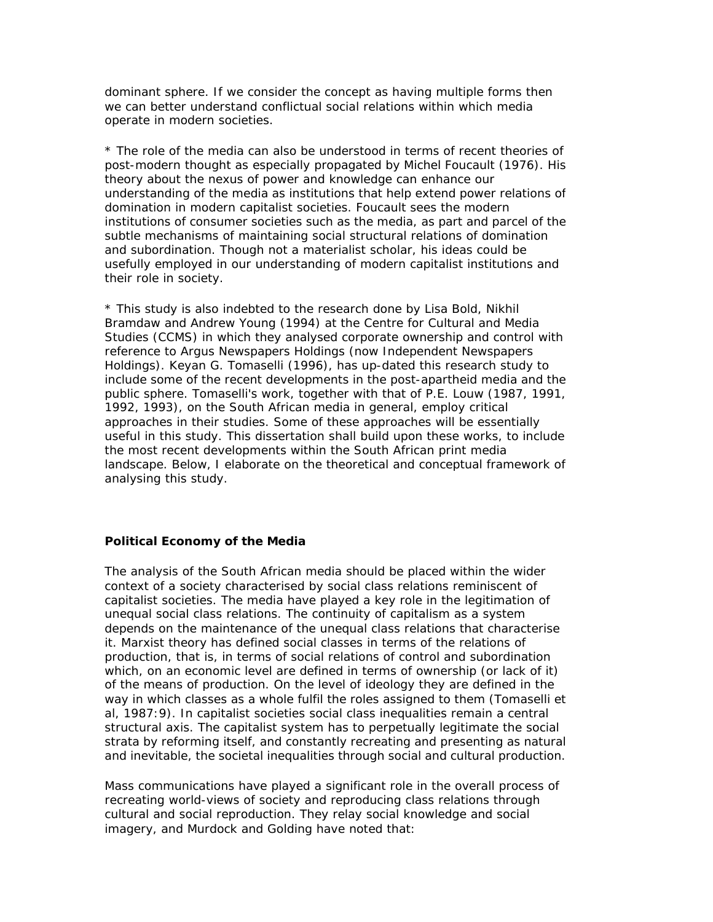dominant sphere. If we consider the concept as having multiple forms then we can better understand conflictual social relations within which media operate in modern societies.

* The role of the media can also be understood in terms of recent theories of post-modern thought as especially propagated by Michel Foucault (1976). His theory about the nexus of power and knowledge can enhance our understanding of the media as institutions that help extend power relations of domination in modern capitalist societies. Foucault sees the modern institutions of consumer societies such as the media, as part and parcel of the subtle mechanisms of maintaining social structural relations of domination and subordination. Though not a materialist scholar, his ideas could be usefully employed in our understanding of modern capitalist institutions and their role in society.

* This study is also indebted to the research done by Lisa Bold, Nikhil Bramdaw and Andrew Young (1994) at the Centre for Cultural and Media Studies (CCMS) in which they analysed corporate ownership and control with reference to Argus Newspapers Holdings (now Independent Newspapers Holdings). Keyan G. Tomaselli (1996), has up-dated this research study to include some of the recent developments in the post-apartheid media and the public sphere. Tomaselli's work, together with that of P.E. Louw (1987, 1991, 1992, 1993), on the South African media in general, employ critical approaches in their studies. Some of these approaches will be essentially useful in this study. This dissertation shall build upon these works, to include the most recent developments within the South African print media landscape. Below, I elaborate on the theoretical and conceptual framework of analysing this study.

**Political Economy of the Media**

The analysis of the South African media should be placed within the wider context of a society characterised by social class relations reminiscent of capitalist societies. The media have played a key role in the legitimation of unequal social class relations. The continuity of capitalism as a system depends on the maintenance of the unequal class relations that characterise it. Marxist theory has defined social classes in terms of the relations of production, that is, in terms of social relations of control and subordination which, on an economic level are defined in terms of ownership (or lack of it) of the means of production. On the level of ideology they are defined in the way in which classes as a whole fulfil the roles assigned to them (Tomaselli et al, 1987:9). In capitalist societies social class inequalities remain a central structural axis. The capitalist system has to perpetually legitimate the social strata by reforming itself, and constantly recreating and presenting as natural and inevitable, the societal inequalities through social and cultural production.

Mass communications have played a significant role in the overall process of recreating world-views of society and reproducing class relations through cultural and social reproduction. They relay social knowledge and social imagery, and Murdock and Golding have noted that: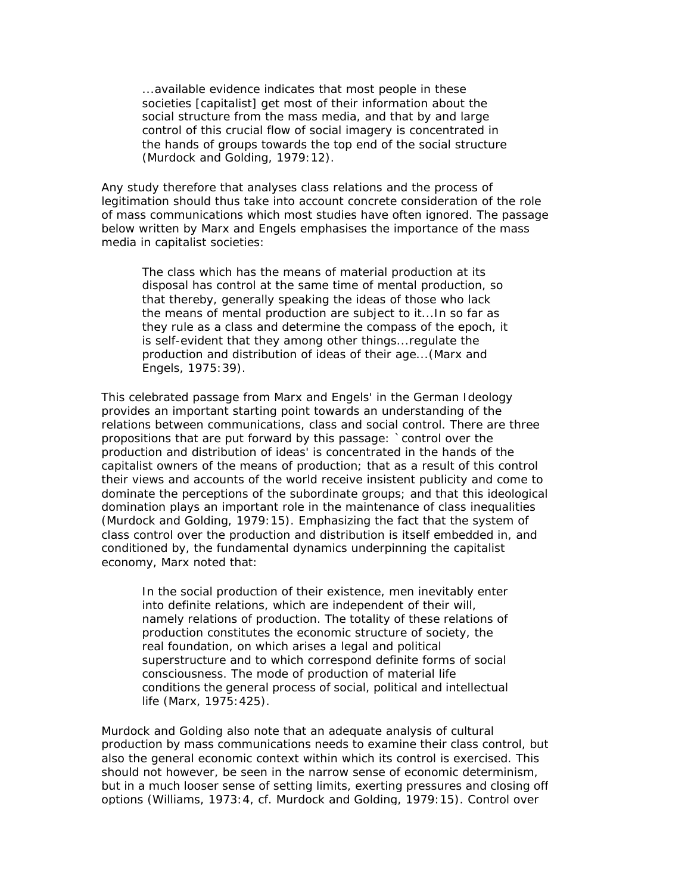> ...available evidence indicates that most people in these societies [capitalist] get most of their information about the social structure from the mass media, and that by and large control of this crucial flow of social imagery is concentrated in the hands of groups towards the top end of the social structure (Murdock and Golding, 1979:12).

Any study therefore that analyses class relations and the process of legitimation should thus take into account concrete consideration of the role of mass communications which most studies have often ignored. The passage below written by Marx and Engels emphasises the importance of the mass media in capitalist societies:

> The class which has the means of material production at its disposal has control at the same time of mental production, so that thereby, generally speaking the ideas of those who lack the means of mental production are subject to it...In so far as they rule as a class and determine the compass of the epoch, it is self-evident that they among other things...regulate the production and distribution of ideas of their age...(Marx and Engels, 1975:39).

This celebrated passage from Marx and Engels' in the German Ideology provides an important starting point towards an understanding of the relations between communications, class and social control. There are three propositions that are put forward by this passage: `control over the production and distribution of ideas' is concentrated in the hands of the capitalist owners of the means of production; that as a result of this control their views and accounts of the world receive insistent publicity and come to dominate the perceptions of the subordinate groups; and that this ideological domination plays an important role in the maintenance of class inequalities (Murdock and Golding, 1979:15). Emphasizing the fact that the system of class control over the production and distribution is itself embedded in, and conditioned by, the fundamental dynamics underpinning the capitalist economy, Marx noted that:

> In the social production of their existence, men inevitably enter into definite relations, which are independent of their will, namely relations of production. The totality of these relations of production constitutes the economic structure of society, the real foundation, on which arises a legal and political superstructure and to which correspond definite forms of social consciousness. The mode of production of material life conditions the general process of social, political and intellectual life (Marx, 1975:425).

Murdock and Golding also note that an adequate analysis of cultural production by mass communications needs to examine their class control, but also the general economic context within which its control is exercised. This should not however, be seen in the narrow sense of economic determinism, but in a much looser sense of setting limits, exerting pressures and closing off options (Williams, 1973:4, cf. Murdock and Golding, 1979:15). Control over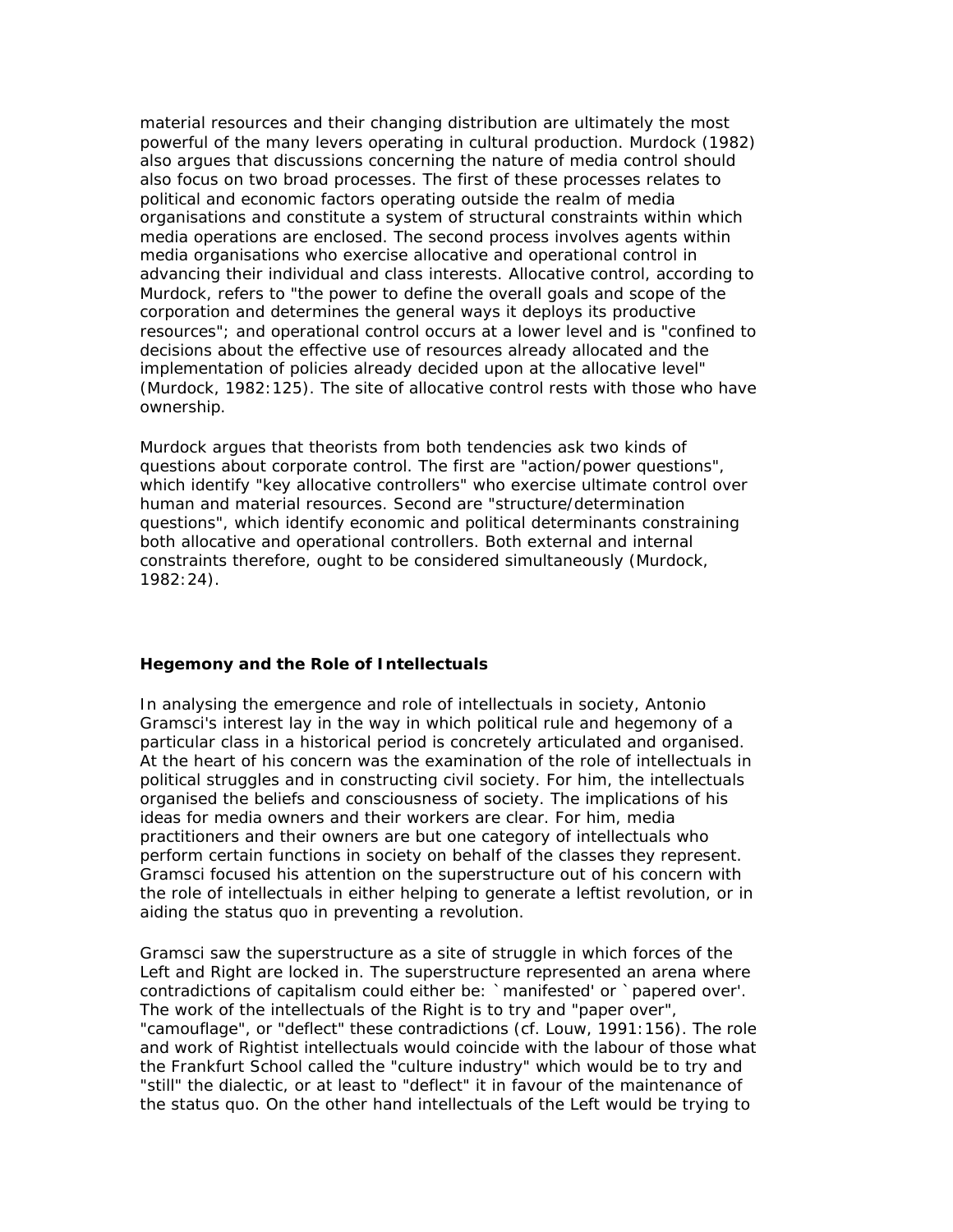material resources and their changing distribution are ultimately the most powerful of the many levers operating in cultural production. Murdock (1982) also argues that discussions concerning the nature of media control should also focus on two broad processes. The first of these processes relates to political and economic factors operating outside the realm of media organisations and constitute a system of structural constraints within which media operations are enclosed. The second process involves agents within media organisations who exercise allocative and operational control in advancing their individual and class interests. Allocative control, according to Murdock, refers to "the power to define the overall goals and scope of the corporation and determines the general ways it deploys its productive resources"; and operational control occurs at a lower level and is "confined to decisions about the effective use of resources already allocated and the implementation of policies already decided upon at the allocative level" (Murdock, 1982:125). The site of allocative control rests with those who have ownership.

Murdock argues that theorists from both tendencies ask two kinds of questions about corporate control. The first are "action/power questions", which identify "key allocative controllers" who exercise ultimate control over human and material resources. Second are "structure/determination questions", which identify economic and political determinants constraining both allocative and operational controllers. Both external and internal constraints therefore, ought to be considered simultaneously (Murdock, 1982:24).

**Hegemony and the Role of Intellectuals**

In analysing the emergence and role of intellectuals in society, Antonio Gramsci's interest lay in the way in which political rule and hegemony of a particular class in a historical period is concretely articulated and organised. At the heart of his concern was the examination of the role of intellectuals in political struggles and in constructing civil society. For him, the intellectuals organised the beliefs and consciousness of society. The implications of his ideas for media owners and their workers are clear. For him, media practitioners and their owners are but one category of intellectuals who perform certain functions in society on behalf of the classes they represent. Gramsci focused his attention on the superstructure out of his concern with the role of intellectuals in either helping to generate a leftist revolution, or in aiding the status quo in preventing a revolution.

Gramsci saw the superstructure as a site of struggle in which forces of the Left and Right are locked in. The superstructure represented an arena where contradictions of capitalism could either be: `manifested' or `papered over'. The work of the intellectuals of the Right is to try and "paper over", "camouflage", or "deflect" these contradictions (cf. Louw, 1991:156). The role and work of Rightist intellectuals would coincide with the labour of those what the Frankfurt School called the "culture industry" which would be to try and "still" the dialectic, or at least to "deflect" it in favour of the maintenance of the status quo. On the other hand intellectuals of the Left would be trying to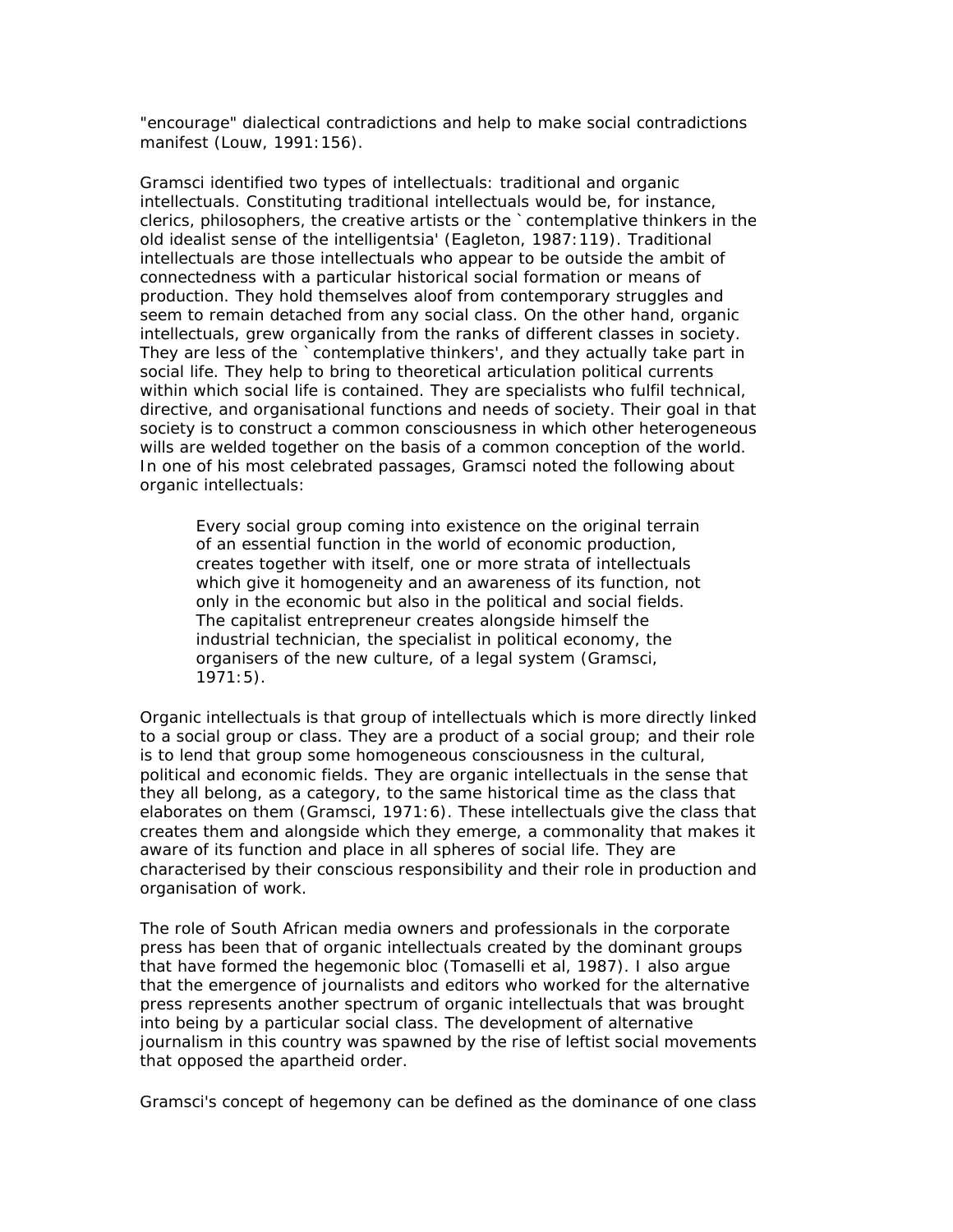"encourage" dialectical contradictions and help to make social contradictions manifest (Louw, 1991:156).

Gramsci identified two types of intellectuals: traditional and organic intellectuals. Constituting traditional intellectuals would be, for instance, clerics, philosophers, the creative artists or the `contemplative thinkers in the old idealist sense of the intelligentsia' (Eagleton, 1987:119). Traditional intellectuals are those intellectuals who appear to be outside the ambit of connectedness with a particular historical social formation or means of production. They hold themselves aloof from contemporary struggles and seem to remain detached from any social class. On the other hand, organic intellectuals, grew organically from the ranks of different classes in society. They are less of the `contemplative thinkers', and they actually take part in social life. They help to bring to theoretical articulation political currents within which social life is contained. They are specialists who fulfil technical, directive, and organisational functions and needs of society. Their goal in that society is to construct a common consciousness in which other heterogeneous wills are welded together on the basis of a common conception of the world. In one of his most celebrated passages, Gramsci noted the following about organic intellectuals:

> Every social group coming into existence on the original terrain of an essential function in the world of economic production, creates together with itself, one or more strata of intellectuals which give it homogeneity and an awareness of its function, not only in the economic but also in the political and social fields. The capitalist entrepreneur creates alongside himself the industrial technician, the specialist in political economy, the organisers of the new culture, of a legal system (Gramsci, 1971:5).

Organic intellectuals is that group of intellectuals which is more directly linked to a social group or class. They are a product of a social group; and their role is to lend that group some homogeneous consciousness in the cultural, political and economic fields. They are organic intellectuals in the sense that they all belong, as a category, to the same historical time as the class that elaborates on them (Gramsci, 1971:6). These intellectuals give the class that creates them and alongside which they emerge, a commonality that makes it aware of its function and place in all spheres of social life. They are characterised by their conscious responsibility and their role in production and organisation of work.

The role of South African media owners and professionals in the corporate press has been that of organic intellectuals created by the dominant groups that have formed the hegemonic bloc (Tomaselli et al, 1987). I also argue that the emergence of journalists and editors who worked for the alternative press represents another spectrum of organic intellectuals that was brought into being by a particular social class. The development of alternative journalism in this country was spawned by the rise of leftist social movements that opposed the apartheid order.

Gramsci's concept of hegemony can be defined as the dominance of one class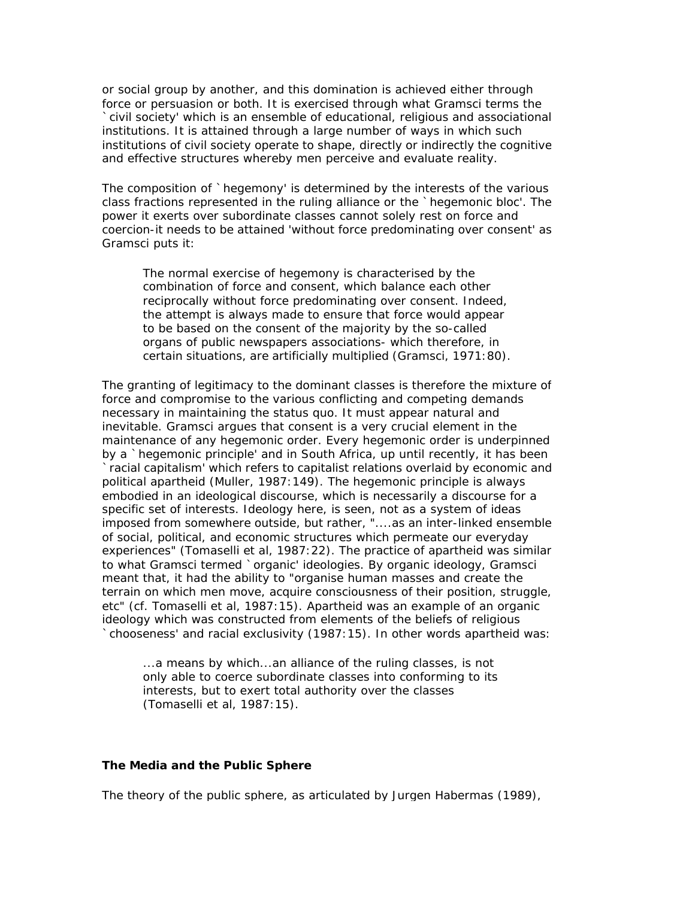or social group by another, and this domination is achieved either through force or persuasion or both. It is exercised through what Gramsci terms the `civil society' which is an ensemble of educational, religious and associational institutions. It is attained through a large number of ways in which such institutions of civil society operate to shape, directly or indirectly the cognitive and effective structures whereby men perceive and evaluate reality.

The composition of `hegemony' is determined by the interests of the various class fractions represented in the ruling alliance or the `hegemonic bloc'. The power it exerts over subordinate classes cannot solely rest on force and coercion-it needs to be attained 'without force predominating over consent' as Gramsci puts it:

> The normal exercise of hegemony is characterised by the combination of force and consent, which balance each other reciprocally without force predominating over consent. Indeed, the attempt is always made to ensure that force would appear to be based on the consent of the majority by the so-called organs of public newspapers associations- which therefore, in certain situations, are artificially multiplied (Gramsci, 1971:80).

The granting of legitimacy to the dominant classes is therefore the mixture of force and compromise to the various conflicting and competing demands necessary in maintaining the status quo. It must appear natural and inevitable. Gramsci argues that consent is a very crucial element in the maintenance of any hegemonic order. Every hegemonic order is underpinned by a `hegemonic principle' and in South Africa, up until recently, it has been `racial capitalism' which refers to capitalist relations overlaid by economic and political apartheid (Muller, 1987:149). The hegemonic principle is always embodied in an ideological discourse, which is necessarily a discourse for a specific set of interests. Ideology here, is seen, not as a system of ideas imposed from somewhere outside, but rather, "....as an inter-linked ensemble of social, political, and economic structures which permeate our everyday experiences" (Tomaselli et al, 1987:22). The practice of apartheid was similar to what Gramsci termed `organic' ideologies. By organic ideology, Gramsci meant that, it had the ability to "organise human masses and create the terrain on which men move, acquire consciousness of their position, struggle, etc" (cf. Tomaselli et al, 1987:15). Apartheid was an example of an organic ideology which was constructed from elements of the beliefs of religious `chooseness' and racial exclusivity (1987:15). In other words apartheid was:

> ...a means by which...an alliance of the ruling classes, is not only able to coerce subordinate classes into conforming to its interests, but to exert total authority over the classes (Tomaselli et al, 1987:15).

**The Media and the Public Sphere**

The theory of the public sphere, as articulated by Jurgen Habermas (1989),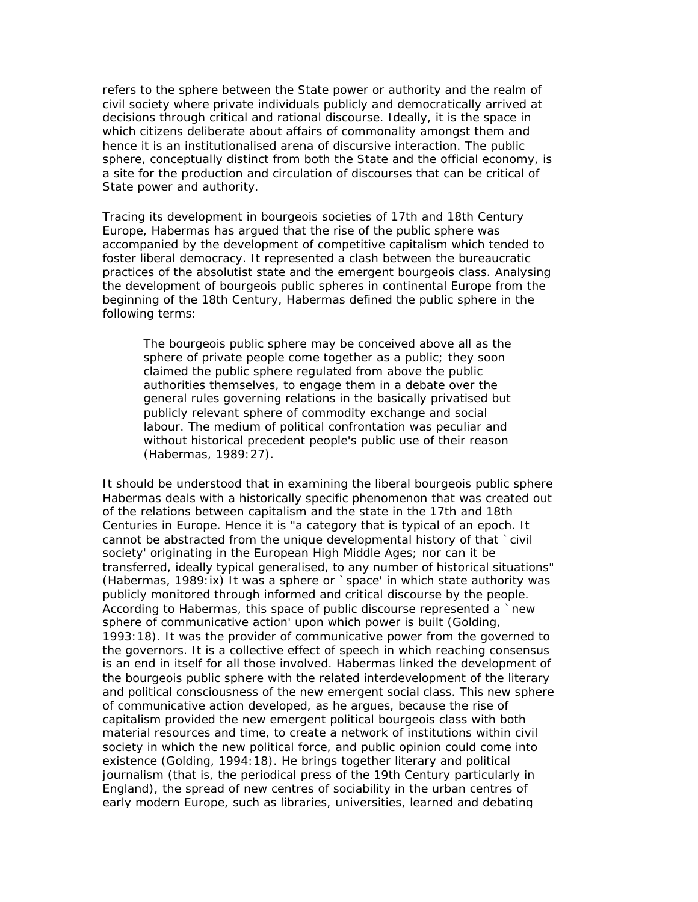refers to the sphere between the State power or authority and the realm of civil society where private individuals publicly and democratically arrived at decisions through critical and rational discourse. Ideally, it is the space in which citizens deliberate about affairs of commonality amongst them and hence it is an institutionalised arena of discursive interaction. The public sphere, conceptually distinct from both the State and the official economy, is a site for the production and circulation of discourses that can be critical of State power and authority.

Tracing its development in bourgeois societies of 17th and 18th Century Europe, Habermas has argued that the rise of the public sphere was accompanied by the development of competitive capitalism which tended to foster liberal democracy. It represented a clash between the bureaucratic practices of the absolutist state and the emergent bourgeois class. Analysing the development of bourgeois public spheres in continental Europe from the beginning of the 18th Century, Habermas defined the public sphere in the following terms:

> The bourgeois public sphere may be conceived above all as the sphere of private people come together as a public; they soon claimed the public sphere regulated from above the public authorities themselves, to engage them in a debate over the general rules governing relations in the basically privatised but publicly relevant sphere of commodity exchange and social labour. The medium of political confrontation was peculiar and without historical precedent people's public use of their reason (Habermas, 1989:27).

It should be understood that in examining the liberal bourgeois public sphere Habermas deals with a historically specific phenomenon that was created out of the relations between capitalism and the state in the 17th and 18th Centuries in Europe. Hence it is "a category that is typical of an epoch. It cannot be abstracted from the unique developmental history of that `civil society' originating in the European High Middle Ages; nor can it be transferred, ideally typical generalised, to any number of historical situations" (Habermas, 1989:ix) It was a sphere or `space' in which state authority was publicly monitored through informed and critical discourse by the people. According to Habermas, this space of public discourse represented a `new sphere of communicative action' upon which power is built (Golding, 1993:18). It was the provider of communicative power from the governed to the governors. It is a collective effect of speech in which reaching consensus is an end in itself for all those involved. Habermas linked the development of the bourgeois public sphere with the related interdevelopment of the literary and political consciousness of the new emergent social class. This new sphere of communicative action developed, as he argues, because the rise of capitalism provided the new emergent political bourgeois class with both material resources and time, to create a network of institutions within civil society in which the new political force, and public opinion could come into existence (Golding, 1994:18). He brings together literary and political journalism (that is, the periodical press of the 19th Century particularly in England), the spread of new centres of sociability in the urban centres of early modern Europe, such as libraries, universities, learned and debating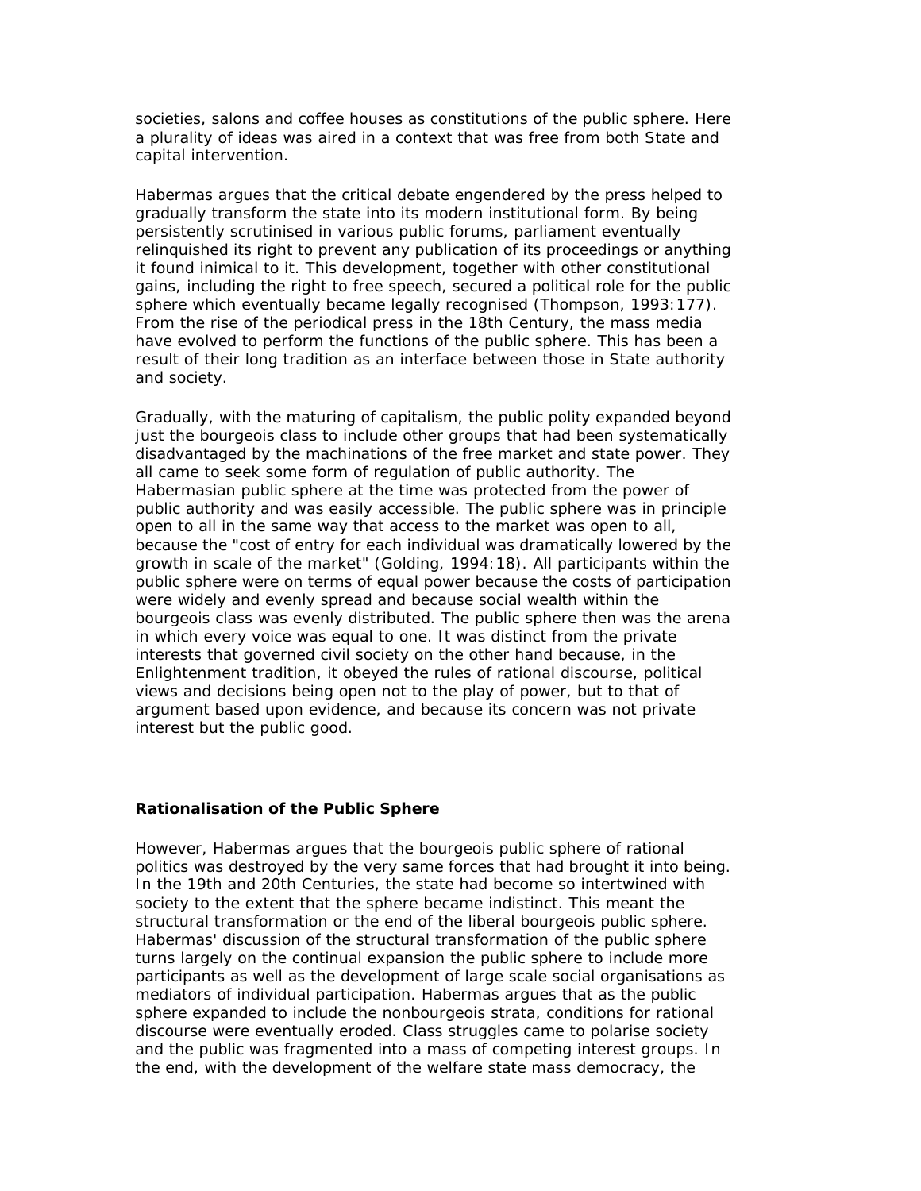societies, salons and coffee houses as constitutions of the public sphere. Here a plurality of ideas was aired in a context that was free from both State and capital intervention.

Habermas argues that the critical debate engendered by the press helped to gradually transform the state into its modern institutional form. By being persistently scrutinised in various public forums, parliament eventually relinquished its right to prevent any publication of its proceedings or anything it found inimical to it. This development, together with other constitutional gains, including the right to free speech, secured a political role for the public sphere which eventually became legally recognised (Thompson, 1993:177). From the rise of the periodical press in the 18th Century, the mass media have evolved to perform the functions of the public sphere. This has been a result of their long tradition as an interface between those in State authority and society.

Gradually, with the maturing of capitalism, the public polity expanded beyond just the bourgeois class to include other groups that had been systematically disadvantaged by the machinations of the free market and state power. They all came to seek some form of regulation of public authority. The Habermasian public sphere at the time was protected from the power of public authority and was easily accessible. The public sphere was in principle open to all in the same way that access to the market was open to all, because the "cost of entry for each individual was dramatically lowered by the growth in scale of the market" (Golding, 1994:18). All participants within the public sphere were on terms of equal power because the costs of participation were widely and evenly spread and because social wealth within the bourgeois class was evenly distributed. The public sphere then was the arena in which every voice was equal to one. It was distinct from the private interests that governed civil society on the other hand because, in the Enlightenment tradition, it obeyed the rules of rational discourse, political views and decisions being open not to the play of power, but to that of argument based upon evidence, and because its concern was not private interest but the public good.

**Rationalisation of the Public Sphere**

However, Habermas argues that the bourgeois public sphere of rational politics was destroyed by the very same forces that had brought it into being. In the 19th and 20th Centuries, the state had become so intertwined with society to the extent that the sphere became indistinct. This meant the structural transformation or the end of the liberal bourgeois public sphere. Habermas' discussion of the structural transformation of the public sphere turns largely on the continual expansion the public sphere to include more participants as well as the development of large scale social organisations as mediators of individual participation. Habermas argues that as the public sphere expanded to include the nonbourgeois strata, conditions for rational discourse were eventually eroded. Class struggles came to polarise society and the public was fragmented into a mass of competing interest groups. In the end, with the development of the welfare state mass democracy, the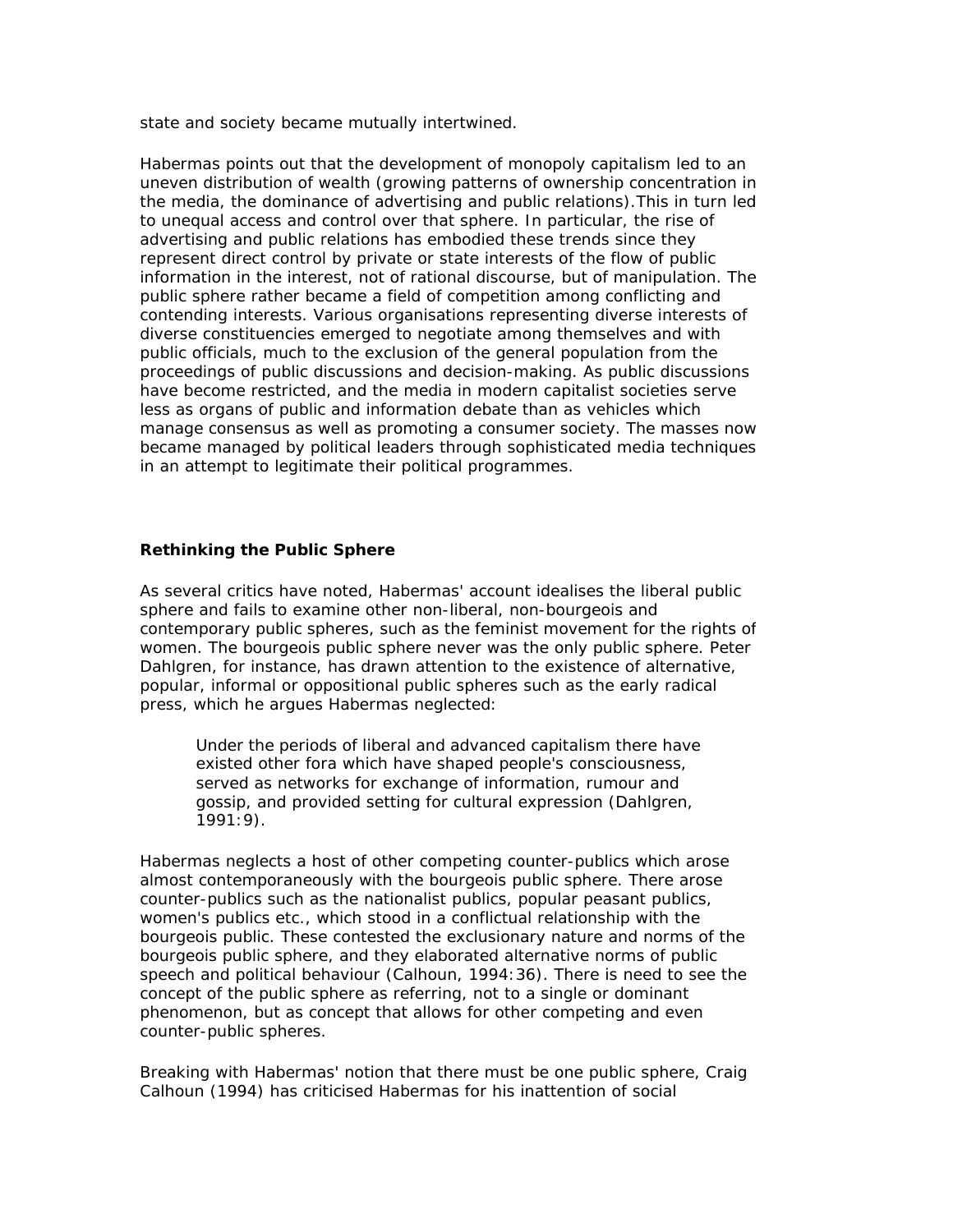state and society became mutually intertwined.

Habermas points out that the development of monopoly capitalism led to an uneven distribution of wealth (growing patterns of ownership concentration in the media, the dominance of advertising and public relations).This in turn led to unequal access and control over that sphere. In particular, the rise of advertising and public relations has embodied these trends since they represent direct control by private or state interests of the flow of public information in the interest, not of rational discourse, but of manipulation. The public sphere rather became a field of competition among conflicting and contending interests. Various organisations representing diverse interests of diverse constituencies emerged to negotiate among themselves and with public officials, much to the exclusion of the general population from the proceedings of public discussions and decision-making. As public discussions have become restricted, and the media in modern capitalist societies serve less as organs of public and information debate than as vehicles which manage consensus as well as promoting a consumer society. The masses now became managed by political leaders through sophisticated media techniques in an attempt to legitimate their political programmes.

**Rethinking the Public Sphere**

As several critics have noted, Habermas' account idealises the liberal public sphere and fails to examine other non-liberal, non-bourgeois and contemporary public spheres, such as the feminist movement for the rights of women. The bourgeois public sphere never was the only public sphere. Peter Dahlgren, for instance, has drawn attention to the existence of alternative, popular, informal or oppositional public spheres such as the early radical press, which he argues Habermas neglected:

> Under the periods of liberal and advanced capitalism there have existed other fora which have shaped people's consciousness, served as networks for exchange of information, rumour and gossip, and provided setting for cultural expression (Dahlgren, 1991:9).

Habermas neglects a host of other competing counter-publics which arose almost contemporaneously with the bourgeois public sphere. There arose counter-publics such as the nationalist publics, popular peasant publics, women's publics etc., which stood in a conflictual relationship with the bourgeois public. These contested the exclusionary nature and norms of the bourgeois public sphere, and they elaborated alternative norms of public speech and political behaviour (Calhoun, 1994:36). There is need to see the concept of the public sphere as referring, not to a single or dominant phenomenon, but as concept that allows for other competing and even counter-public spheres.

Breaking with Habermas' notion that there must be one public sphere, Craig Calhoun (1994) has criticised Habermas for his inattention of social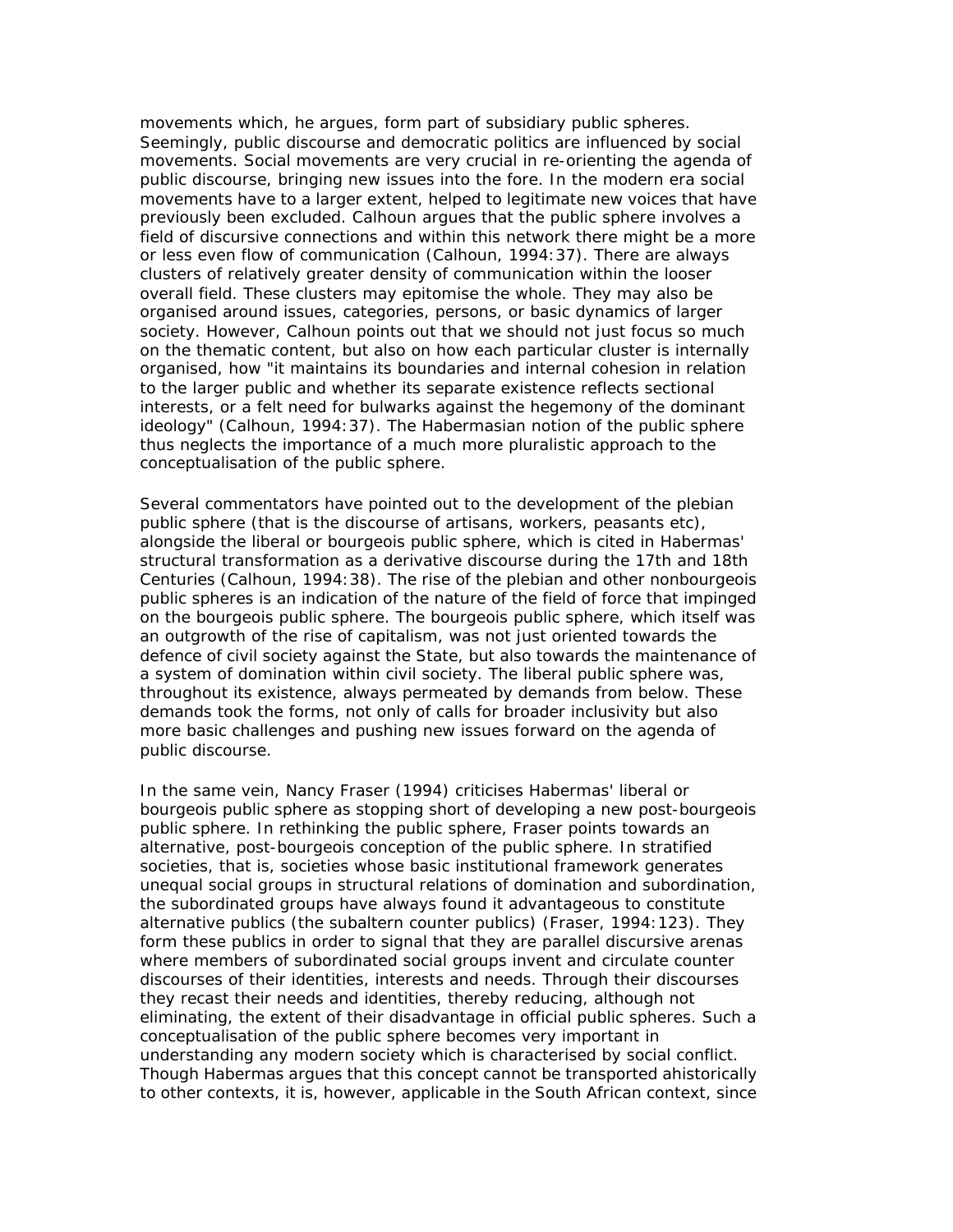movements which, he argues, form part of subsidiary public spheres. Seemingly, public discourse and democratic politics are influenced by social movements. Social movements are very crucial in re-orienting the agenda of public discourse, bringing new issues into the fore. In the modern era social movements have to a larger extent, helped to legitimate new voices that have previously been excluded. Calhoun argues that the public sphere involves a field of discursive connections and within this network there might be a more or less even flow of communication (Calhoun, 1994:37). There are always clusters of relatively greater density of communication within the looser overall field. These clusters may epitomise the whole. They may also be organised around issues, categories, persons, or basic dynamics of larger society. However, Calhoun points out that we should not just focus so much on the thematic content, but also on how each particular cluster is internally organised, how "it maintains its boundaries and internal cohesion in relation to the larger public and whether its separate existence reflects sectional interests, or a felt need for bulwarks against the hegemony of the dominant ideology" (Calhoun, 1994:37). The Habermasian notion of the public sphere thus neglects the importance of a much more pluralistic approach to the conceptualisation of the public sphere.

Several commentators have pointed out to the development of the plebian public sphere (that is the discourse of artisans, workers, peasants etc), alongside the liberal or bourgeois public sphere, which is cited in Habermas' structural transformation as a derivative discourse during the 17th and 18th Centuries (Calhoun, 1994:38). The rise of the plebian and other nonbourgeois public spheres is an indication of the nature of the field of force that impinged on the bourgeois public sphere. The bourgeois public sphere, which itself was an outgrowth of the rise of capitalism, was not just oriented towards the defence of civil society against the State, but also towards the maintenance of a system of domination within civil society. The liberal public sphere was, throughout its existence, always permeated by demands from below. These demands took the forms, not only of calls for broader inclusivity but also more basic challenges and pushing new issues forward on the agenda of public discourse.

In the same vein, Nancy Fraser (1994) criticises Habermas' liberal or bourgeois public sphere as stopping short of developing a new post-bourgeois public sphere. In rethinking the public sphere, Fraser points towards an alternative, post-bourgeois conception of the public sphere. In stratified societies, that is, societies whose basic institutional framework generates unequal social groups in structural relations of domination and subordination, the subordinated groups have always found it advantageous to constitute alternative publics (the subaltern counter publics) (Fraser, 1994:123). They form these publics in order to signal that they are parallel discursive arenas where members of subordinated social groups invent and circulate counter discourses of their identities, interests and needs. Through their discourses they recast their needs and identities, thereby reducing, although not eliminating, the extent of their disadvantage in official public spheres. Such a conceptualisation of the public sphere becomes very important in understanding any modern society which is characterised by social conflict. Though Habermas argues that this concept cannot be transported ahistorically to other contexts, it is, however, applicable in the South African context, since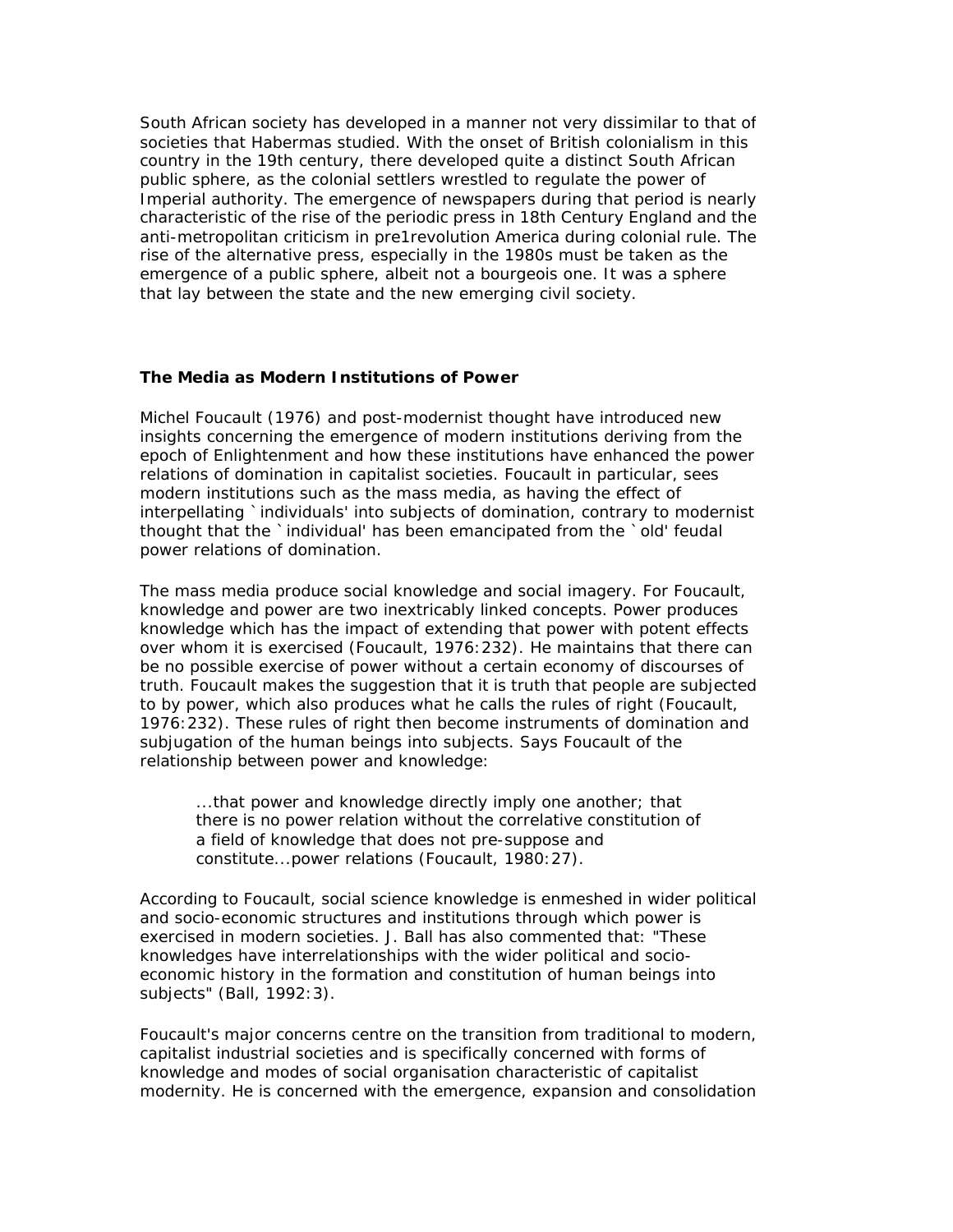South African society has developed in a manner not very dissimilar to that of societies that Habermas studied. With the onset of British colonialism in this country in the 19th century, there developed quite a distinct South African public sphere, as the colonial settlers wrestled to regulate the power of Imperial authority. The emergence of newspapers during that period is nearly characteristic of the rise of the periodic press in 18th Century England and the anti-metropolitan criticism in pre1revolution America during colonial rule. The rise of the alternative press, especially in the 1980s must be taken as the emergence of a public sphere, albeit not a bourgeois one. It was a sphere that lay between the state and the new emerging civil society.

### The Media as Modern Institutions of Power

Michel Foucault (1976) and post-modernist thought have introduced new insights concerning the emergence of modern institutions deriving from the epoch of Enlightenment and how these institutions have enhanced the power relations of domination in capitalist societies. Foucault in particular, sees modern institutions such as the mass media, as having the effect of interpellating `individuals' into subjects of domination, contrary to modernist thought that the `individual' has been emancipated from the `old' feudal power relations of domination.

The mass media produce social knowledge and social imagery. For Foucault, knowledge and power are two inextricably linked concepts. Power produces knowledge which has the impact of extending that power with potent effects over whom it is exercised (Foucault, 1976:232). He maintains that there can be no possible exercise of power without a certain economy of discourses of truth. Foucault makes the suggestion that it is truth that people are subjected to by power, which also produces what he calls the rules of right (Foucault, 1976:232). These rules of right then become instruments of domination and subjugation of the human beings into subjects. Says Foucault of the relationship between power and knowledge:

> ...that power and knowledge directly imply one another; that there is no power relation without the correlative constitution of a field of knowledge that does not pre-suppose and constitute...power relations (Foucault, 1980:27).

According to Foucault, social science knowledge is enmeshed in wider political and socio-economic structures and institutions through which power is exercised in modern societies. J. Ball has also commented that: "These knowledges have interrelationships with the wider political and socio-economic history in the formation and constitution of human beings into subjects" (Ball, 1992:3).

Foucault's major concerns centre on the transition from traditional to modern, capitalist industrial societies and is specifically concerned with forms of knowledge and modes of social organisation characteristic of capitalist modernity. He is concerned with the emergence, expansion and consolidation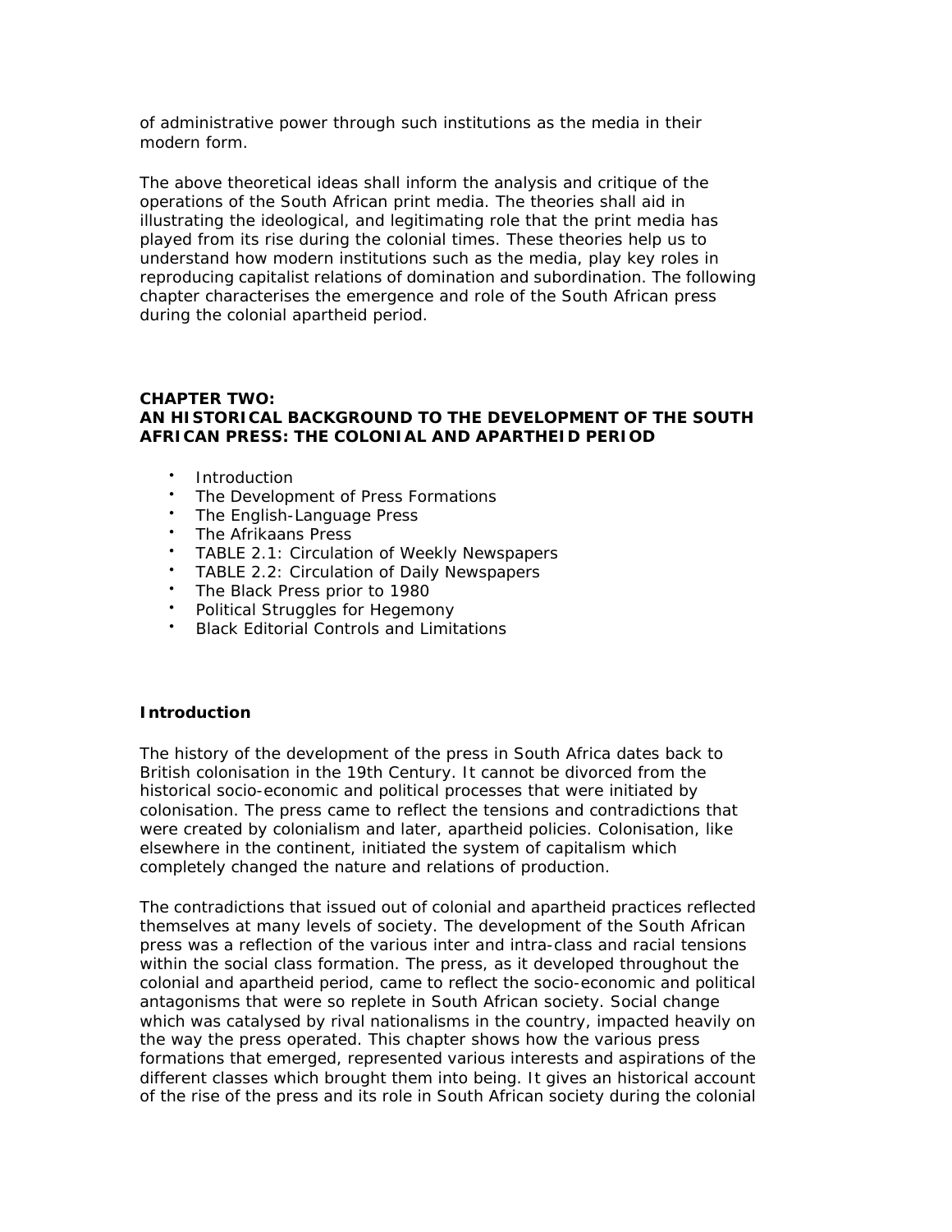of administrative power through such institutions as the media in their modern form.

The above theoretical ideas shall inform the analysis and critique of the operations of the South African print media. The theories shall aid in illustrating the ideological, and legitimating role that the print media has played from its rise during the colonial times. These theories help us to understand how modern institutions such as the media, play key roles in reproducing capitalist relations of domination and subordination. The following chapter characterises the emergence and role of the South African press during the colonial apartheid period.

## CHAPTER TWO: AN HISTORICAL BACKGROUND TO THE DEVELOPMENT OF THE SOUTH AFRICAN PRESS: THE COLONIAL AND APARTHEID PERIOD

- Introduction
- The Development of Press Formations
- The English-Language Press
- The Afrikaans Press
- TABLE 2.1: Circulation of Weekly Newspapers
- TABLE 2.2: Circulation of Daily Newspapers
- The Black Press prior to 1980
- Political Struggles for Hegemony
- Black Editorial Controls and Limitations

### Introduction

The history of the development of the press in South Africa dates back to British colonisation in the 19th Century. It cannot be divorced from the historical socio-economic and political processes that were initiated by colonisation. The press came to reflect the tensions and contradictions that were created by colonialism and later, apartheid policies. Colonisation, like elsewhere in the continent, initiated the system of capitalism which completely changed the nature and relations of production.

The contradictions that issued out of colonial and apartheid practices reflected themselves at many levels of society. The development of the South African press was a reflection of the various inter and intra-class and racial tensions within the social class formation. The press, as it developed throughout the colonial and apartheid period, came to reflect the socio-economic and political antagonisms that were so replete in South African society. Social change which was catalysed by rival nationalisms in the country, impacted heavily on the way the press operated. This chapter shows how the various press formations that emerged, represented various interests and aspirations of the different classes which brought them into being. It gives an historical account of the rise of the press and its role in South African society during the colonial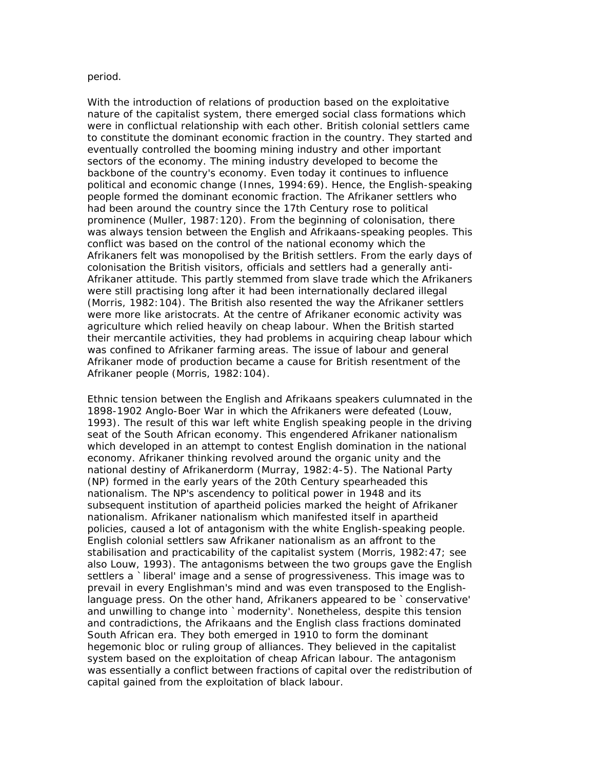period.

With the introduction of relations of production based on the exploitative nature of the capitalist system, there emerged social class formations which were in conflictual relationship with each other. British colonial settlers came to constitute the dominant economic fraction in the country. They started and eventually controlled the booming mining industry and other important sectors of the economy. The mining industry developed to become the backbone of the country's economy. Even today it continues to influence political and economic change (Innes, 1994:69). Hence, the English-speaking people formed the dominant economic fraction. The Afrikaner settlers who had been around the country since the 17th Century rose to political prominence (Muller, 1987:120). From the beginning of colonisation, there was always tension between the English and Afrikaans-speaking peoples. This conflict was based on the control of the national economy which the Afrikaners felt was monopolised by the British settlers. From the early days of colonisation the British visitors, officials and settlers had a generally anti-Afrikaner attitude. This partly stemmed from slave trade which the Afrikaners were still practising long after it had been internationally declared illegal (Morris, 1982:104). The British also resented the way the Afrikaner settlers were more like aristocrats. At the centre of Afrikaner economic activity was agriculture which relied heavily on cheap labour. When the British started their mercantile activities, they had problems in acquiring cheap labour which was confined to Afrikaner farming areas. The issue of labour and general Afrikaner mode of production became a cause for British resentment of the Afrikaner people (Morris, 1982:104).

Ethnic tension between the English and Afrikaans speakers culumnated in the 1898-1902 Anglo-Boer War in which the Afrikaners were defeated (Louw, 1993). The result of this war left white English speaking people in the driving seat of the South African economy. This engendered Afrikaner nationalism which developed in an attempt to contest English domination in the national economy. Afrikaner thinking revolved around the organic unity and the national destiny of Afrikanerdorm (Murray, 1982:4-5). The National Party (NP) formed in the early years of the 20th Century spearheaded this nationalism. The NP's ascendency to political power in 1948 and its subsequent institution of apartheid policies marked the height of Afrikaner nationalism. Afrikaner nationalism which manifested itself in apartheid policies, caused a lot of antagonism with the white English-speaking people. English colonial settlers saw Afrikaner nationalism as an affront to the stabilisation and practicability of the capitalist system (Morris, 1982:47; see also Louw, 1993). The antagonisms between the two groups gave the English settlers a `liberal' image and a sense of progressiveness. This image was to prevail in every Englishman's mind and was even transposed to the English-language press. On the other hand, Afrikaners appeared to be `conservative' and unwilling to change into `modernity'. Nonetheless, despite this tension and contradictions, the Afrikaans and the English class fractions dominated South African era. They both emerged in 1910 to form the dominant hegemonic bloc or ruling group of alliances. They believed in the capitalist system based on the exploitation of cheap African labour. The antagonism was essentially a conflict between fractions of capital over the redistribution of capital gained from the exploitation of black labour.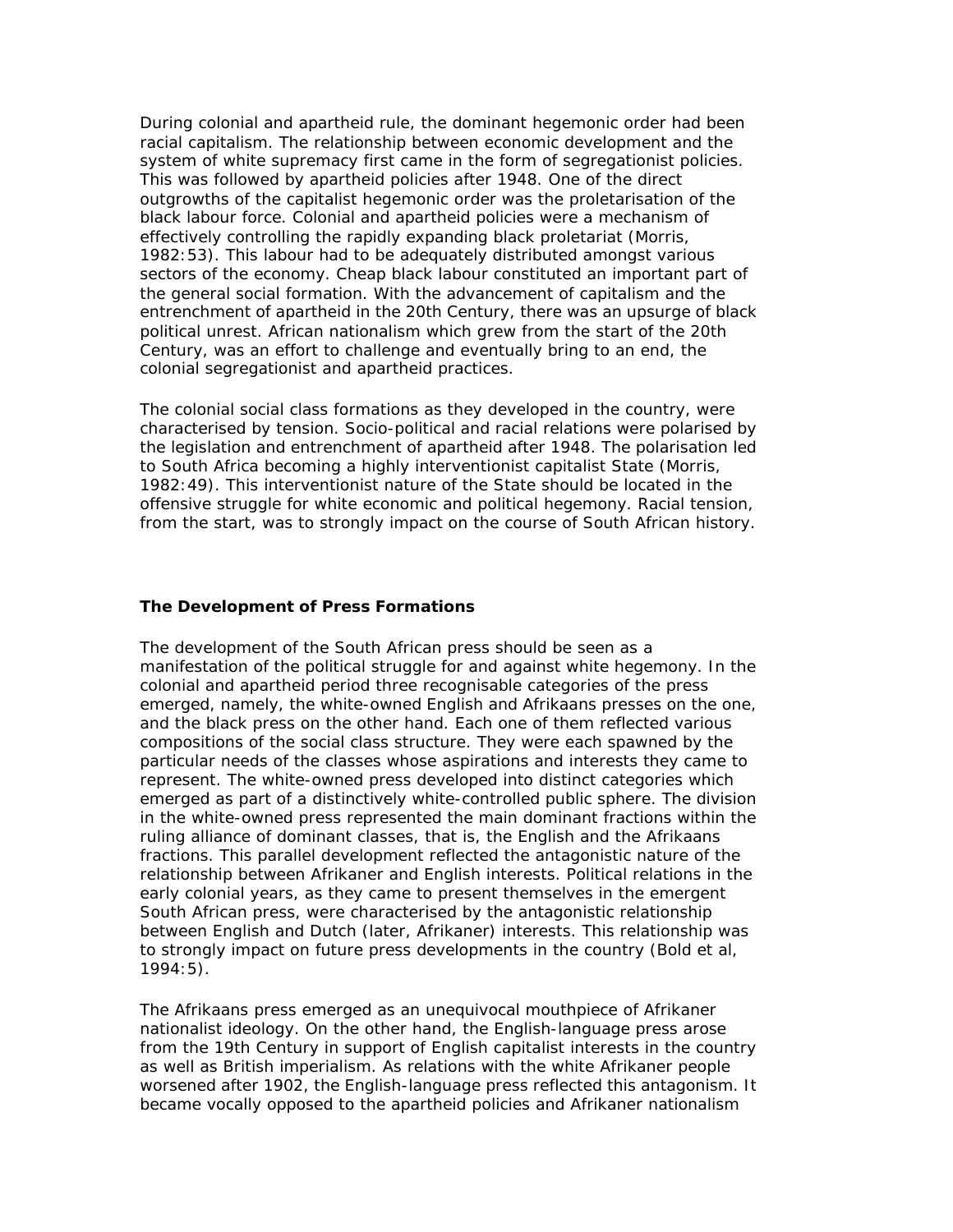During colonial and apartheid rule, the dominant hegemonic order had been racial capitalism. The relationship between economic development and the system of white supremacy first came in the form of segregationist policies. This was followed by apartheid policies after 1948. One of the direct outgrowths of the capitalist hegemonic order was the proletarisation of the black labour force. Colonial and apartheid policies were a mechanism of effectively controlling the rapidly expanding black proletariat (Morris, 1982:53). This labour had to be adequately distributed amongst various sectors of the economy. Cheap black labour constituted an important part of the general social formation. With the advancement of capitalism and the entrenchment of apartheid in the 20th Century, there was an upsurge of black political unrest. African nationalism which grew from the start of the 20th Century, was an effort to challenge and eventually bring to an end, the colonial segregationist and apartheid practices.

The colonial social class formations as they developed in the country, were characterised by tension. Socio-political and racial relations were polarised by the legislation and entrenchment of apartheid after 1948. The polarisation led to South Africa becoming a highly interventionist capitalist State (Morris, 1982:49). This interventionist nature of the State should be located in the offensive struggle for white economic and political hegemony. Racial tension, from the start, was to strongly impact on the course of South African history.

### The Development of Press Formations

The development of the South African press should be seen as a manifestation of the political struggle for and against white hegemony. In the colonial and apartheid period three recognisable categories of the press emerged, namely, the white-owned English and Afrikaans presses on the one, and the black press on the other hand. Each one of them reflected various compositions of the social class structure. They were each spawned by the particular needs of the classes whose aspirations and interests they came to represent. The white-owned press developed into distinct categories which emerged as part of a distinctively white-controlled public sphere. The division in the white-owned press represented the main dominant fractions within the ruling alliance of dominant classes, that is, the English and the Afrikaans fractions. This parallel development reflected the antagonistic nature of the relationship between Afrikaner and English interests. Political relations in the early colonial years, as they came to present themselves in the emergent South African press, were characterised by the antagonistic relationship between English and Dutch (later, Afrikaner) interests. This relationship was to strongly impact on future press developments in the country (Bold et al, 1994:5).

The Afrikaans press emerged as an unequivocal mouthpiece of Afrikaner nationalist ideology. On the other hand, the English-language press arose from the 19th Century in support of English capitalist interests in the country as well as British imperialism. As relations with the white Afrikaner people worsened after 1902, the English-language press reflected this antagonism. It became vocally opposed to the apartheid policies and Afrikaner nationalism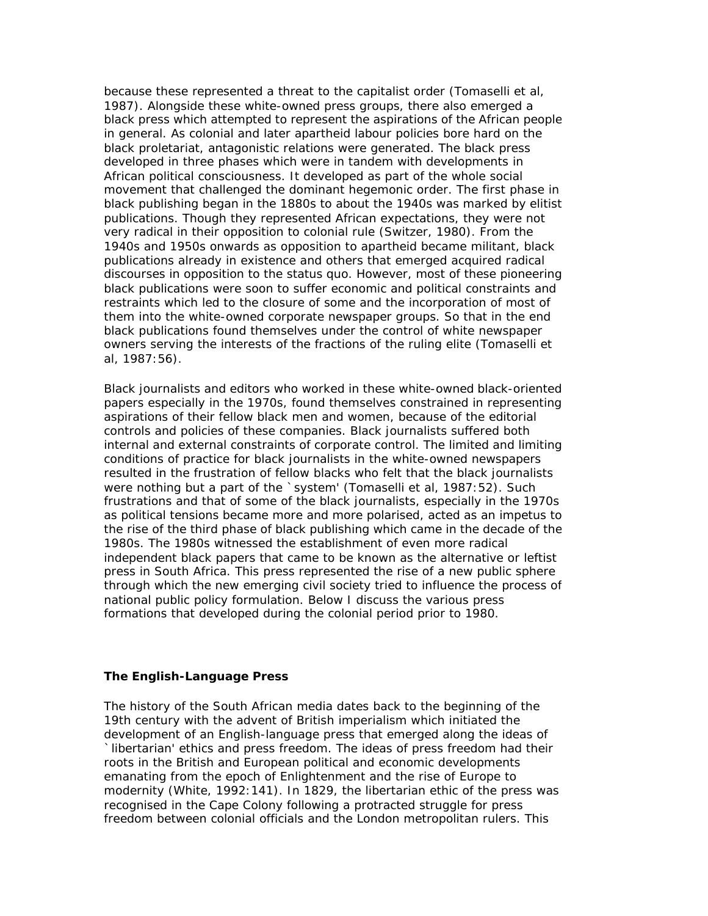because these represented a threat to the capitalist order (Tomaselli et al, 1987). Alongside these white-owned press groups, there also emerged a black press which attempted to represent the aspirations of the African people in general. As colonial and later apartheid labour policies bore hard on the black proletariat, antagonistic relations were generated. The black press developed in three phases which were in tandem with developments in African political consciousness. It developed as part of the whole social movement that challenged the dominant hegemonic order. The first phase in black publishing began in the 1880s to about the 1940s was marked by elitist publications. Though they represented African expectations, they were not very radical in their opposition to colonial rule (Switzer, 1980). From the 1940s and 1950s onwards as opposition to apartheid became militant, black publications already in existence and others that emerged acquired radical discourses in opposition to the status quo. However, most of these pioneering black publications were soon to suffer economic and political constraints and restraints which led to the closure of some and the incorporation of most of them into the white-owned corporate newspaper groups. So that in the end black publications found themselves under the control of white newspaper owners serving the interests of the fractions of the ruling elite (Tomaselli et al, 1987:56).

Black journalists and editors who worked in these white-owned black-oriented papers especially in the 1970s, found themselves constrained in representing aspirations of their fellow black men and women, because of the editorial controls and policies of these companies. Black journalists suffered both internal and external constraints of corporate control. The limited and limiting conditions of practice for black journalists in the white-owned newspapers resulted in the frustration of fellow blacks who felt that the black journalists were nothing but a part of the `system' (Tomaselli et al, 1987:52). Such frustrations and that of some of the black journalists, especially in the 1970s as political tensions became more and more polarised, acted as an impetus to the rise of the third phase of black publishing which came in the decade of the 1980s. The 1980s witnessed the establishment of even more radical independent black papers that came to be known as the alternative or leftist press in South Africa. This press represented the rise of a new public sphere through which the new emerging civil society tried to influence the process of national public policy formulation. Below I discuss the various press formations that developed during the colonial period prior to 1980.

### The English-Language Press

The history of the South African media dates back to the beginning of the 19th century with the advent of British imperialism which initiated the development of an English-language press that emerged along the ideas of `libertarian' ethics and press freedom. The ideas of press freedom had their roots in the British and European political and economic developments emanating from the epoch of Enlightenment and the rise of Europe to modernity (White, 1992:141). In 1829, the libertarian ethic of the press was recognised in the Cape Colony following a protracted struggle for press freedom between colonial officials and the London metropolitan rulers. This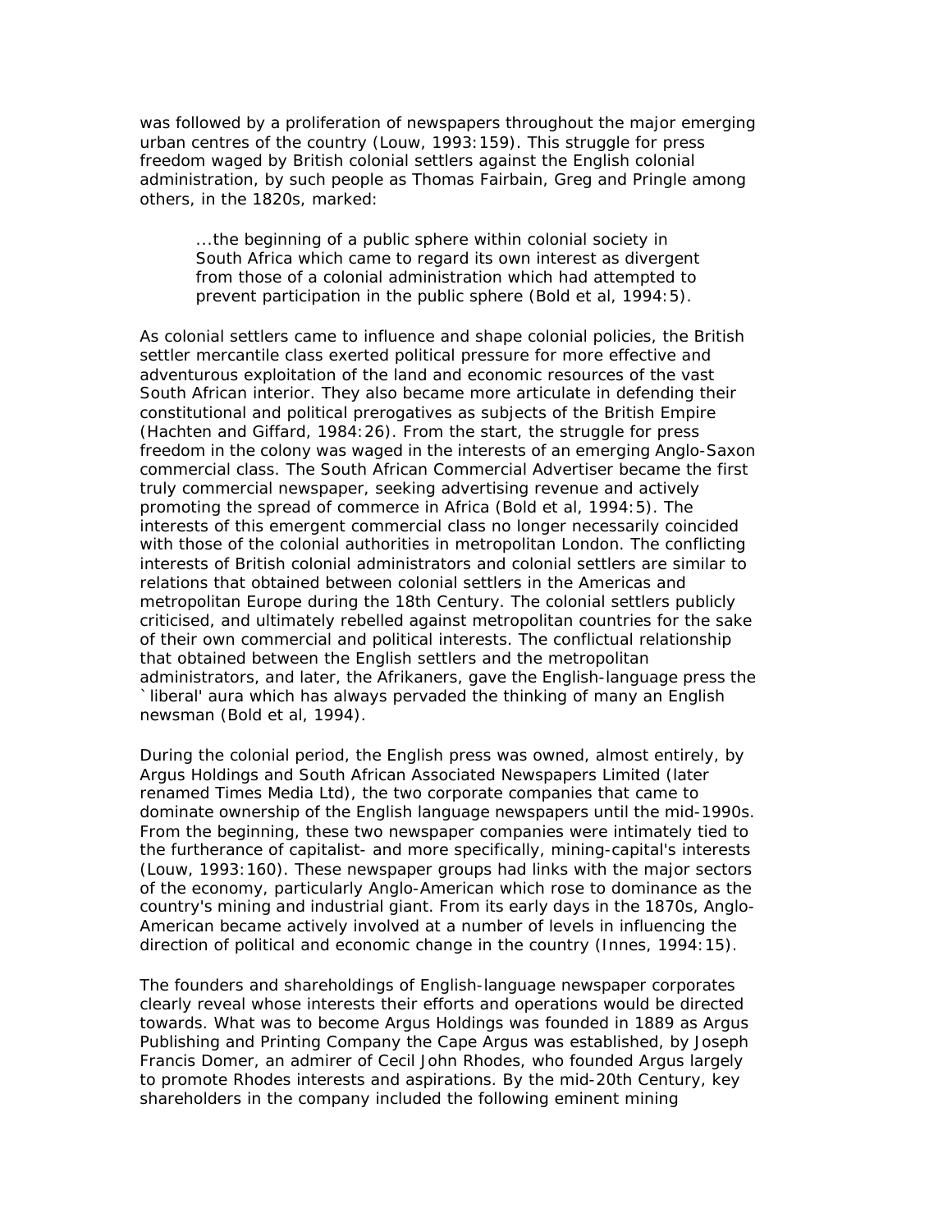was followed by a proliferation of newspapers throughout the major emerging urban centres of the country (Louw, 1993:159). This struggle for press freedom waged by British colonial settlers against the English colonial administration, by such people as Thomas Fairbain, Greg and Pringle among others, in the 1820s, marked:

> ...the beginning of a public sphere within colonial society in South Africa which came to regard its own interest as divergent from those of a colonial administration which had attempted to prevent participation in the public sphere (Bold et al, 1994:5).

As colonial settlers came to influence and shape colonial policies, the British settler mercantile class exerted political pressure for more effective and adventurous exploitation of the land and economic resources of the vast South African interior. They also became more articulate in defending their constitutional and political prerogatives as subjects of the British Empire (Hachten and Giffard, 1984:26). From the start, the struggle for press freedom in the colony was waged in the interests of an emerging Anglo-Saxon commercial class. The South African Commercial Advertiser became the first truly commercial newspaper, seeking advertising revenue and actively promoting the spread of commerce in Africa (Bold et al, 1994:5). The interests of this emergent commercial class no longer necessarily coincided with those of the colonial authorities in metropolitan London. The conflicting interests of British colonial administrators and colonial settlers are similar to relations that obtained between colonial settlers in the Americas and metropolitan Europe during the 18th Century. The colonial settlers publicly criticised, and ultimately rebelled against metropolitan countries for the sake of their own commercial and political interests. The conflictual relationship that obtained between the English settlers and the metropolitan administrators, and later, the Afrikaners, gave the English-language press the `liberal' aura which has always pervaded the thinking of many an English newsman (Bold et al, 1994).

During the colonial period, the English press was owned, almost entirely, by Argus Holdings and South African Associated Newspapers Limited (later renamed Times Media Ltd), the two corporate companies that came to dominate ownership of the English language newspapers until the mid-1990s. From the beginning, these two newspaper companies were intimately tied to the furtherance of capitalist- and more specifically, mining-capital's interests (Louw, 1993:160). These newspaper groups had links with the major sectors of the economy, particularly Anglo-American which rose to dominance as the country's mining and industrial giant. From its early days in the 1870s, Anglo-American became actively involved at a number of levels in influencing the direction of political and economic change in the country (Innes, 1994:15).

The founders and shareholdings of English-language newspaper corporates clearly reveal whose interests their efforts and operations would be directed towards. What was to become Argus Holdings was founded in 1889 as Argus Publishing and Printing Company the Cape Argus was established, by Joseph Francis Domer, an admirer of Cecil John Rhodes, who founded Argus largely to promote Rhodes interests and aspirations. By the mid-20th Century, key shareholders in the company included the following eminent mining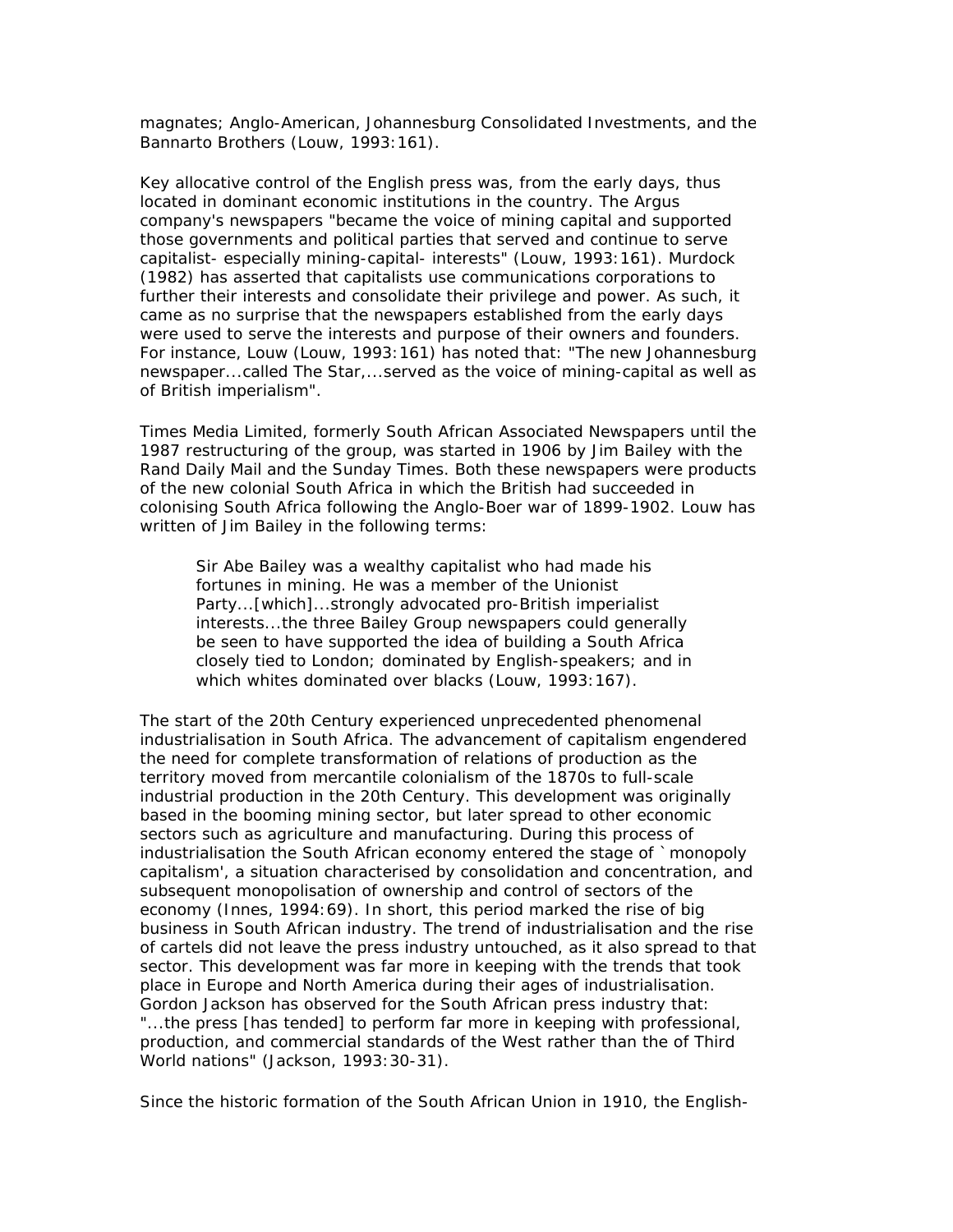magnates; Anglo-American, Johannesburg Consolidated Investments, and the Bannarto Brothers (Louw, 1993:161).

Key allocative control of the English press was, from the early days, thus located in dominant economic institutions in the country. The Argus company's newspapers "became the voice of mining capital and supported those governments and political parties that served and continue to serve capitalist- especially mining-capital- interests" (Louw, 1993:161). Murdock (1982) has asserted that capitalists use communications corporations to further their interests and consolidate their privilege and power. As such, it came as no surprise that the newspapers established from the early days were used to serve the interests and purpose of their owners and founders. For instance, Louw (Louw, 1993:161) has noted that: "The new Johannesburg newspaper...called The Star,...served as the voice of mining-capital as well as of British imperialism".

Times Media Limited, formerly South African Associated Newspapers until the 1987 restructuring of the group, was started in 1906 by Jim Bailey with the Rand Daily Mail and the Sunday Times. Both these newspapers were products of the new colonial South Africa in which the British had succeeded in colonising South Africa following the Anglo-Boer war of 1899-1902. Louw has written of Jim Bailey in the following terms:

> Sir Abe Bailey was a wealthy capitalist who had made his fortunes in mining. He was a member of the Unionist Party...[which]...strongly advocated pro-British imperialist interests...the three Bailey Group newspapers could generally be seen to have supported the idea of building a South Africa closely tied to London; dominated by English-speakers; and in which whites dominated over blacks (Louw, 1993:167).

The start of the 20th Century experienced unprecedented phenomenal industrialisation in South Africa. The advancement of capitalism engendered the need for complete transformation of relations of production as the territory moved from mercantile colonialism of the 1870s to full-scale industrial production in the 20th Century. This development was originally based in the booming mining sector, but later spread to other economic sectors such as agriculture and manufacturing. During this process of industrialisation the South African economy entered the stage of `monopoly capitalism', a situation characterised by consolidation and concentration, and subsequent monopolisation of ownership and control of sectors of the economy (Innes, 1994:69). In short, this period marked the rise of big business in South African industry. The trend of industrialisation and the rise of cartels did not leave the press industry untouched, as it also spread to that sector. This development was far more in keeping with the trends that took place in Europe and North America during their ages of industrialisation. Gordon Jackson has observed for the South African press industry that: "...the press [has tended] to perform far more in keeping with professional, production, and commercial standards of the West rather than the of Third World nations" (Jackson, 1993:30-31).

Since the historic formation of the South African Union in 1910, the English-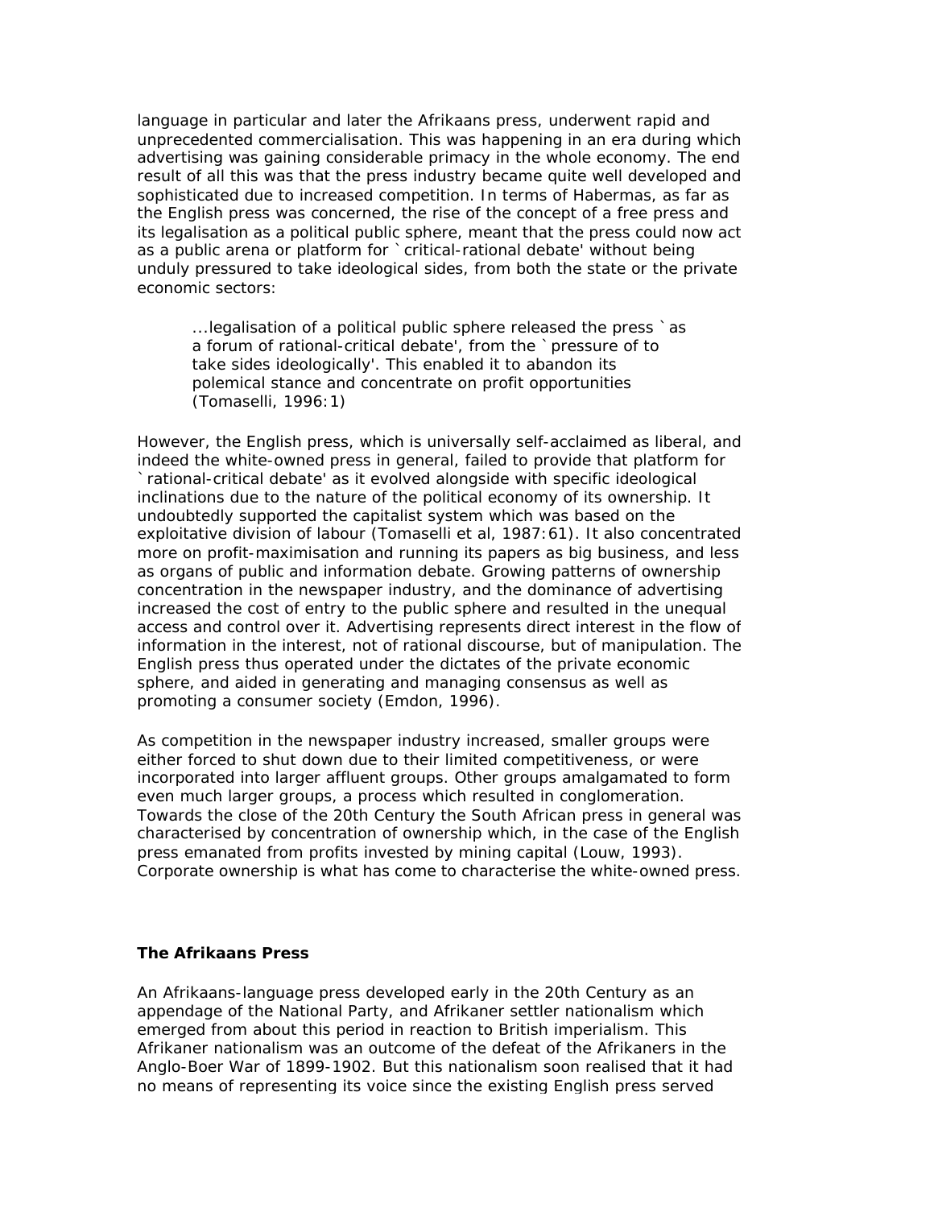language in particular and later the Afrikaans press, underwent rapid and unprecedented commercialisation. This was happening in an era during which advertising was gaining considerable primacy in the whole economy. The end result of all this was that the press industry became quite well developed and sophisticated due to increased competition. In terms of Habermas, as far as the English press was concerned, the rise of the concept of a free press and its legalisation as a political public sphere, meant that the press could now act as a public arena or platform for `critical-rational debate' without being unduly pressured to take ideological sides, from both the state or the private economic sectors:

> ...legalisation of a political public sphere released the press `as a forum of rational-critical debate', from the `pressure of to take sides ideologically'. This enabled it to abandon its polemical stance and concentrate on profit opportunities (Tomaselli, 1996:1)

However, the English press, which is universally self-acclaimed as liberal, and indeed the white-owned press in general, failed to provide that platform for `rational-critical debate' as it evolved alongside with specific ideological inclinations due to the nature of the political economy of its ownership. It undoubtedly supported the capitalist system which was based on the exploitative division of labour (Tomaselli et al, 1987:61). It also concentrated more on profit-maximisation and running its papers as big business, and less as organs of public and information debate. Growing patterns of ownership concentration in the newspaper industry, and the dominance of advertising increased the cost of entry to the public sphere and resulted in the unequal access and control over it. Advertising represents direct interest in the flow of information in the interest, not of rational discourse, but of manipulation. The English press thus operated under the dictates of the private economic sphere, and aided in generating and managing consensus as well as promoting a consumer society (Emdon, 1996).

As competition in the newspaper industry increased, smaller groups were either forced to shut down due to their limited competitiveness, or were incorporated into larger affluent groups. Other groups amalgamated to form even much larger groups, a process which resulted in conglomeration. Towards the close of the 20th Century the South African press in general was characterised by concentration of ownership which, in the case of the English press emanated from profits invested by mining capital (Louw, 1993). Corporate ownership is what has come to characterise the white-owned press.

**The Afrikaans Press**

An Afrikaans-language press developed early in the 20th Century as an appendage of the National Party, and Afrikaner settler nationalism which emerged from about this period in reaction to British imperialism. This Afrikaner nationalism was an outcome of the defeat of the Afrikaners in the Anglo-Boer War of 1899-1902. But this nationalism soon realised that it had no means of representing its voice since the existing English press served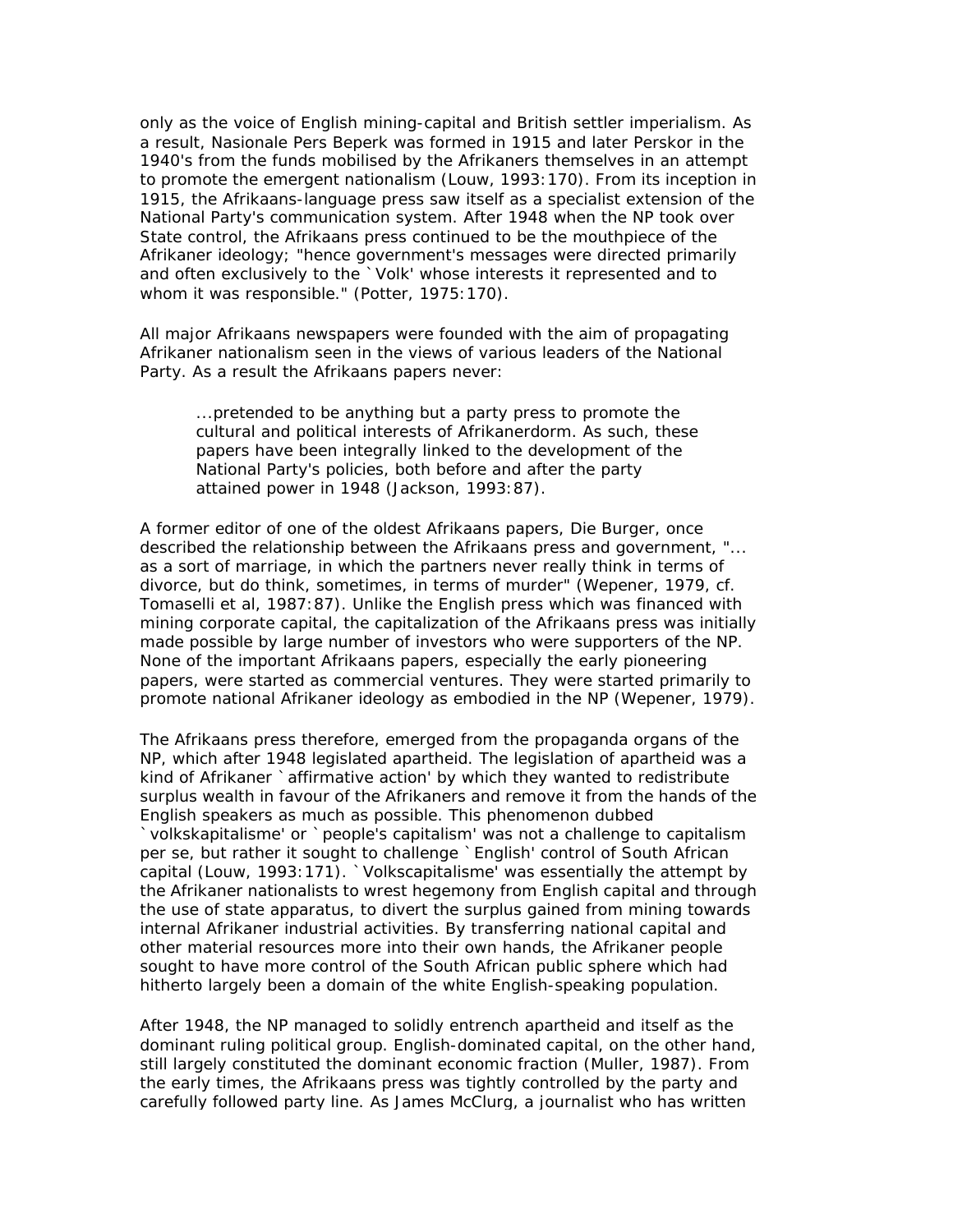only as the voice of English mining-capital and British settler imperialism. As a result, Nasionale Pers Beperk was formed in 1915 and later Perskor in the 1940's from the funds mobilised by the Afrikaners themselves in an attempt to promote the emergent nationalism (Louw, 1993:170). From its inception in 1915, the Afrikaans-language press saw itself as a specialist extension of the National Party's communication system. After 1948 when the NP took over State control, the Afrikaans press continued to be the mouthpiece of the Afrikaner ideology; "hence government's messages were directed primarily and often exclusively to the `Volk' whose interests it represented and to whom it was responsible." (Potter, 1975:170).

All major Afrikaans newspapers were founded with the aim of propagating Afrikaner nationalism seen in the views of various leaders of the National Party. As a result the Afrikaans papers never:

> ...pretended to be anything but a party press to promote the cultural and political interests of Afrikanerdorm. As such, these papers have been integrally linked to the development of the National Party's policies, both before and after the party attained power in 1948 (Jackson, 1993:87).

A former editor of one of the oldest Afrikaans papers, Die Burger, once described the relationship between the Afrikaans press and government, "... as a sort of marriage, in which the partners never really think in terms of divorce, but do think, sometimes, in terms of murder" (Wepener, 1979, cf. Tomaselli et al, 1987:87). Unlike the English press which was financed with mining corporate capital, the capitalization of the Afrikaans press was initially made possible by large number of investors who were supporters of the NP. None of the important Afrikaans papers, especially the early pioneering papers, were started as commercial ventures. They were started primarily to promote national Afrikaner ideology as embodied in the NP (Wepener, 1979).

The Afrikaans press therefore, emerged from the propaganda organs of the NP, which after 1948 legislated apartheid. The legislation of apartheid was a kind of Afrikaner `affirmative action' by which they wanted to redistribute surplus wealth in favour of the Afrikaners and remove it from the hands of the English speakers as much as possible. This phenomenon dubbed `volkskapitalisme' or `people's capitalism' was not a challenge to capitalism per se, but rather it sought to challenge `English' control of South African capital (Louw, 1993:171). `Volkscapitalisme' was essentially the attempt by the Afrikaner nationalists to wrest hegemony from English capital and through the use of state apparatus, to divert the surplus gained from mining towards internal Afrikaner industrial activities. By transferring national capital and other material resources more into their own hands, the Afrikaner people sought to have more control of the South African public sphere which had hitherto largely been a domain of the white English-speaking population.

After 1948, the NP managed to solidly entrench apartheid and itself as the dominant ruling political group. English-dominated capital, on the other hand, still largely constituted the dominant economic fraction (Muller, 1987). From the early times, the Afrikaans press was tightly controlled by the party and carefully followed party line. As James McClurg, a journalist who has written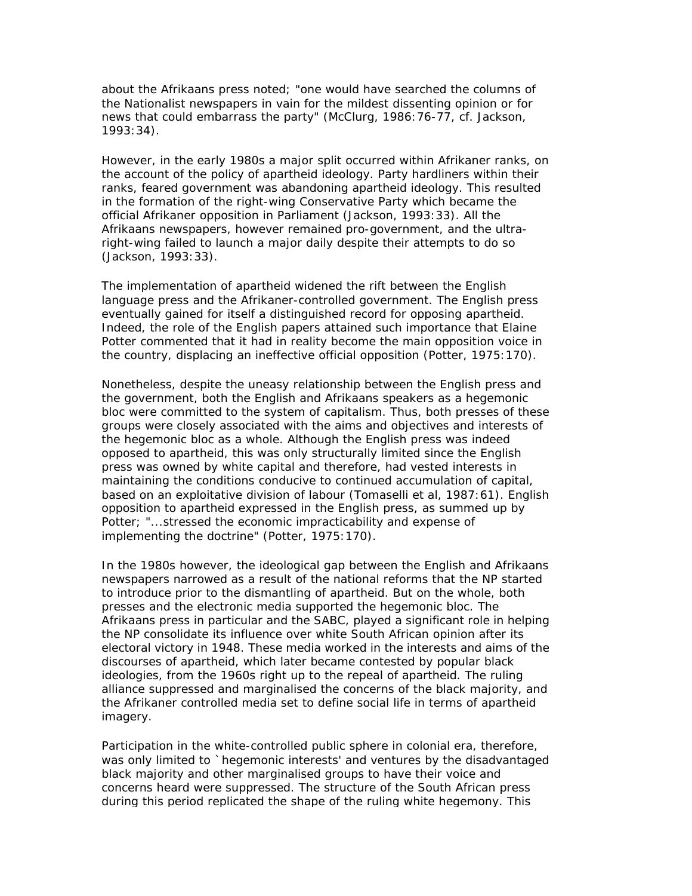about the Afrikaans press noted; "one would have searched the columns of the Nationalist newspapers in vain for the mildest dissenting opinion or for news that could embarrass the party" (McClurg, 1986:76-77, cf. Jackson, 1993:34).

However, in the early 1980s a major split occurred within Afrikaner ranks, on the account of the policy of apartheid ideology. Party hardliners within their ranks, feared government was abandoning apartheid ideology. This resulted in the formation of the right-wing Conservative Party which became the official Afrikaner opposition in Parliament (Jackson, 1993:33). All the Afrikaans newspapers, however remained pro-government, and the ultra-right-wing failed to launch a major daily despite their attempts to do so (Jackson, 1993:33).

The implementation of apartheid widened the rift between the English language press and the Afrikaner-controlled government. The English press eventually gained for itself a distinguished record for opposing apartheid. Indeed, the role of the English papers attained such importance that Elaine Potter commented that it had in reality become the main opposition voice in the country, displacing an ineffective official opposition (Potter, 1975:170).

Nonetheless, despite the uneasy relationship between the English press and the government, both the English and Afrikaans speakers as a hegemonic bloc were committed to the system of capitalism. Thus, both presses of these groups were closely associated with the aims and objectives and interests of the hegemonic bloc as a whole. Although the English press was indeed opposed to apartheid, this was only structurally limited since the English press was owned by white capital and therefore, had vested interests in maintaining the conditions conducive to continued accumulation of capital, based on an exploitative division of labour (Tomaselli et al, 1987:61). English opposition to apartheid expressed in the English press, as summed up by Potter; "...stressed the economic impracticability and expense of implementing the doctrine" (Potter, 1975:170).

In the 1980s however, the ideological gap between the English and Afrikaans newspapers narrowed as a result of the national reforms that the NP started to introduce prior to the dismantling of apartheid. But on the whole, both presses and the electronic media supported the hegemonic bloc. The Afrikaans press in particular and the SABC, played a significant role in helping the NP consolidate its influence over white South African opinion after its electoral victory in 1948. These media worked in the interests and aims of the discourses of apartheid, which later became contested by popular black ideologies, from the 1960s right up to the repeal of apartheid. The ruling alliance suppressed and marginalised the concerns of the black majority, and the Afrikaner controlled media set to define social life in terms of apartheid imagery.

Participation in the white-controlled public sphere in colonial era, therefore, was only limited to `hegemonic interests' and ventures by the disadvantaged black majority and other marginalised groups to have their voice and concerns heard were suppressed. The structure of the South African press during this period replicated the shape of the ruling white hegemony. This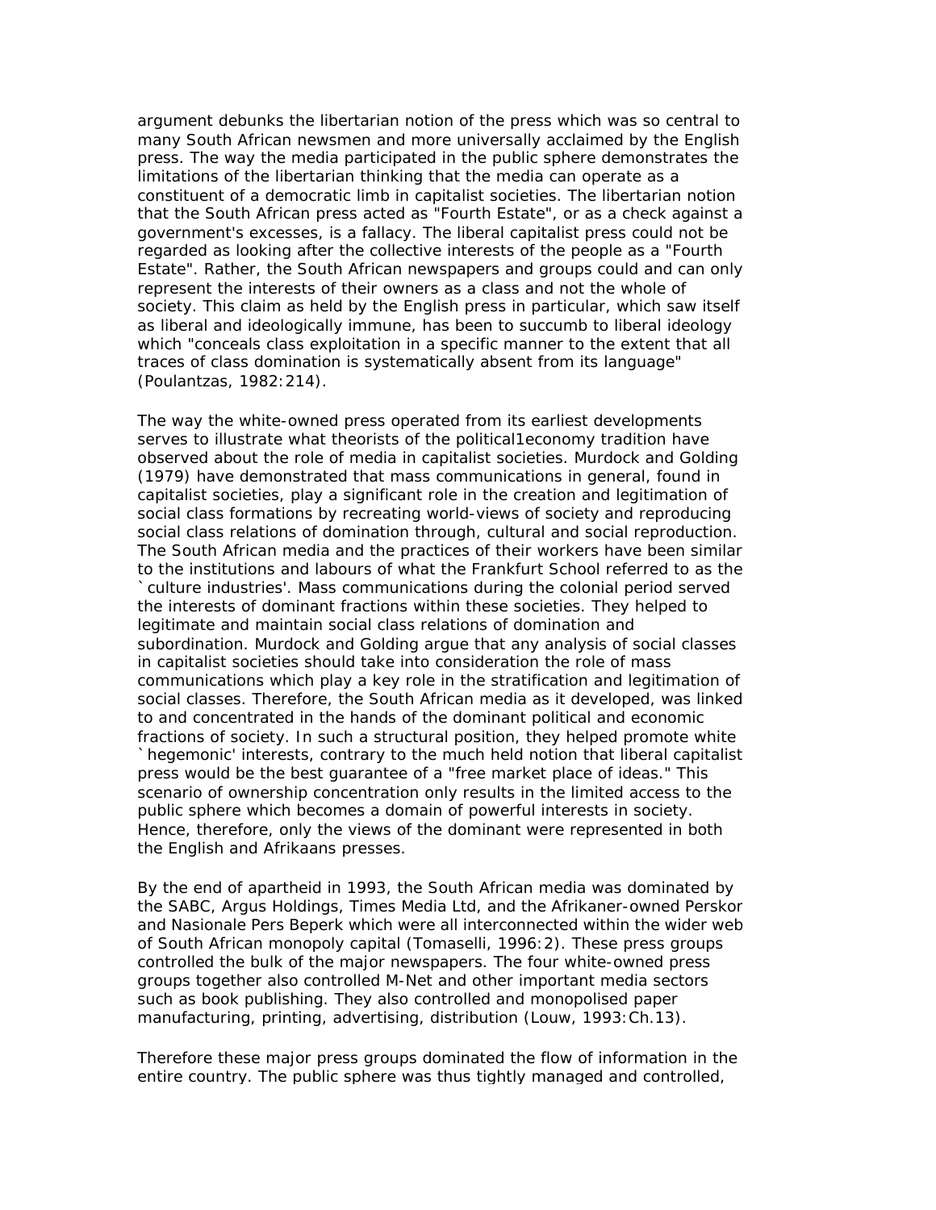argument debunks the libertarian notion of the press which was so central to many South African newsmen and more universally acclaimed by the English press. The way the media participated in the public sphere demonstrates the limitations of the libertarian thinking that the media can operate as a constituent of a democratic limb in capitalist societies. The libertarian notion that the South African press acted as "Fourth Estate", or as a check against a government's excesses, is a fallacy. The liberal capitalist press could not be regarded as looking after the collective interests of the people as a "Fourth Estate". Rather, the South African newspapers and groups could and can only represent the interests of their owners as a class and not the whole of society. This claim as held by the English press in particular, which saw itself as liberal and ideologically immune, has been to succumb to liberal ideology which "conceals class exploitation in a specific manner to the extent that all traces of class domination is systematically absent from its language" (Poulantzas, 1982:214).

The way the white-owned press operated from its earliest developments serves to illustrate what theorists of the political1economy tradition have observed about the role of media in capitalist societies. Murdock and Golding (1979) have demonstrated that mass communications in general, found in capitalist societies, play a significant role in the creation and legitimation of social class formations by recreating world-views of society and reproducing social class relations of domination through, cultural and social reproduction. The South African media and the practices of their workers have been similar to the institutions and labours of what the Frankfurt School referred to as the `culture industries'. Mass communications during the colonial period served the interests of dominant fractions within these societies. They helped to legitimate and maintain social class relations of domination and subordination. Murdock and Golding argue that any analysis of social classes in capitalist societies should take into consideration the role of mass communications which play a key role in the stratification and legitimation of social classes. Therefore, the South African media as it developed, was linked to and concentrated in the hands of the dominant political and economic fractions of society. In such a structural position, they helped promote white `hegemonic' interests, contrary to the much held notion that liberal capitalist press would be the best guarantee of a "free market place of ideas." This scenario of ownership concentration only results in the limited access to the public sphere which becomes a domain of powerful interests in society. Hence, therefore, only the views of the dominant were represented in both the English and Afrikaans presses.

By the end of apartheid in 1993, the South African media was dominated by the SABC, Argus Holdings, Times Media Ltd, and the Afrikaner-owned Perskor and Nasionale Pers Beperk which were all interconnected within the wider web of South African monopoly capital (Tomaselli, 1996:2). These press groups controlled the bulk of the major newspapers. The four white-owned press groups together also controlled M-Net and other important media sectors such as book publishing. They also controlled and monopolised paper manufacturing, printing, advertising, distribution (Louw, 1993:Ch.13).

Therefore these major press groups dominated the flow of information in the entire country. The public sphere was thus tightly managed and controlled,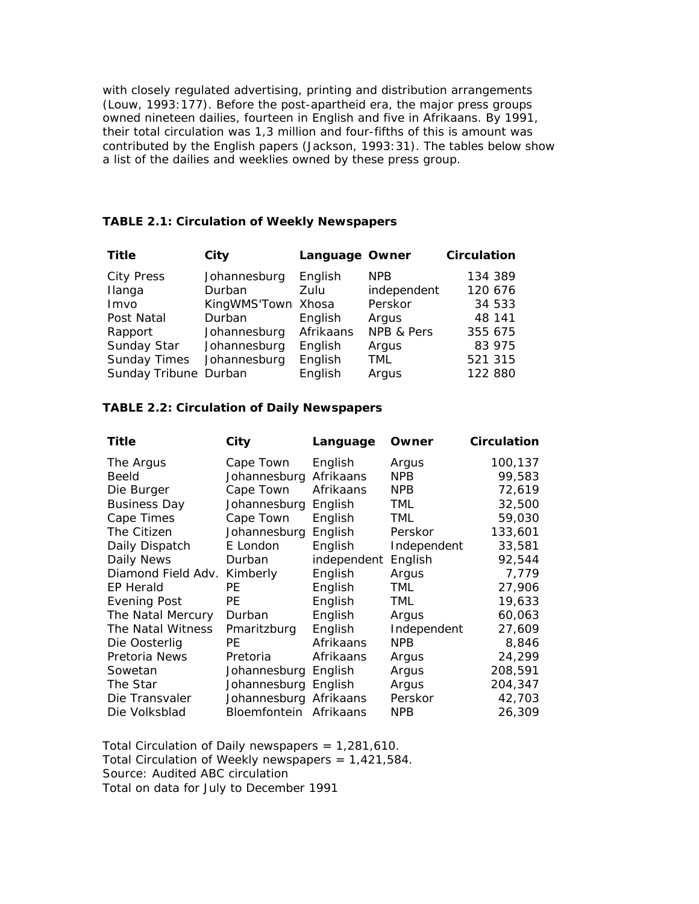with closely regulated advertising, printing and distribution arrangements (Louw, 1993:177). Before the post-apartheid era, the major press groups owned nineteen dailies, fourteen in English and five in Afrikaans. By 1991, their total circulation was 1,3 million and four-fifths of this is amount was contributed by the English papers (Jackson, 1993:31). The tables below show a list of the dailies and weeklies owned by these press group.

**TABLE 2.1: Circulation of Weekly Newspapers**

| Title | City | Language | Owner | Circulation |
|---|---|---|---|---|
| City Press | Johannesburg | English | NPB | 134 389 |
| Ilanga | Durban | Zulu | independent | 120 676 |
| Imvo | KingWMS'Town | Xhosa | Perskor | 34 533 |
| Post Natal | Durban | English | Argus | 48 141 |
| Rapport | Johannesburg | Afrikaans | NPB & Pers | 355 675 |
| Sunday Star | Johannesburg | English | Argus | 83 975 |
| Sunday Times | Johannesburg | English | TML | 521 315 |
| Sunday Tribune | Durban | English | Argus | 122 880 |

**TABLE 2.2: Circulation of Daily Newspapers**

| Title | City | Language | Owner | Circulation |
|---|---|---|---|---|
| The Argus | Cape Town | English | Argus | 100,137 |
| Beeld | Johannesburg | Afrikaans | NPB | 99,583 |
| Die Burger | Cape Town | Afrikaans | NPB | 72,619 |
| Business Day | Johannesburg | English | TML | 32,500 |
| Cape Times | Cape Town | English | TML | 59,030 |
| The Citizen | Johannesburg | English | Perskor | 133,601 |
| Daily Dispatch | E London | English | Independent | 33,581 |
| Daily News | Durban | independent | English | 92,544 |
| Diamond Field Adv. | Kimberly | English | Argus | 7,779 |
| EP Herald | PE | English | TML | 27,906 |
| Evening Post | PE | English | TML | 19,633 |
| The Natal Mercury | Durban | English | Argus | 60,063 |
| The Natal Witness | Pmaritzburg | English | Independent | 27,609 |
| Die Oosterlig | PE | Afrikaans | NPB | 8,846 |
| Pretoria News | Pretoria | Afrikaans | Argus | 24,299 |
| Sowetan | Johannesburg | English | Argus | 208,591 |
| The Star | Johannesburg | English | Argus | 204,347 |
| Die Transvaler | Johannesburg | Afrikaans | Perskor | 42,703 |
| Die Volksblad | Bloemfontein | Afrikaans | NPB | 26,309 |

Total Circulation of Daily newspapers = 1,281,610.
Total Circulation of Weekly newspapers = 1,421,584.
Source: Audited ABC circulation
Total on data for July to December 1991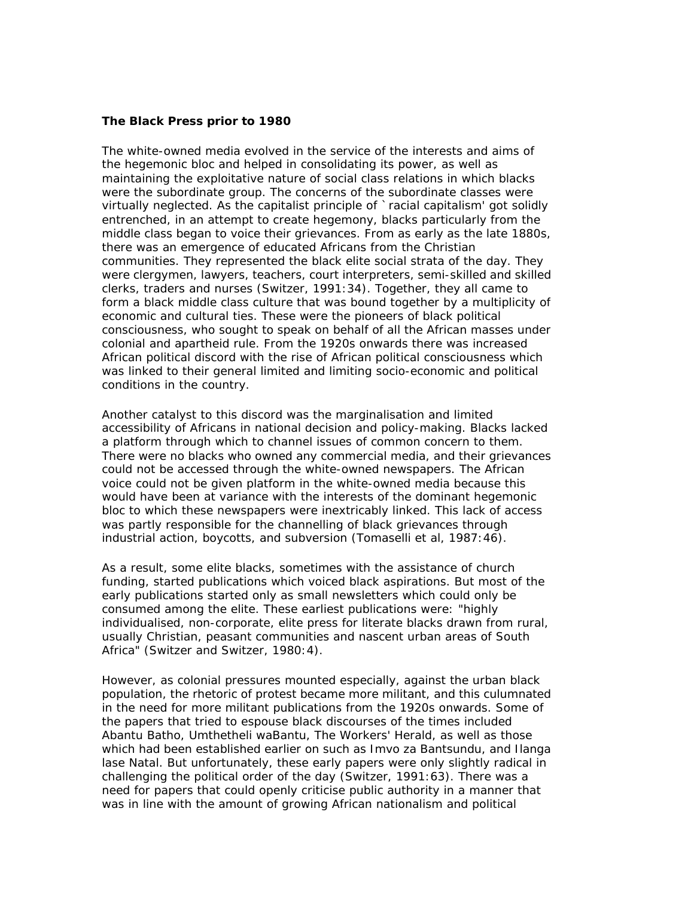**The Black Press prior to 1980**

The white-owned media evolved in the service of the interests and aims of the hegemonic bloc and helped in consolidating its power, as well as maintaining the exploitative nature of social class relations in which blacks were the subordinate group. The concerns of the subordinate classes were virtually neglected. As the capitalist principle of `racial capitalism' got solidly entrenched, in an attempt to create hegemony, blacks particularly from the middle class began to voice their grievances. From as early as the late 1880s, there was an emergence of educated Africans from the Christian communities. They represented the black elite social strata of the day. They were clergymen, lawyers, teachers, court interpreters, semi-skilled and skilled clerks, traders and nurses (Switzer, 1991:34). Together, they all came to form a black middle class culture that was bound together by a multiplicity of economic and cultural ties. These were the pioneers of black political consciousness, who sought to speak on behalf of all the African masses under colonial and apartheid rule. From the 1920s onwards there was increased African political discord with the rise of African political consciousness which was linked to their general limited and limiting socio-economic and political conditions in the country.

Another catalyst to this discord was the marginalisation and limited accessibility of Africans in national decision and policy-making. Blacks lacked a platform through which to channel issues of common concern to them. There were no blacks who owned any commercial media, and their grievances could not be accessed through the white-owned newspapers. The African voice could not be given platform in the white-owned media because this would have been at variance with the interests of the dominant hegemonic bloc to which these newspapers were inextricably linked. This lack of access was partly responsible for the channelling of black grievances through industrial action, boycotts, and subversion (Tomaselli et al, 1987:46).

As a result, some elite blacks, sometimes with the assistance of church funding, started publications which voiced black aspirations. But most of the early publications started only as small newsletters which could only be consumed among the elite. These earliest publications were: "highly individualised, non-corporate, elite press for literate blacks drawn from rural, usually Christian, peasant communities and nascent urban areas of South Africa" (Switzer and Switzer, 1980:4).

However, as colonial pressures mounted especially, against the urban black population, the rhetoric of protest became more militant, and this culumnated in the need for more militant publications from the 1920s onwards. Some of the papers that tried to espouse black discourses of the times included Abantu Batho, Umthetheli waBantu, The Workers' Herald, as well as those which had been established earlier on such as Imvo za Bantsundu, and Ilanga lase Natal. But unfortunately, these early papers were only slightly radical in challenging the political order of the day (Switzer, 1991:63). There was a need for papers that could openly criticise public authority in a manner that was in line with the amount of growing African nationalism and political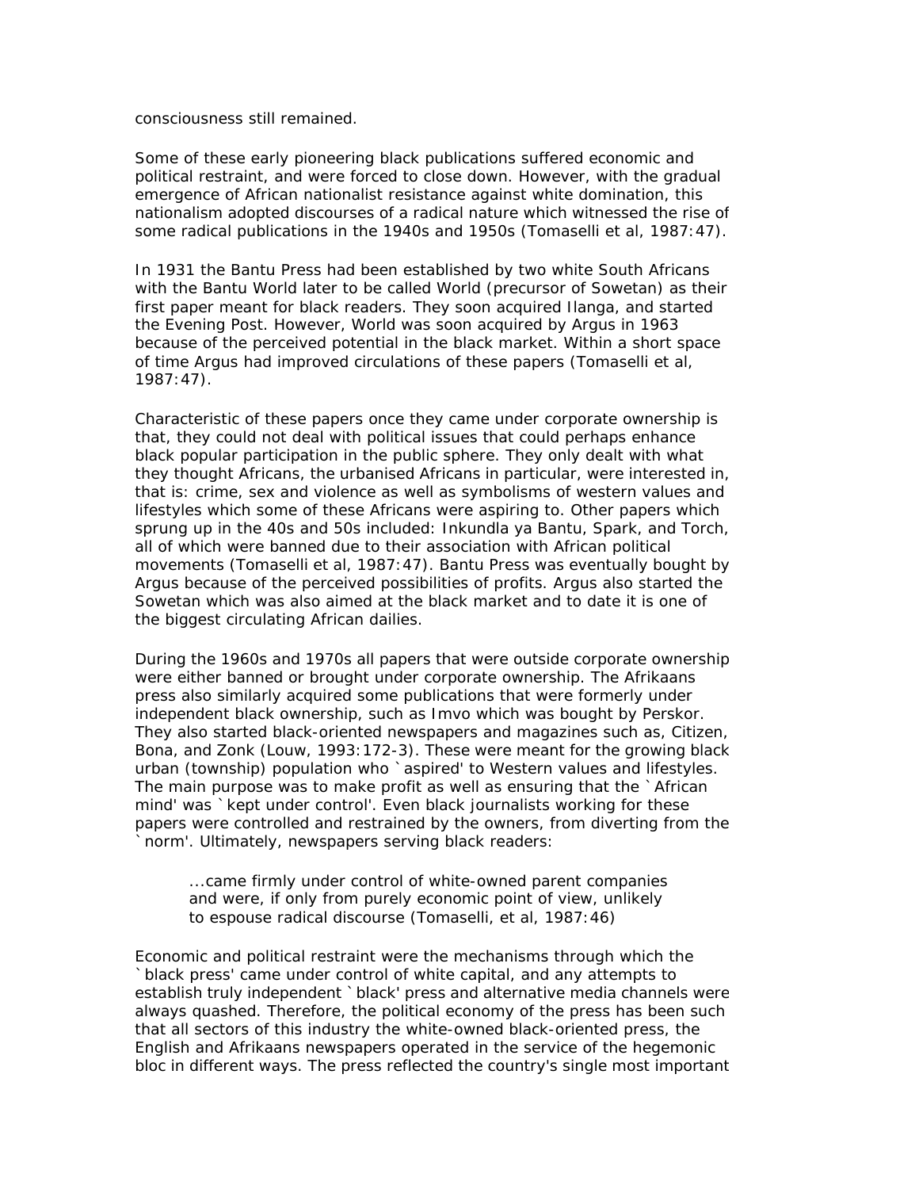consciousness still remained.

Some of these early pioneering black publications suffered economic and political restraint, and were forced to close down. However, with the gradual emergence of African nationalist resistance against white domination, this nationalism adopted discourses of a radical nature which witnessed the rise of some radical publications in the 1940s and 1950s (Tomaselli et al, 1987:47).

In 1931 the Bantu Press had been established by two white South Africans with the Bantu World later to be called World (precursor of Sowetan) as their first paper meant for black readers. They soon acquired Ilanga, and started the Evening Post. However, World was soon acquired by Argus in 1963 because of the perceived potential in the black market. Within a short space of time Argus had improved circulations of these papers (Tomaselli et al, 1987:47).

Characteristic of these papers once they came under corporate ownership is that, they could not deal with political issues that could perhaps enhance black popular participation in the public sphere. They only dealt with what they thought Africans, the urbanised Africans in particular, were interested in, that is: crime, sex and violence as well as symbolisms of western values and lifestyles which some of these Africans were aspiring to. Other papers which sprung up in the 40s and 50s included: Inkundla ya Bantu, Spark, and Torch, all of which were banned due to their association with African political movements (Tomaselli et al, 1987:47). Bantu Press was eventually bought by Argus because of the perceived possibilities of profits. Argus also started the Sowetan which was also aimed at the black market and to date it is one of the biggest circulating African dailies.

During the 1960s and 1970s all papers that were outside corporate ownership were either banned or brought under corporate ownership. The Afrikaans press also similarly acquired some publications that were formerly under independent black ownership, such as Imvo which was bought by Perskor. They also started black-oriented newspapers and magazines such as, Citizen, Bona, and Zonk (Louw, 1993:172-3). These were meant for the growing black urban (township) population who `aspired' to Western values and lifestyles. The main purpose was to make profit as well as ensuring that the `African mind' was `kept under control'. Even black journalists working for these papers were controlled and restrained by the owners, from diverting from the `norm'. Ultimately, newspapers serving black readers:

> ...came firmly under control of white-owned parent companies and were, if only from purely economic point of view, unlikely to espouse radical discourse (Tomaselli, et al, 1987:46)

Economic and political restraint were the mechanisms through which the `black press' came under control of white capital, and any attempts to establish truly independent `black' press and alternative media channels were always quashed. Therefore, the political economy of the press has been such that all sectors of this industry the white-owned black-oriented press, the English and Afrikaans newspapers operated in the service of the hegemonic bloc in different ways. The press reflected the country's single most important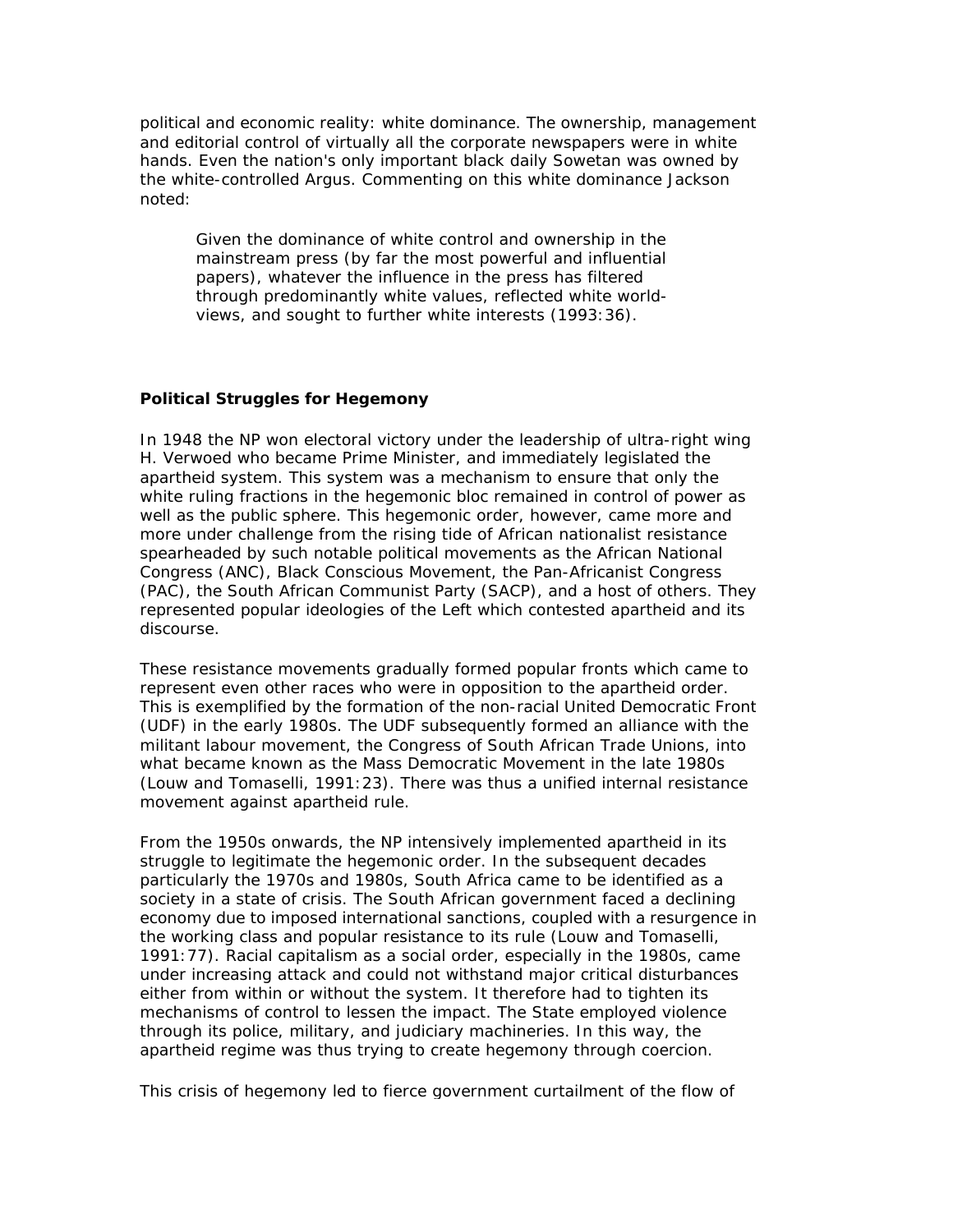political and economic reality: white dominance. The ownership, management and editorial control of virtually all the corporate newspapers were in white hands. Even the nation's only important black daily Sowetan was owned by the white-controlled Argus. Commenting on this white dominance Jackson noted:

> Given the dominance of white control and ownership in the mainstream press (by far the most powerful and influential papers), whatever the influence in the press has filtered through predominantly white values, reflected white world-views, and sought to further white interests (1993:36).

**Political Struggles for Hegemony**

In 1948 the NP won electoral victory under the leadership of ultra-right wing H. Verwoed who became Prime Minister, and immediately legislated the apartheid system. This system was a mechanism to ensure that only the white ruling fractions in the hegemonic bloc remained in control of power as well as the public sphere. This hegemonic order, however, came more and more under challenge from the rising tide of African nationalist resistance spearheaded by such notable political movements as the African National Congress (ANC), Black Conscious Movement, the Pan-Africanist Congress (PAC), the South African Communist Party (SACP), and a host of others. They represented popular ideologies of the Left which contested apartheid and its discourse.

These resistance movements gradually formed popular fronts which came to represent even other races who were in opposition to the apartheid order. This is exemplified by the formation of the non-racial United Democratic Front (UDF) in the early 1980s. The UDF subsequently formed an alliance with the militant labour movement, the Congress of South African Trade Unions, into what became known as the Mass Democratic Movement in the late 1980s (Louw and Tomaselli, 1991:23). There was thus a unified internal resistance movement against apartheid rule.

From the 1950s onwards, the NP intensively implemented apartheid in its struggle to legitimate the hegemonic order. In the subsequent decades particularly the 1970s and 1980s, South Africa came to be identified as a society in a state of crisis. The South African government faced a declining economy due to imposed international sanctions, coupled with a resurgence in the working class and popular resistance to its rule (Louw and Tomaselli, 1991:77). Racial capitalism as a social order, especially in the 1980s, came under increasing attack and could not withstand major critical disturbances either from within or without the system. It therefore had to tighten its mechanisms of control to lessen the impact. The State employed violence through its police, military, and judiciary machineries. In this way, the apartheid regime was thus trying to create hegemony through coercion.

This crisis of hegemony led to fierce government curtailment of the flow of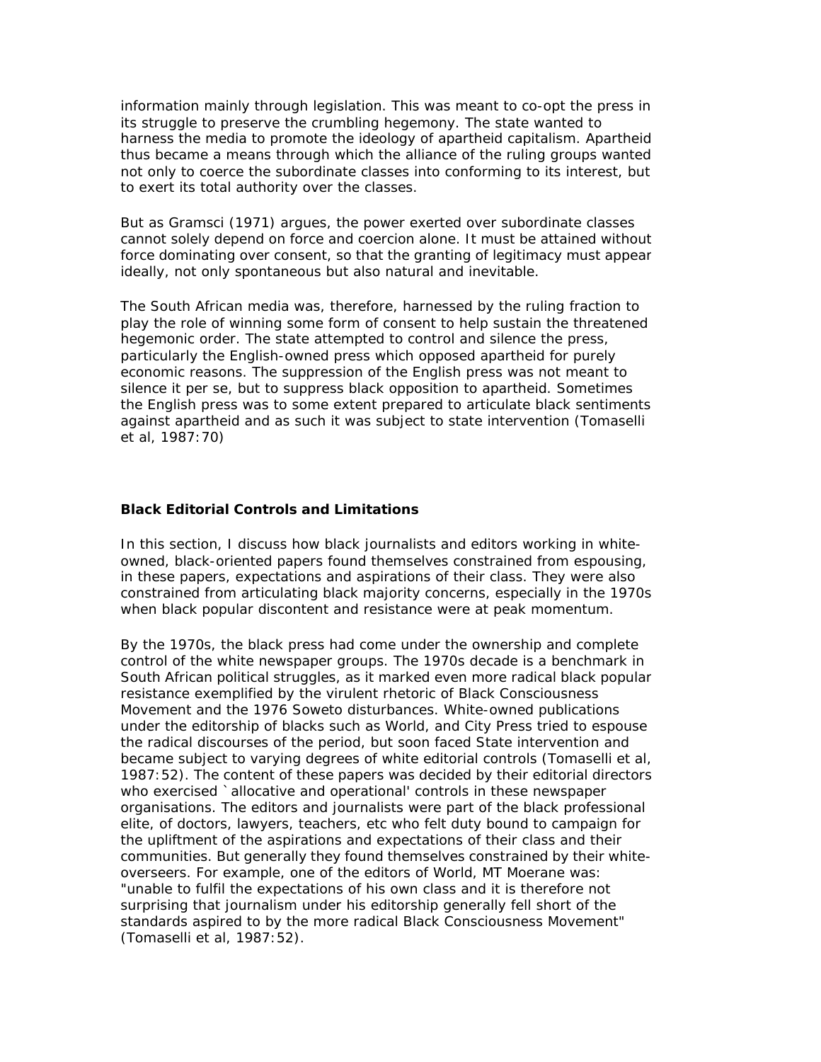information mainly through legislation. This was meant to co-opt the press in its struggle to preserve the crumbling hegemony. The state wanted to harness the media to promote the ideology of apartheid capitalism. Apartheid thus became a means through which the alliance of the ruling groups wanted not only to coerce the subordinate classes into conforming to its interest, but to exert its total authority over the classes.

But as Gramsci (1971) argues, the power exerted over subordinate classes cannot solely depend on force and coercion alone. It must be attained without force dominating over consent, so that the granting of legitimacy must appear ideally, not only spontaneous but also natural and inevitable.

The South African media was, therefore, harnessed by the ruling fraction to play the role of winning some form of consent to help sustain the threatened hegemonic order. The state attempted to control and silence the press, particularly the English-owned press which opposed apartheid for purely economic reasons. The suppression of the English press was not meant to silence it per se, but to suppress black opposition to apartheid. Sometimes the English press was to some extent prepared to articulate black sentiments against apartheid and as such it was subject to state intervention (Tomaselli et al, 1987:70)

### Black Editorial Controls and Limitations

In this section, I discuss how black journalists and editors working in white-owned, black-oriented papers found themselves constrained from espousing, in these papers, expectations and aspirations of their class. They were also constrained from articulating black majority concerns, especially in the 1970s when black popular discontent and resistance were at peak momentum.

By the 1970s, the black press had come under the ownership and complete control of the white newspaper groups. The 1970s decade is a benchmark in South African political struggles, as it marked even more radical black popular resistance exemplified by the virulent rhetoric of Black Consciousness Movement and the 1976 Soweto disturbances. White-owned publications under the editorship of blacks such as World, and City Press tried to espouse the radical discourses of the period, but soon faced State intervention and became subject to varying degrees of white editorial controls (Tomaselli et al, 1987:52). The content of these papers was decided by their editorial directors who exercised `allocative and operational' controls in these newspaper organisations. The editors and journalists were part of the black professional elite, of doctors, lawyers, teachers, etc who felt duty bound to campaign for the upliftment of the aspirations and expectations of their class and their communities. But generally they found themselves constrained by their white-overseers. For example, one of the editors of World, MT Moerane was: "unable to fulfil the expectations of his own class and it is therefore not surprising that journalism under his editorship generally fell short of the standards aspired to by the more radical Black Consciousness Movement" (Tomaselli et al, 1987:52).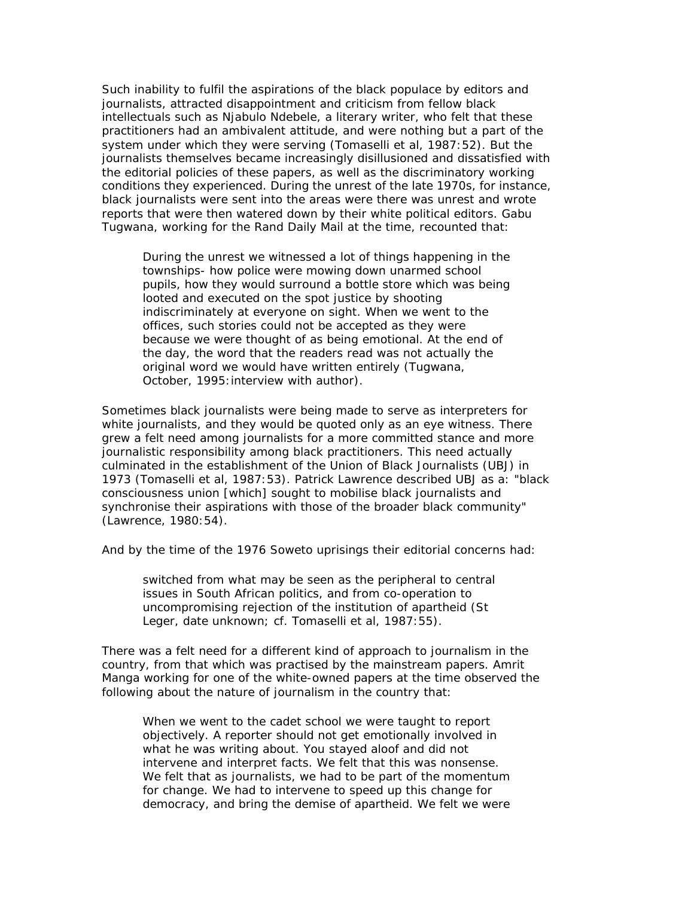Such inability to fulfil the aspirations of the black populace by editors and journalists, attracted disappointment and criticism from fellow black intellectuals such as Njabulo Ndebele, a literary writer, who felt that these practitioners had an ambivalent attitude, and were nothing but a part of the system under which they were serving (Tomaselli et al, 1987:52). But the journalists themselves became increasingly disillusioned and dissatisfied with the editorial policies of these papers, as well as the discriminatory working conditions they experienced. During the unrest of the late 1970s, for instance, black journalists were sent into the areas were there was unrest and wrote reports that were then watered down by their white political editors. Gabu Tugwana, working for the Rand Daily Mail at the time, recounted that:

> During the unrest we witnessed a lot of things happening in the townships- how police were mowing down unarmed school pupils, how they would surround a bottle store which was being looted and executed on the spot justice by shooting indiscriminately at everyone on sight. When we went to the offices, such stories could not be accepted as they were because we were thought of as being emotional. At the end of the day, the word that the readers read was not actually the original word we would have written entirely (Tugwana, October, 1995:interview with author).

Sometimes black journalists were being made to serve as interpreters for white journalists, and they would be quoted only as an eye witness. There grew a felt need among journalists for a more committed stance and more journalistic responsibility among black practitioners. This need actually culminated in the establishment of the Union of Black Journalists (UBJ) in 1973 (Tomaselli et al, 1987:53). Patrick Lawrence described UBJ as a: "black consciousness union [which] sought to mobilise black journalists and synchronise their aspirations with those of the broader black community" (Lawrence, 1980:54).

And by the time of the 1976 Soweto uprisings their editorial concerns had:

> switched from what may be seen as the peripheral to central issues in South African politics, and from co-operation to uncompromising rejection of the institution of apartheid (St Leger, date unknown; cf. Tomaselli et al, 1987:55).

There was a felt need for a different kind of approach to journalism in the country, from that which was practised by the mainstream papers. Amrit Manga working for one of the white-owned papers at the time observed the following about the nature of journalism in the country that:

> When we went to the cadet school we were taught to report objectively. A reporter should not get emotionally involved in what he was writing about. You stayed aloof and did not intervene and interpret facts. We felt that this was nonsense. We felt that as journalists, we had to be part of the momentum for change. We had to intervene to speed up this change for democracy, and bring the demise of apartheid. We felt we were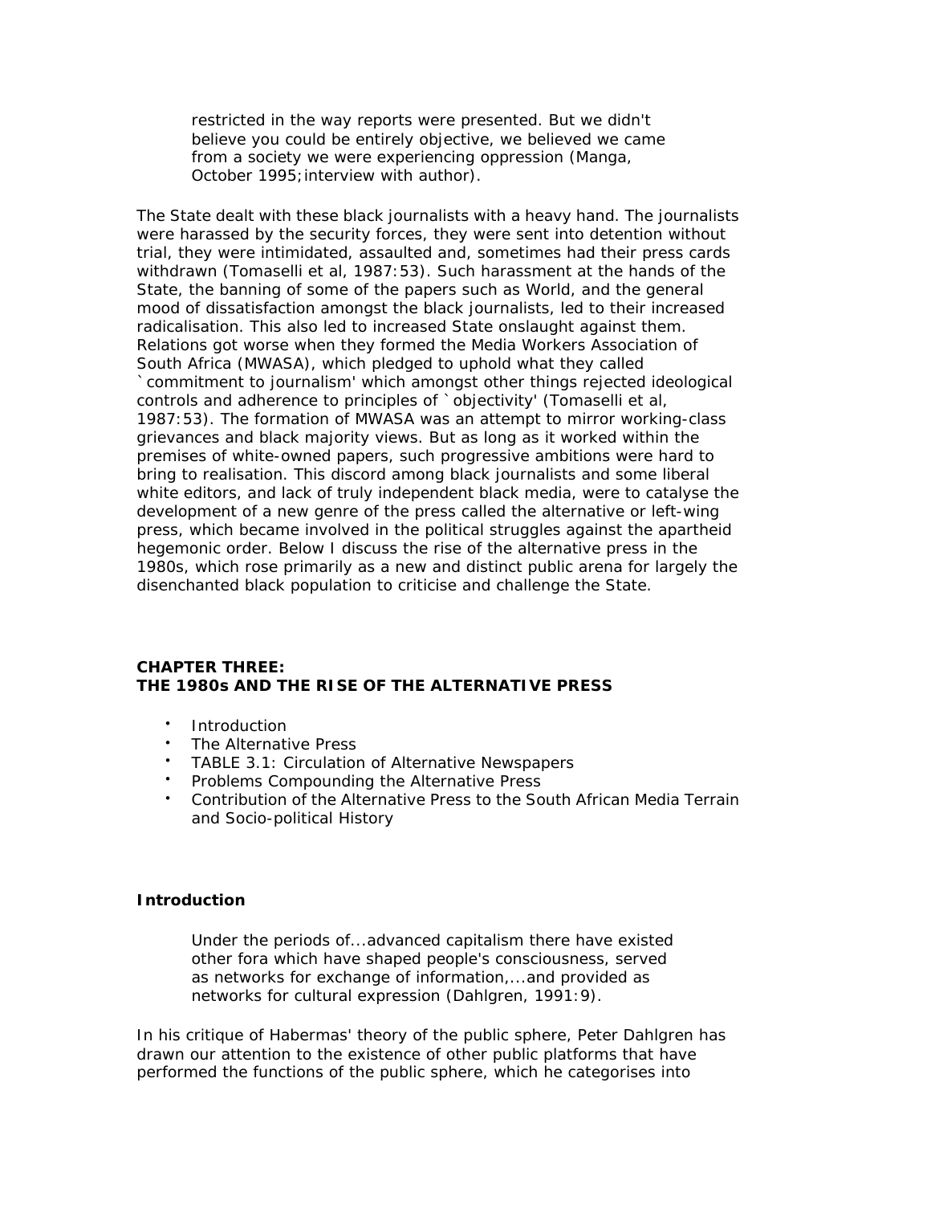> restricted in the way reports were presented. But we didn't believe you could be entirely objective, we believed we came from a society we were experiencing oppression (Manga, October 1995;interview with author).

The State dealt with these black journalists with a heavy hand. The journalists were harassed by the security forces, they were sent into detention without trial, they were intimidated, assaulted and, sometimes had their press cards withdrawn (Tomaselli et al, 1987:53). Such harassment at the hands of the State, the banning of some of the papers such as World, and the general mood of dissatisfaction amongst the black journalists, led to their increased radicalisation. This also led to increased State onslaught against them. Relations got worse when they formed the Media Workers Association of South Africa (MWASA), which pledged to uphold what they called `commitment to journalism' which amongst other things rejected ideological controls and adherence to principles of `objectivity' (Tomaselli et al, 1987:53). The formation of MWASA was an attempt to mirror working-class grievances and black majority views. But as long as it worked within the premises of white-owned papers, such progressive ambitions were hard to bring to realisation. This discord among black journalists and some liberal white editors, and lack of truly independent black media, were to catalyse the development of a new genre of the press called the alternative or left-wing press, which became involved in the political struggles against the apartheid hegemonic order. Below I discuss the rise of the alternative press in the 1980s, which rose primarily as a new and distinct public arena for largely the disenchanted black population to criticise and challenge the State.

## CHAPTER THREE: THE 1980s AND THE RISE OF THE ALTERNATIVE PRESS

- Introduction
- The Alternative Press
- TABLE 3.1: Circulation of Alternative Newspapers
- Problems Compounding the Alternative Press
- Contribution of the Alternative Press to the South African Media Terrain and Socio-political History

### Introduction

> Under the periods of...advanced capitalism there have existed other fora which have shaped people's consciousness, served as networks for exchange of information,...and provided as networks for cultural expression (Dahlgren, 1991:9).

In his critique of Habermas' theory of the public sphere, Peter Dahlgren has drawn our attention to the existence of other public platforms that have performed the functions of the public sphere, which he categorises into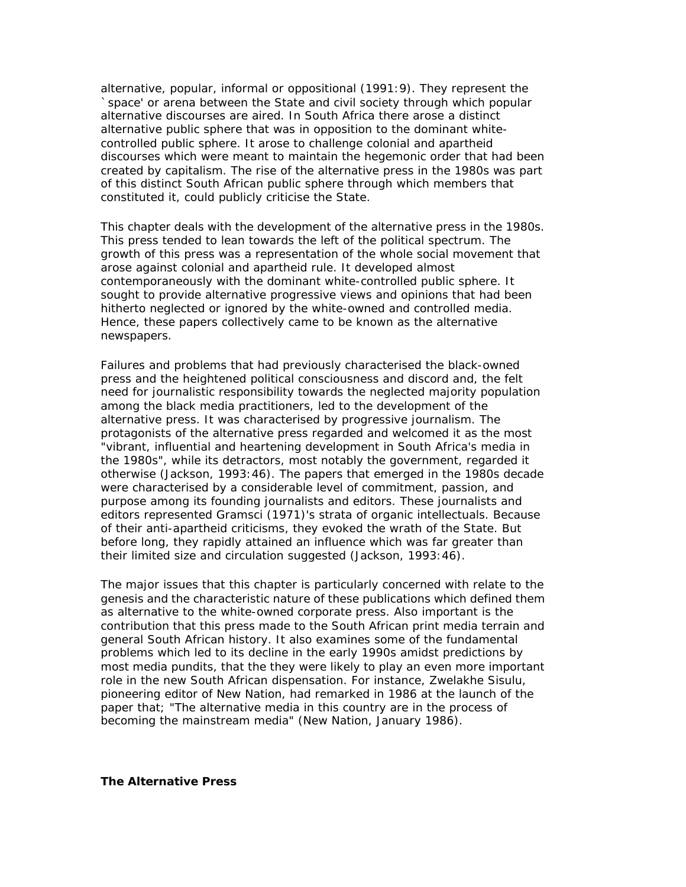alternative, popular, informal or oppositional (1991:9). They represent the `space' or arena between the State and civil society through which popular alternative discourses are aired. In South Africa there arose a distinct alternative public sphere that was in opposition to the dominant white-controlled public sphere. It arose to challenge colonial and apartheid discourses which were meant to maintain the hegemonic order that had been created by capitalism. The rise of the alternative press in the 1980s was part of this distinct South African public sphere through which members that constituted it, could publicly criticise the State.

This chapter deals with the development of the alternative press in the 1980s. This press tended to lean towards the left of the political spectrum. The growth of this press was a representation of the whole social movement that arose against colonial and apartheid rule. It developed almost contemporaneously with the dominant white-controlled public sphere. It sought to provide alternative progressive views and opinions that had been hitherto neglected or ignored by the white-owned and controlled media. Hence, these papers collectively came to be known as the alternative newspapers.

Failures and problems that had previously characterised the black-owned press and the heightened political consciousness and discord and, the felt need for journalistic responsibility towards the neglected majority population among the black media practitioners, led to the development of the alternative press. It was characterised by progressive journalism. The protagonists of the alternative press regarded and welcomed it as the most "vibrant, influential and heartening development in South Africa's media in the 1980s", while its detractors, most notably the government, regarded it otherwise (Jackson, 1993:46). The papers that emerged in the 1980s decade were characterised by a considerable level of commitment, passion, and purpose among its founding journalists and editors. These journalists and editors represented Gramsci (1971)'s strata of organic intellectuals. Because of their anti-apartheid criticisms, they evoked the wrath of the State. But before long, they rapidly attained an influence which was far greater than their limited size and circulation suggested (Jackson, 1993:46).

The major issues that this chapter is particularly concerned with relate to the genesis and the characteristic nature of these publications which defined them as alternative to the white-owned corporate press. Also important is the contribution that this press made to the South African print media terrain and general South African history. It also examines some of the fundamental problems which led to its decline in the early 1990s amidst predictions by most media pundits, that the they were likely to play an even more important role in the new South African dispensation. For instance, Zwelakhe Sisulu, pioneering editor of New Nation, had remarked in 1986 at the launch of the paper that; "The alternative media in this country are in the process of becoming the mainstream media" (New Nation, January 1986).

**The Alternative Press**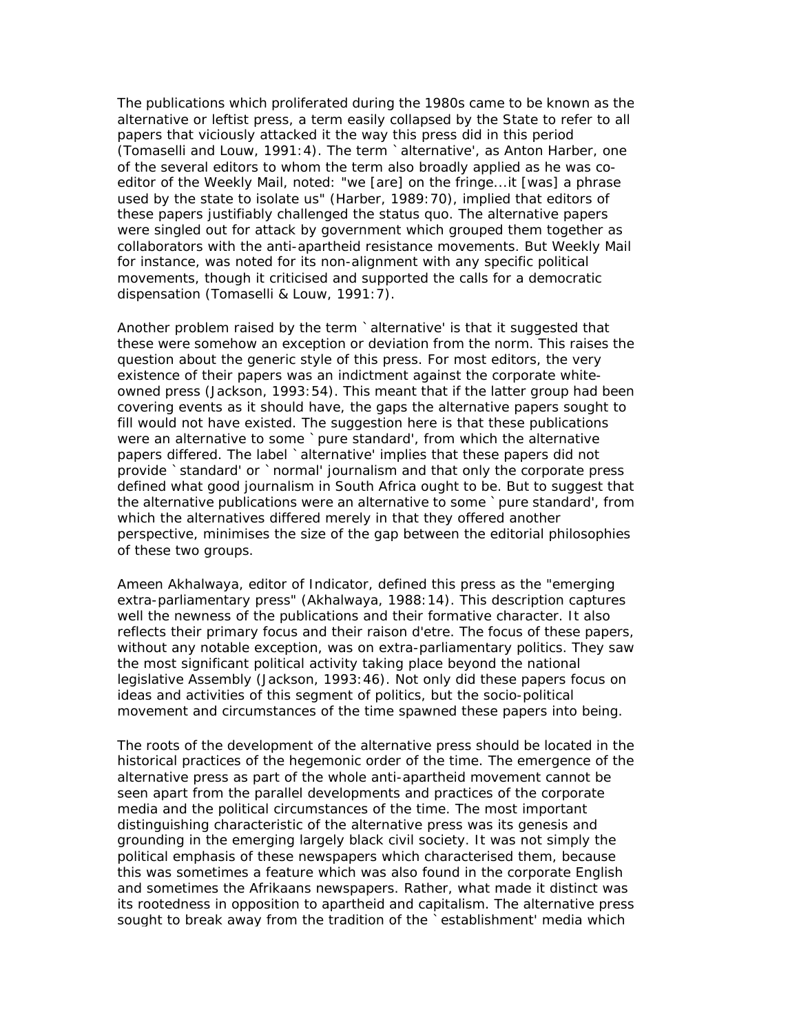The publications which proliferated during the 1980s came to be known as the alternative or leftist press, a term easily collapsed by the State to refer to all papers that viciously attacked it the way this press did in this period (Tomaselli and Louw, 1991:4). The term `alternative', as Anton Harber, one of the several editors to whom the term also broadly applied as he was co-editor of the Weekly Mail, noted: "we [are] on the fringe...it [was] a phrase used by the state to isolate us" (Harber, 1989:70), implied that editors of these papers justifiably challenged the status quo. The alternative papers were singled out for attack by government which grouped them together as collaborators with the anti-apartheid resistance movements. But Weekly Mail for instance, was noted for its non-alignment with any specific political movements, though it criticised and supported the calls for a democratic dispensation (Tomaselli & Louw, 1991:7).

Another problem raised by the term `alternative' is that it suggested that these were somehow an exception or deviation from the norm. This raises the question about the generic style of this press. For most editors, the very existence of their papers was an indictment against the corporate white-owned press (Jackson, 1993:54). This meant that if the latter group had been covering events as it should have, the gaps the alternative papers sought to fill would not have existed. The suggestion here is that these publications were an alternative to some `pure standard', from which the alternative papers differed. The label `alternative' implies that these papers did not provide `standard' or `normal' journalism and that only the corporate press defined what good journalism in South Africa ought to be. But to suggest that the alternative publications were an alternative to some `pure standard', from which the alternatives differed merely in that they offered another perspective, minimises the size of the gap between the editorial philosophies of these two groups.

Ameen Akhalwaya, editor of Indicator, defined this press as the "emerging extra-parliamentary press" (Akhalwaya, 1988:14). This description captures well the newness of the publications and their formative character. It also reflects their primary focus and their raison d'etre. The focus of these papers, without any notable exception, was on extra-parliamentary politics. They saw the most significant political activity taking place beyond the national legislative Assembly (Jackson, 1993:46). Not only did these papers focus on ideas and activities of this segment of politics, but the socio-political movement and circumstances of the time spawned these papers into being.

The roots of the development of the alternative press should be located in the historical practices of the hegemonic order of the time. The emergence of the alternative press as part of the whole anti-apartheid movement cannot be seen apart from the parallel developments and practices of the corporate media and the political circumstances of the time. The most important distinguishing characteristic of the alternative press was its genesis and grounding in the emerging largely black civil society. It was not simply the political emphasis of these newspapers which characterised them, because this was sometimes a feature which was also found in the corporate English and sometimes the Afrikaans newspapers. Rather, what made it distinct was its rootedness in opposition to apartheid and capitalism. The alternative press sought to break away from the tradition of the `establishment' media which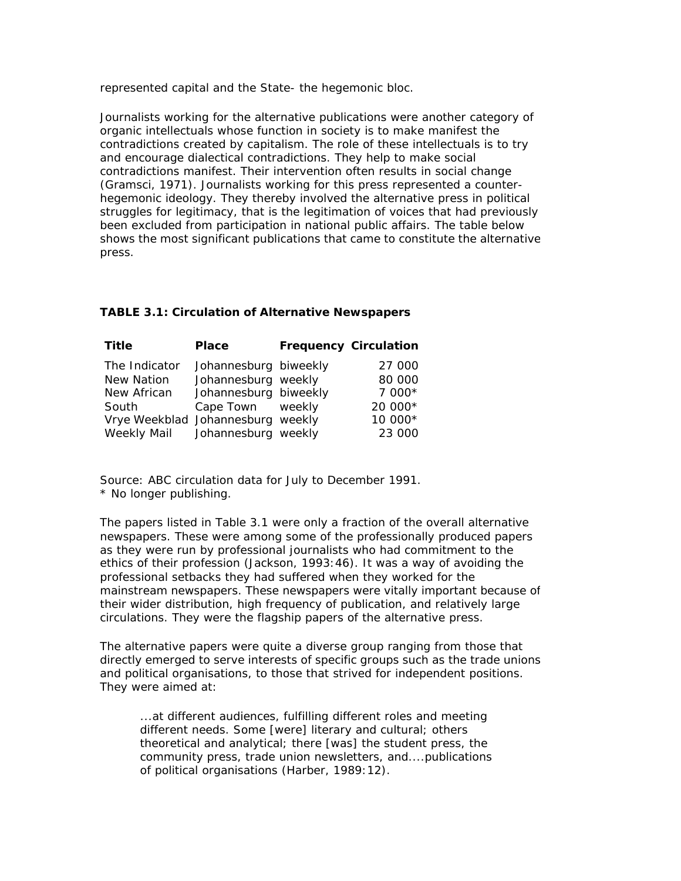represented capital and the State- the hegemonic bloc.

Journalists working for the alternative publications were another category of organic intellectuals whose function in society is to make manifest the contradictions created by capitalism. The role of these intellectuals is to try and encourage dialectical contradictions. They help to make social contradictions manifest. Their intervention often results in social change (Gramsci, 1971). Journalists working for this press represented a counter-hegemonic ideology. They thereby involved the alternative press in political struggles for legitimacy, that is the legitimation of voices that had previously been excluded from participation in national public affairs. The table below shows the most significant publications that came to constitute the alternative press.

**TABLE 3.1: Circulation of Alternative Newspapers**

| Title | Place | Frequency | Circulation |
|---|---|---|---|
| The Indicator | Johannesburg | biweekly | 27 000 |
| New Nation | Johannesburg | weekly | 80 000 |
| New African | Johannesburg | biweekly | 7 000* |
| South | Cape Town | weekly | 20 000* |
| Vrye Weekblad | Johannesburg | weekly | 10 000* |
| Weekly Mail | Johannesburg | weekly | 23 000 |

Source: ABC circulation data for July to December 1991.
* No longer publishing.

The papers listed in Table 3.1 were only a fraction of the overall alternative newspapers. These were among some of the professionally produced papers as they were run by professional journalists who had commitment to the ethics of their profession (Jackson, 1993:46). It was a way of avoiding the professional setbacks they had suffered when they worked for the mainstream newspapers. These newspapers were vitally important because of their wider distribution, high frequency of publication, and relatively large circulations. They were the flagship papers of the alternative press.

The alternative papers were quite a diverse group ranging from those that directly emerged to serve interests of specific groups such as the trade unions and political organisations, to those that strived for independent positions. They were aimed at:

> ...at different audiences, fulfilling different roles and meeting different needs. Some [were] literary and cultural; others theoretical and analytical; there [was] the student press, the community press, trade union newsletters, and....publications of political organisations (Harber, 1989:12).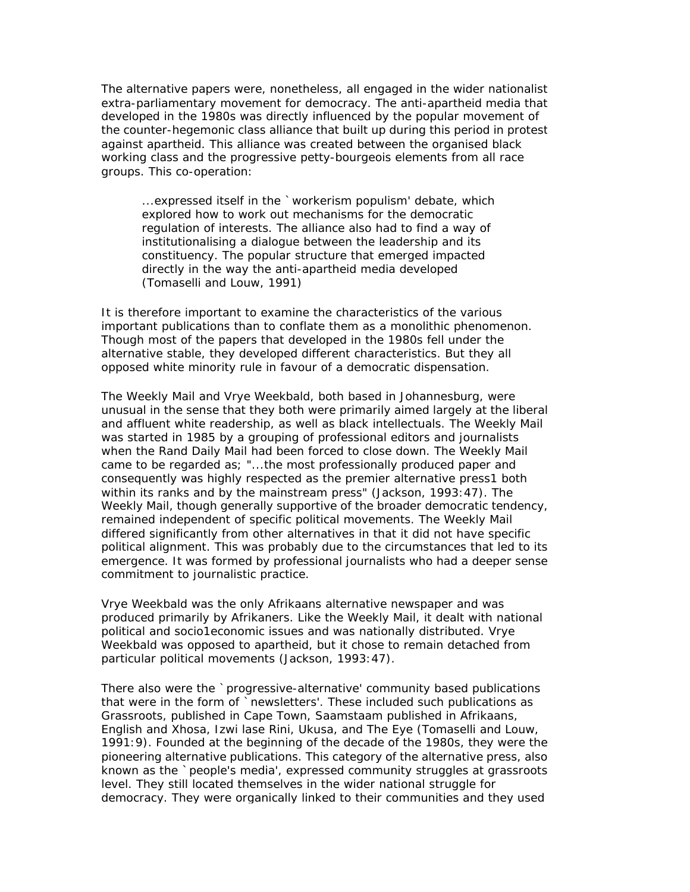The alternative papers were, nonetheless, all engaged in the wider nationalist extra-parliamentary movement for democracy. The anti-apartheid media that developed in the 1980s was directly influenced by the popular movement of the counter-hegemonic class alliance that built up during this period in protest against apartheid. This alliance was created between the organised black working class and the progressive petty-bourgeois elements from all race groups. This co-operation:

> ...expressed itself in the `workerism populism' debate, which explored how to work out mechanisms for the democratic regulation of interests. The alliance also had to find a way of institutionalising a dialogue between the leadership and its constituency. The popular structure that emerged impacted directly in the way the anti-apartheid media developed (Tomaselli and Louw, 1991)

It is therefore important to examine the characteristics of the various important publications than to conflate them as a monolithic phenomenon. Though most of the papers that developed in the 1980s fell under the alternative stable, they developed different characteristics. But they all opposed white minority rule in favour of a democratic dispensation.

The Weekly Mail and Vrye Weekbald, both based in Johannesburg, were unusual in the sense that they both were primarily aimed largely at the liberal and affluent white readership, as well as black intellectuals. The Weekly Mail was started in 1985 by a grouping of professional editors and journalists when the Rand Daily Mail had been forced to close down. The Weekly Mail came to be regarded as; "...the most professionally produced paper and consequently was highly respected as the premier alternative press1 both within its ranks and by the mainstream press" (Jackson, 1993:47). The Weekly Mail, though generally supportive of the broader democratic tendency, remained independent of specific political movements. The Weekly Mail differed significantly from other alternatives in that it did not have specific political alignment. This was probably due to the circumstances that led to its emergence. It was formed by professional journalists who had a deeper sense commitment to journalistic practice.

Vrye Weekbald was the only Afrikaans alternative newspaper and was produced primarily by Afrikaners. Like the Weekly Mail, it dealt with national political and socio1economic issues and was nationally distributed. Vrye Weekbald was opposed to apartheid, but it chose to remain detached from particular political movements (Jackson, 1993:47).

There also were the `progressive-alternative' community based publications that were in the form of `newsletters'. These included such publications as Grassroots, published in Cape Town, Saamstaam published in Afrikaans, English and Xhosa, Izwi lase Rini, Ukusa, and The Eye (Tomaselli and Louw, 1991:9). Founded at the beginning of the decade of the 1980s, they were the pioneering alternative publications. This category of the alternative press, also known as the `people's media', expressed community struggles at grassroots level. They still located themselves in the wider national struggle for democracy. They were organically linked to their communities and they used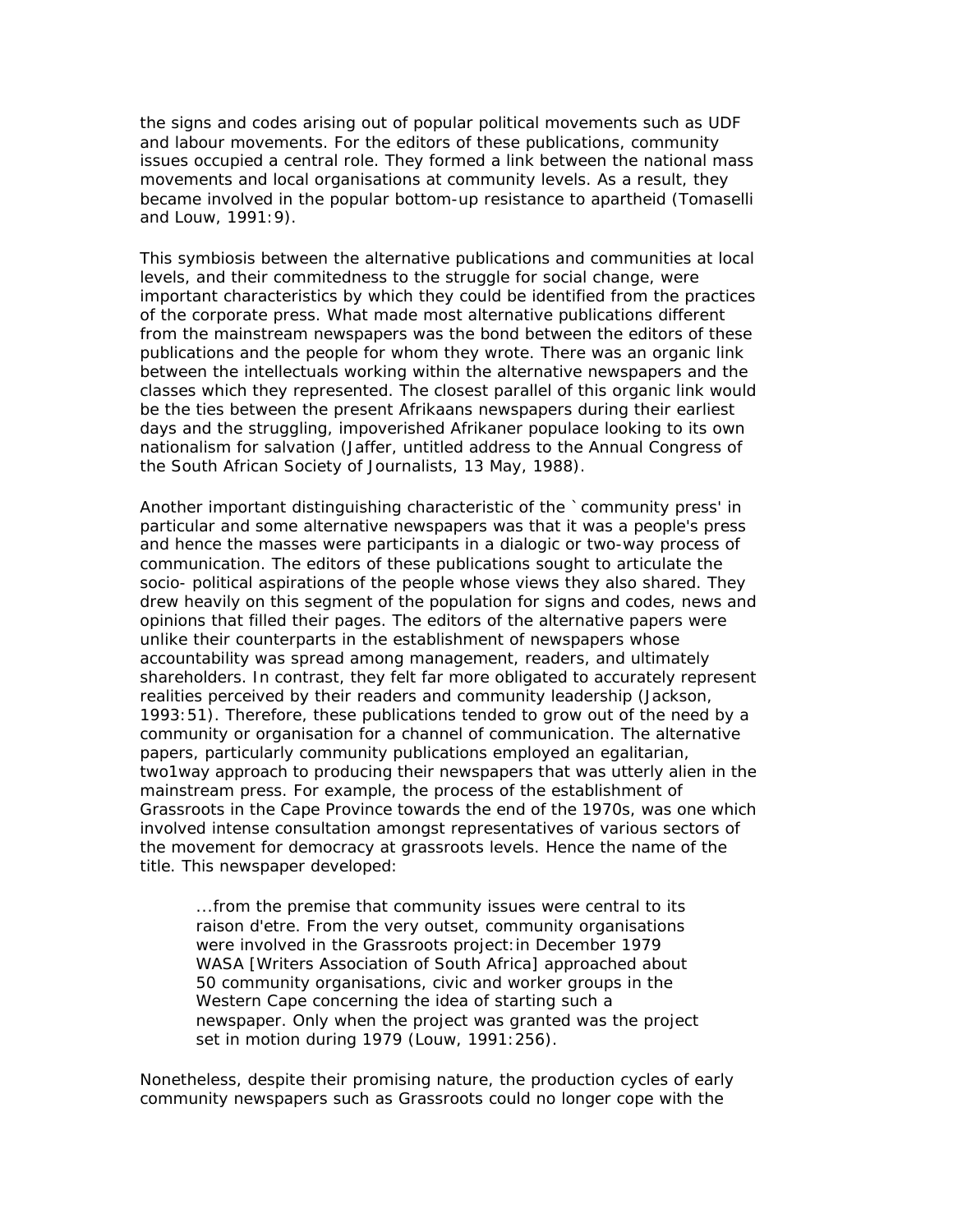the signs and codes arising out of popular political movements such as UDF and labour movements. For the editors of these publications, community issues occupied a central role. They formed a link between the national mass movements and local organisations at community levels. As a result, they became involved in the popular bottom-up resistance to apartheid (Tomaselli and Louw, 1991:9).

This symbiosis between the alternative publications and communities at local levels, and their commitedness to the struggle for social change, were important characteristics by which they could be identified from the practices of the corporate press. What made most alternative publications different from the mainstream newspapers was the bond between the editors of these publications and the people for whom they wrote. There was an organic link between the intellectuals working within the alternative newspapers and the classes which they represented. The closest parallel of this organic link would be the ties between the present Afrikaans newspapers during their earliest days and the struggling, impoverished Afrikaner populace looking to its own nationalism for salvation (Jaffer, untitled address to the Annual Congress of the South African Society of Journalists, 13 May, 1988).

Another important distinguishing characteristic of the `community press' in particular and some alternative newspapers was that it was a people's press and hence the masses were participants in a dialogic or two-way process of communication. The editors of these publications sought to articulate the socio- political aspirations of the people whose views they also shared. They drew heavily on this segment of the population for signs and codes, news and opinions that filled their pages. The editors of the alternative papers were unlike their counterparts in the establishment of newspapers whose accountability was spread among management, readers, and ultimately shareholders. In contrast, they felt far more obligated to accurately represent realities perceived by their readers and community leadership (Jackson, 1993:51). Therefore, these publications tended to grow out of the need by a community or organisation for a channel of communication. The alternative papers, particularly community publications employed an egalitarian, two1way approach to producing their newspapers that was utterly alien in the mainstream press. For example, the process of the establishment of Grassroots in the Cape Province towards the end of the 1970s, was one which involved intense consultation amongst representatives of various sectors of the movement for democracy at grassroots levels. Hence the name of the title. This newspaper developed:

> ...from the premise that community issues were central to its raison d'etre. From the very outset, community organisations were involved in the Grassroots project:in December 1979 WASA [Writers Association of South Africa] approached about 50 community organisations, civic and worker groups in the Western Cape concerning the idea of starting such a newspaper. Only when the project was granted was the project set in motion during 1979 (Louw, 1991:256).

Nonetheless, despite their promising nature, the production cycles of early community newspapers such as Grassroots could no longer cope with the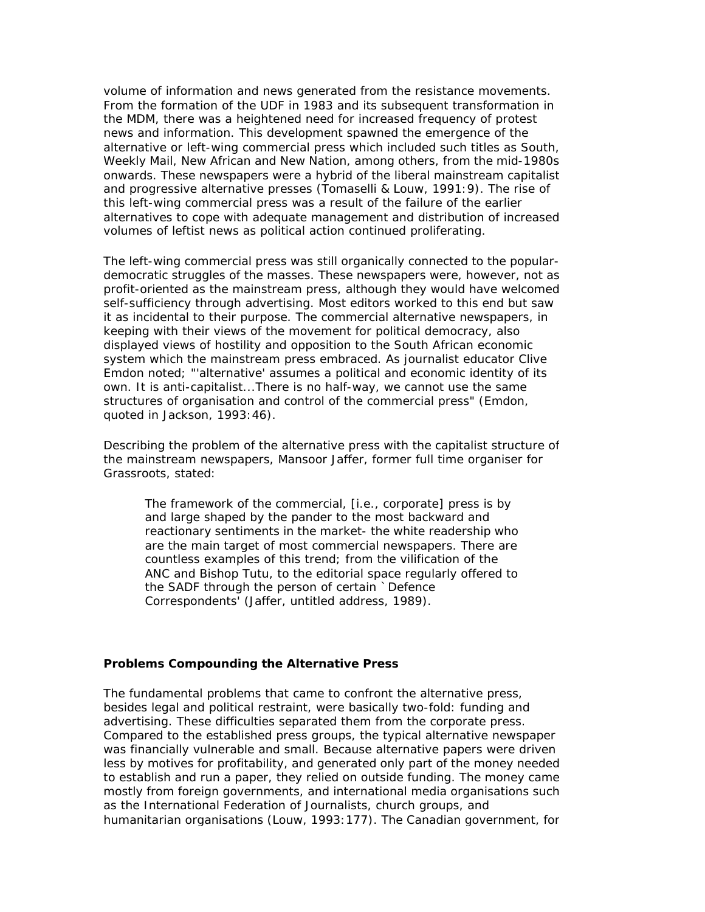volume of information and news generated from the resistance movements. From the formation of the UDF in 1983 and its subsequent transformation in the MDM, there was a heightened need for increased frequency of protest news and information. This development spawned the emergence of the alternative or left-wing commercial press which included such titles as South, Weekly Mail, New African and New Nation, among others, from the mid-1980s onwards. These newspapers were a hybrid of the liberal mainstream capitalist and progressive alternative presses (Tomaselli & Louw, 1991:9). The rise of this left-wing commercial press was a result of the failure of the earlier alternatives to cope with adequate management and distribution of increased volumes of leftist news as political action continued proliferating.

The left-wing commercial press was still organically connected to the popular-democratic struggles of the masses. These newspapers were, however, not as profit-oriented as the mainstream press, although they would have welcomed self-sufficiency through advertising. Most editors worked to this end but saw it as incidental to their purpose. The commercial alternative newspapers, in keeping with their views of the movement for political democracy, also displayed views of hostility and opposition to the South African economic system which the mainstream press embraced. As journalist educator Clive Emdon noted; "'alternative' assumes a political and economic identity of its own. It is anti-capitalist...There is no half-way, we cannot use the same structures of organisation and control of the commercial press" (Emdon, quoted in Jackson, 1993:46).

Describing the problem of the alternative press with the capitalist structure of the mainstream newspapers, Mansoor Jaffer, former full time organiser for Grassroots, stated:

> The framework of the commercial, [i.e., corporate] press is by and large shaped by the pander to the most backward and reactionary sentiments in the market- the white readership who are the main target of most commercial newspapers. There are countless examples of this trend; from the vilification of the ANC and Bishop Tutu, to the editorial space regularly offered to the SADF through the person of certain `Defence Correspondents' (Jaffer, untitled address, 1989).

**Problems Compounding the Alternative Press**

The fundamental problems that came to confront the alternative press, besides legal and political restraint, were basically two-fold: funding and advertising. These difficulties separated them from the corporate press. Compared to the established press groups, the typical alternative newspaper was financially vulnerable and small. Because alternative papers were driven less by motives for profitability, and generated only part of the money needed to establish and run a paper, they relied on outside funding. The money came mostly from foreign governments, and international media organisations such as the International Federation of Journalists, church groups, and humanitarian organisations (Louw, 1993:177). The Canadian government, for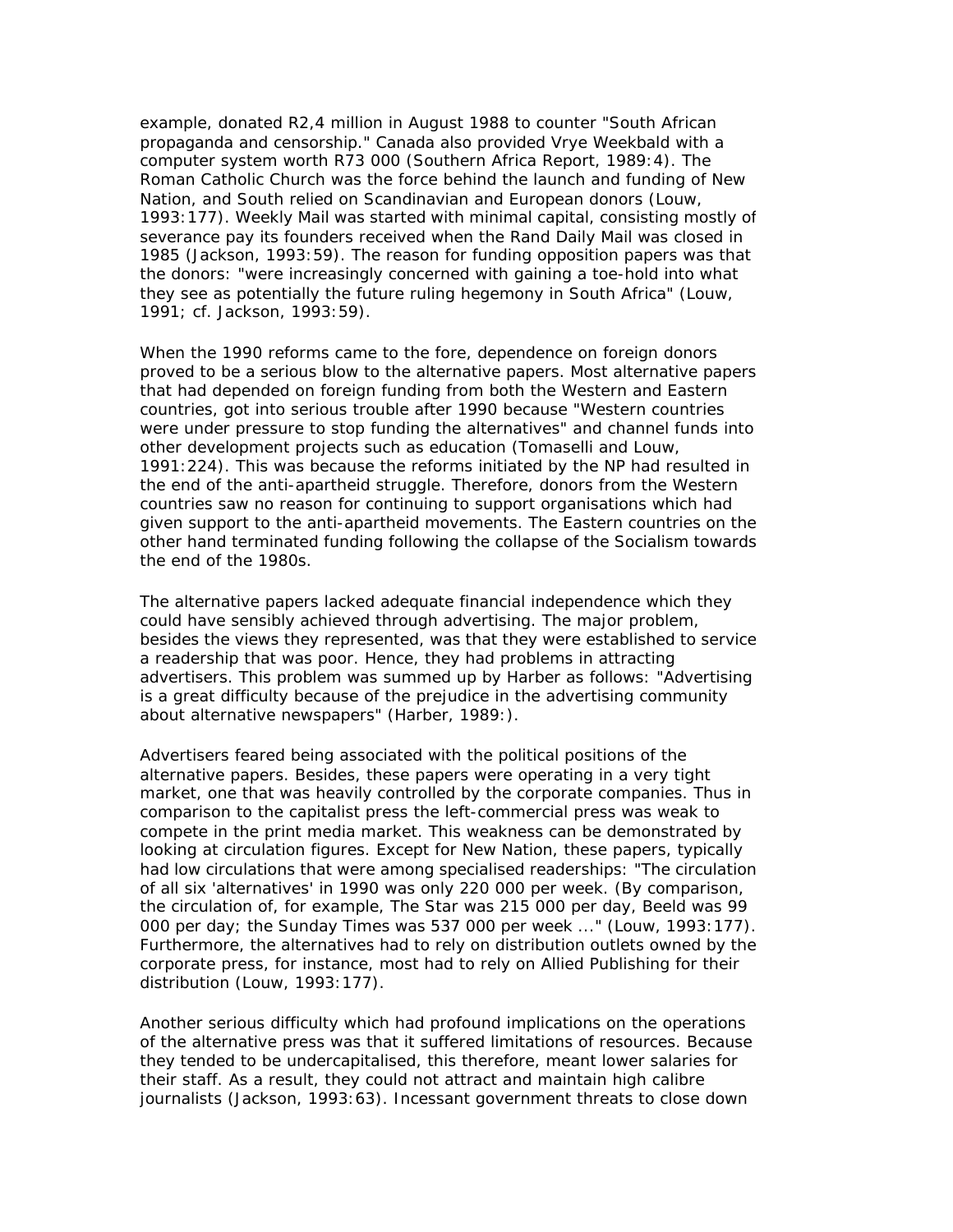example, donated R2,4 million in August 1988 to counter "South African propaganda and censorship." Canada also provided Vrye Weekbald with a computer system worth R73 000 (Southern Africa Report, 1989:4). The Roman Catholic Church was the force behind the launch and funding of New Nation, and South relied on Scandinavian and European donors (Louw, 1993:177). Weekly Mail was started with minimal capital, consisting mostly of severance pay its founders received when the Rand Daily Mail was closed in 1985 (Jackson, 1993:59). The reason for funding opposition papers was that the donors: "were increasingly concerned with gaining a toe-hold into what they see as potentially the future ruling hegemony in South Africa" (Louw, 1991; cf. Jackson, 1993:59).

When the 1990 reforms came to the fore, dependence on foreign donors proved to be a serious blow to the alternative papers. Most alternative papers that had depended on foreign funding from both the Western and Eastern countries, got into serious trouble after 1990 because "Western countries were under pressure to stop funding the alternatives" and channel funds into other development projects such as education (Tomaselli and Louw, 1991:224). This was because the reforms initiated by the NP had resulted in the end of the anti-apartheid struggle. Therefore, donors from the Western countries saw no reason for continuing to support organisations which had given support to the anti-apartheid movements. The Eastern countries on the other hand terminated funding following the collapse of the Socialism towards the end of the 1980s.

The alternative papers lacked adequate financial independence which they could have sensibly achieved through advertising. The major problem, besides the views they represented, was that they were established to service a readership that was poor. Hence, they had problems in attracting advertisers. This problem was summed up by Harber as follows: "Advertising is a great difficulty because of the prejudice in the advertising community about alternative newspapers" (Harber, 1989:).

Advertisers feared being associated with the political positions of the alternative papers. Besides, these papers were operating in a very tight market, one that was heavily controlled by the corporate companies. Thus in comparison to the capitalist press the left-commercial press was weak to compete in the print media market. This weakness can be demonstrated by looking at circulation figures. Except for New Nation, these papers, typically had low circulations that were among specialised readerships: "The circulation of all six 'alternatives' in 1990 was only 220 000 per week. (By comparison, the circulation of, for example, The Star was 215 000 per day, Beeld was 99 000 per day; the Sunday Times was 537 000 per week ..." (Louw, 1993:177). Furthermore, the alternatives had to rely on distribution outlets owned by the corporate press, for instance, most had to rely on Allied Publishing for their distribution (Louw, 1993:177).

Another serious difficulty which had profound implications on the operations of the alternative press was that it suffered limitations of resources. Because they tended to be undercapitalised, this therefore, meant lower salaries for their staff. As a result, they could not attract and maintain high calibre journalists (Jackson, 1993:63). Incessant government threats to close down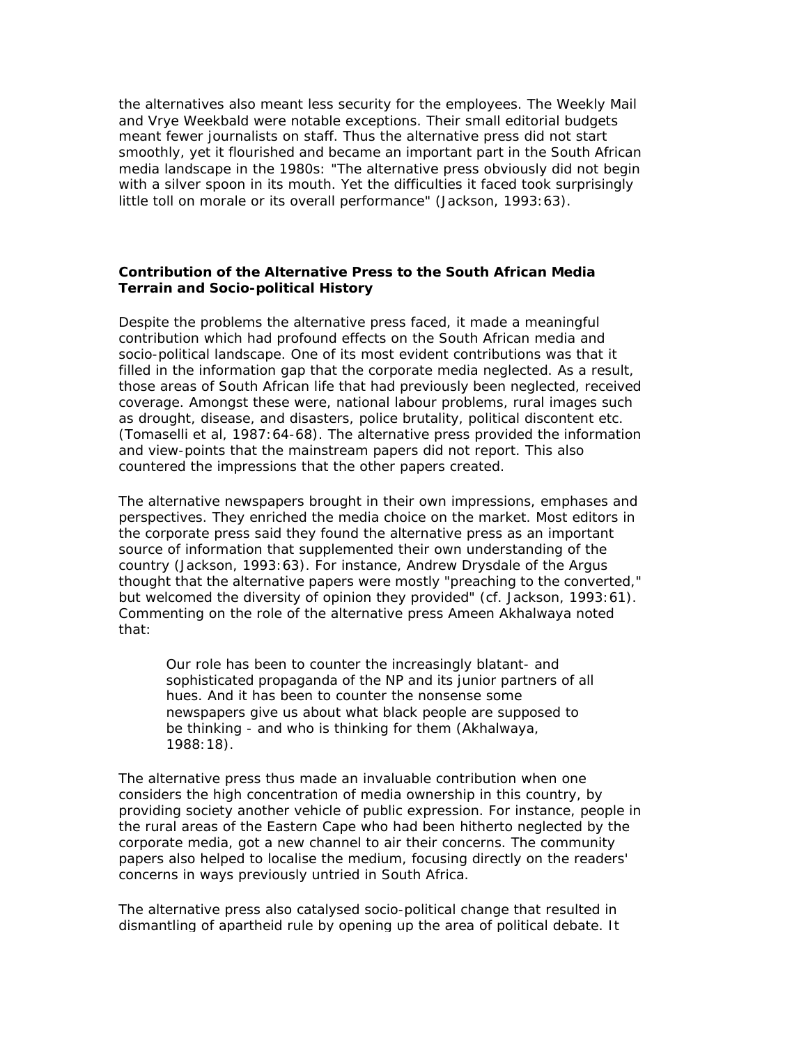the alternatives also meant less security for the employees. The Weekly Mail and Vrye Weekbald were notable exceptions. Their small editorial budgets meant fewer journalists on staff. Thus the alternative press did not start smoothly, yet it flourished and became an important part in the South African media landscape in the 1980s: "The alternative press obviously did not begin with a silver spoon in its mouth. Yet the difficulties it faced took surprisingly little toll on morale or its overall performance" (Jackson, 1993:63).

**Contribution of the Alternative Press to the South African Media Terrain and Socio-political History**

Despite the problems the alternative press faced, it made a meaningful contribution which had profound effects on the South African media and socio-political landscape. One of its most evident contributions was that it filled in the information gap that the corporate media neglected. As a result, those areas of South African life that had previously been neglected, received coverage. Amongst these were, national labour problems, rural images such as drought, disease, and disasters, police brutality, political discontent etc. (Tomaselli et al, 1987:64-68). The alternative press provided the information and view-points that the mainstream papers did not report. This also countered the impressions that the other papers created.

The alternative newspapers brought in their own impressions, emphases and perspectives. They enriched the media choice on the market. Most editors in the corporate press said they found the alternative press as an important source of information that supplemented their own understanding of the country (Jackson, 1993:63). For instance, Andrew Drysdale of the Argus thought that the alternative papers were mostly "preaching to the converted," but welcomed the diversity of opinion they provided" (cf. Jackson, 1993:61). Commenting on the role of the alternative press Ameen Akhalwaya noted that:

> Our role has been to counter the increasingly blatant- and sophisticated propaganda of the NP and its junior partners of all hues. And it has been to counter the nonsense some newspapers give us about what black people are supposed to be thinking - and who is thinking for them (Akhalwaya, 1988:18).

The alternative press thus made an invaluable contribution when one considers the high concentration of media ownership in this country, by providing society another vehicle of public expression. For instance, people in the rural areas of the Eastern Cape who had been hitherto neglected by the corporate media, got a new channel to air their concerns. The community papers also helped to localise the medium, focusing directly on the readers' concerns in ways previously untried in South Africa.

The alternative press also catalysed socio-political change that resulted in dismantling of apartheid rule by opening up the area of political debate. It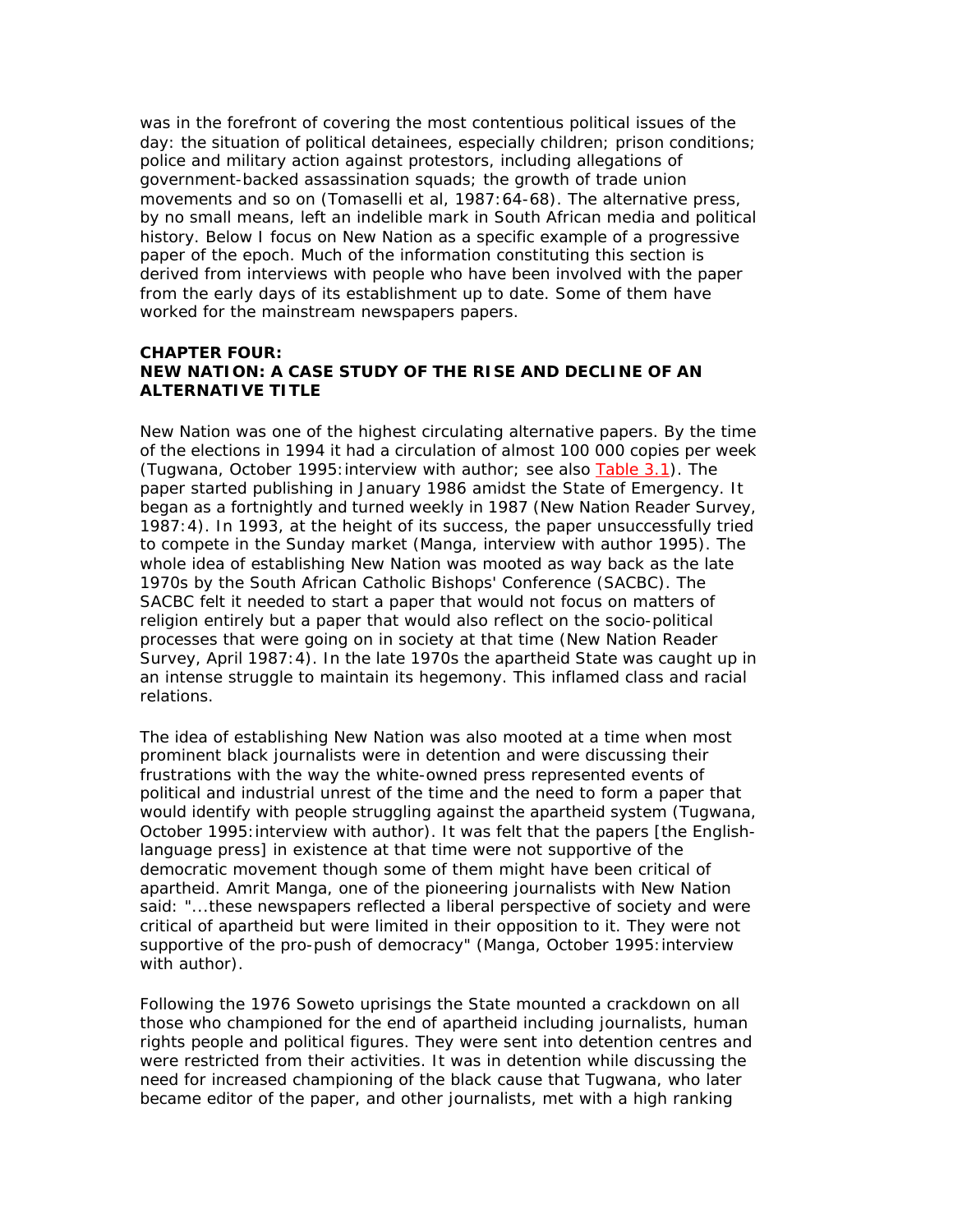was in the forefront of covering the most contentious political issues of the day: the situation of political detainees, especially children; prison conditions; police and military action against protestors, including allegations of government-backed assassination squads; the growth of trade union movements and so on (Tomaselli et al, 1987:64-68). The alternative press, by no small means, left an indelible mark in South African media and political history. Below I focus on New Nation as a specific example of a progressive paper of the epoch. Much of the information constituting this section is derived from interviews with people who have been involved with the paper from the early days of its establishment up to date. Some of them have worked for the mainstream newspapers papers.

## CHAPTER FOUR: NEW NATION: A CASE STUDY OF THE RISE AND DECLINE OF AN ALTERNATIVE TITLE

New Nation was one of the highest circulating alternative papers. By the time of the elections in 1994 it had a circulation of almost 100 000 copies per week (Tugwana, October 1995:interview with author; see also Table 3.1). The paper started publishing in January 1986 amidst the State of Emergency. It began as a fortnightly and turned weekly in 1987 (New Nation Reader Survey, 1987:4). In 1993, at the height of its success, the paper unsuccessfully tried to compete in the Sunday market (Manga, interview with author 1995). The whole idea of establishing New Nation was mooted as way back as the late 1970s by the South African Catholic Bishops' Conference (SACBC). The SACBC felt it needed to start a paper that would not focus on matters of religion entirely but a paper that would also reflect on the socio-political processes that were going on in society at that time (New Nation Reader Survey, April 1987:4). In the late 1970s the apartheid State was caught up in an intense struggle to maintain its hegemony. This inflamed class and racial relations.

The idea of establishing New Nation was also mooted at a time when most prominent black journalists were in detention and were discussing their frustrations with the way the white-owned press represented events of political and industrial unrest of the time and the need to form a paper that would identify with people struggling against the apartheid system (Tugwana, October 1995:interview with author). It was felt that the papers [the English-language press] in existence at that time were not supportive of the democratic movement though some of them might have been critical of apartheid. Amrit Manga, one of the pioneering journalists with New Nation said: "...these newspapers reflected a liberal perspective of society and were critical of apartheid but were limited in their opposition to it. They were not supportive of the pro-push of democracy" (Manga, October 1995:interview with author).

Following the 1976 Soweto uprisings the State mounted a crackdown on all those who championed for the end of apartheid including journalists, human rights people and political figures. They were sent into detention centres and were restricted from their activities. It was in detention while discussing the need for increased championing of the black cause that Tugwana, who later became editor of the paper, and other journalists, met with a high ranking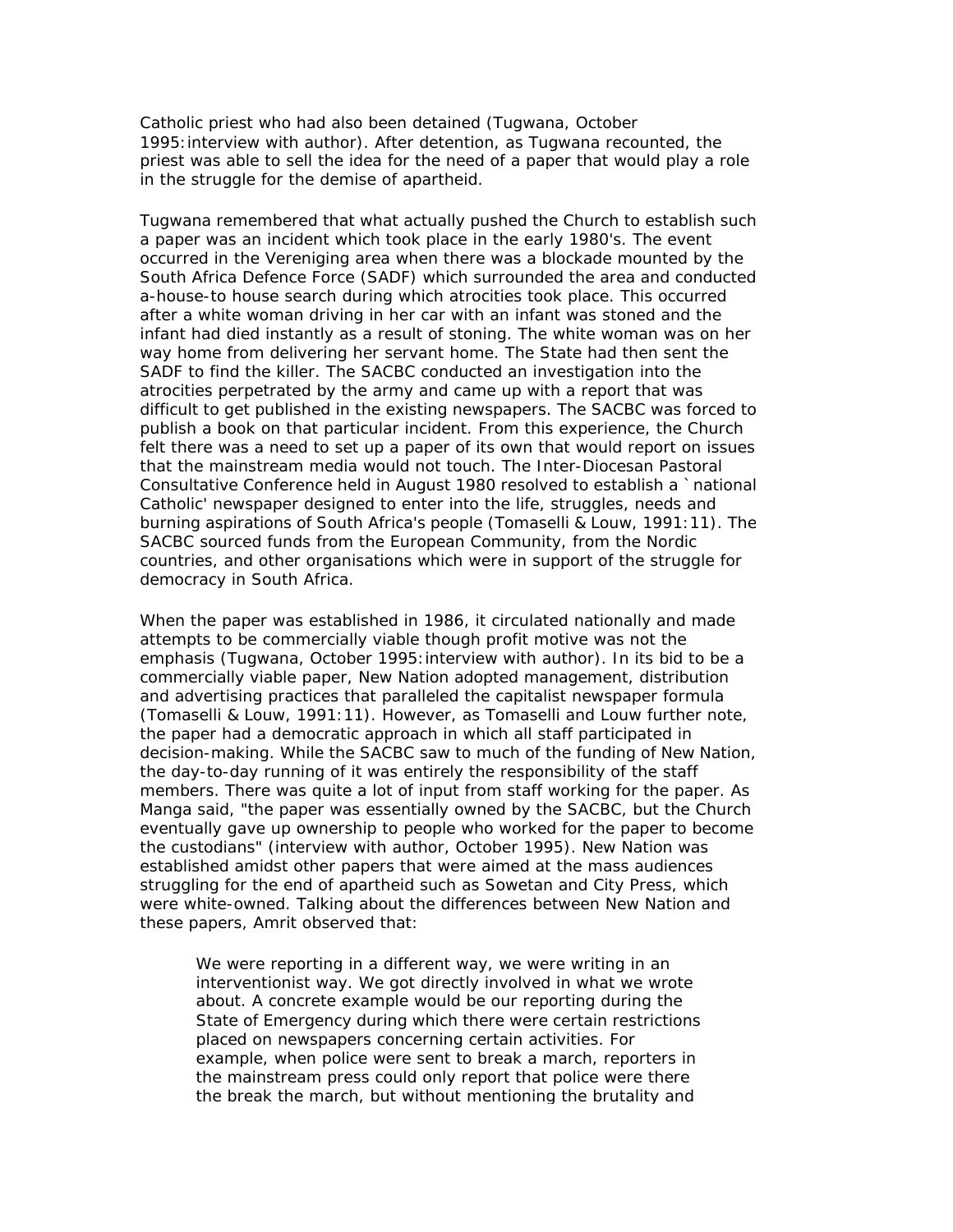Catholic priest who had also been detained (Tugwana, October 1995:interview with author). After detention, as Tugwana recounted, the priest was able to sell the idea for the need of a paper that would play a role in the struggle for the demise of apartheid.

Tugwana remembered that what actually pushed the Church to establish such a paper was an incident which took place in the early 1980's. The event occurred in the Vereniging area when there was a blockade mounted by the South Africa Defence Force (SADF) which surrounded the area and conducted a-house-to house search during which atrocities took place. This occurred after a white woman driving in her car with an infant was stoned and the infant had died instantly as a result of stoning. The white woman was on her way home from delivering her servant home. The State had then sent the SADF to find the killer. The SACBC conducted an investigation into the atrocities perpetrated by the army and came up with a report that was difficult to get published in the existing newspapers. The SACBC was forced to publish a book on that particular incident. From this experience, the Church felt there was a need to set up a paper of its own that would report on issues that the mainstream media would not touch. The Inter-Diocesan Pastoral Consultative Conference held in August 1980 resolved to establish a `national Catholic' newspaper designed to enter into the life, struggles, needs and burning aspirations of South Africa's people (Tomaselli & Louw, 1991:11). The SACBC sourced funds from the European Community, from the Nordic countries, and other organisations which were in support of the struggle for democracy in South Africa.

When the paper was established in 1986, it circulated nationally and made attempts to be commercially viable though profit motive was not the emphasis (Tugwana, October 1995:interview with author). In its bid to be a commercially viable paper, New Nation adopted management, distribution and advertising practices that paralleled the capitalist newspaper formula (Tomaselli & Louw, 1991:11). However, as Tomaselli and Louw further note, the paper had a democratic approach in which all staff participated in decision-making. While the SACBC saw to much of the funding of New Nation, the day-to-day running of it was entirely the responsibility of the staff members. There was quite a lot of input from staff working for the paper. As Manga said, "the paper was essentially owned by the SACBC, but the Church eventually gave up ownership to people who worked for the paper to become the custodians" (interview with author, October 1995). New Nation was established amidst other papers that were aimed at the mass audiences struggling for the end of apartheid such as Sowetan and City Press, which were white-owned. Talking about the differences between New Nation and these papers, Amrit observed that:

> We were reporting in a different way, we were writing in an interventionist way. We got directly involved in what we wrote about. A concrete example would be our reporting during the State of Emergency during which there were certain restrictions placed on newspapers concerning certain activities. For example, when police were sent to break a march, reporters in the mainstream press could only report that police were there the break the march, but without mentioning the brutality and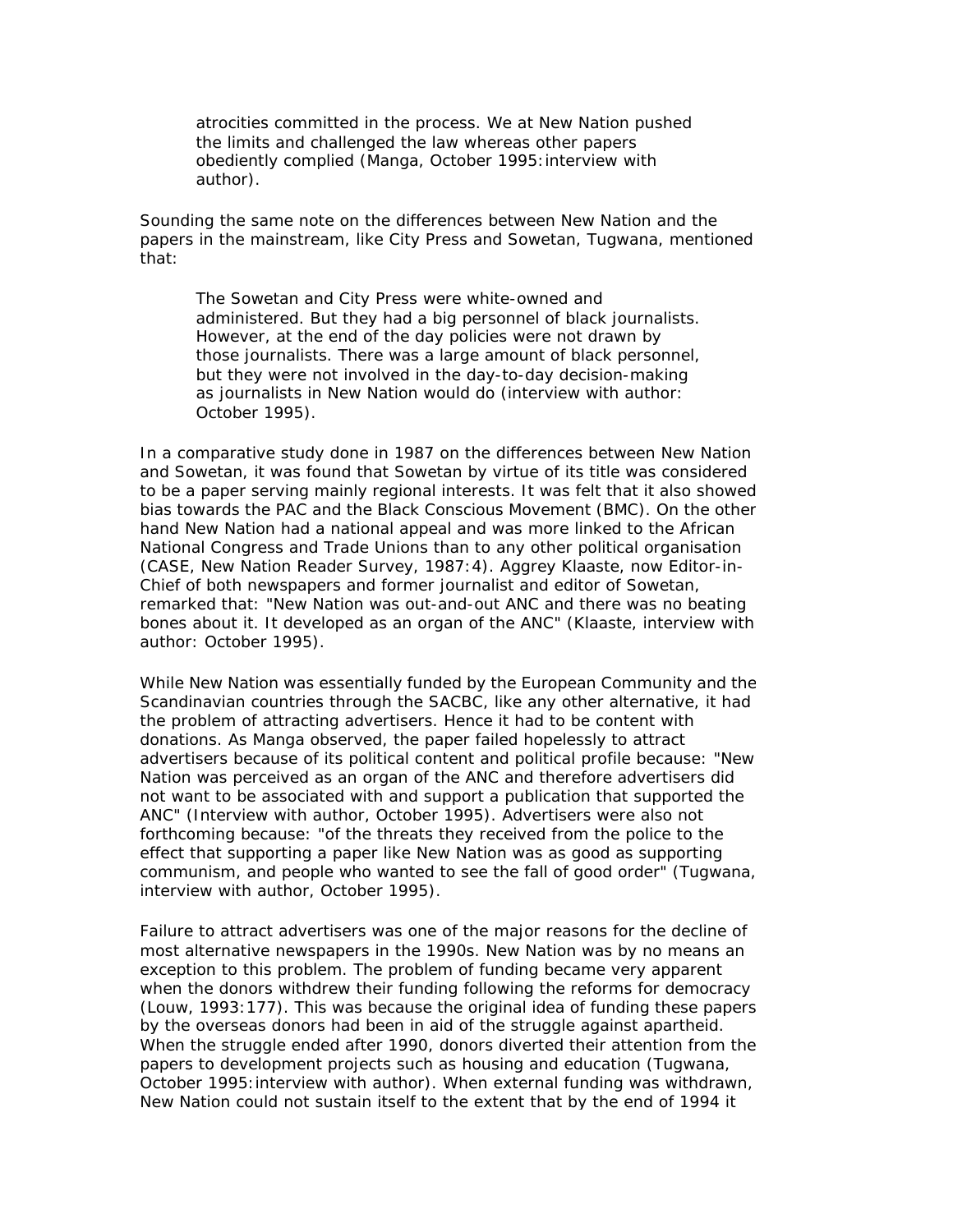> atrocities committed in the process. We at New Nation pushed the limits and challenged the law whereas other papers obediently complied (Manga, October 1995:interview with author).

Sounding the same note on the differences between New Nation and the papers in the mainstream, like City Press and Sowetan, Tugwana, mentioned that:

> The Sowetan and City Press were white-owned and administered. But they had a big personnel of black journalists. However, at the end of the day policies were not drawn by those journalists. There was a large amount of black personnel, but they were not involved in the day-to-day decision-making as journalists in New Nation would do (interview with author: October 1995).

In a comparative study done in 1987 on the differences between New Nation and Sowetan, it was found that Sowetan by virtue of its title was considered to be a paper serving mainly regional interests. It was felt that it also showed bias towards the PAC and the Black Conscious Movement (BMC). On the other hand New Nation had a national appeal and was more linked to the African National Congress and Trade Unions than to any other political organisation (CASE, New Nation Reader Survey, 1987:4). Aggrey Klaaste, now Editor-in-Chief of both newspapers and former journalist and editor of Sowetan, remarked that: "New Nation was out-and-out ANC and there was no beating bones about it. It developed as an organ of the ANC" (Klaaste, interview with author: October 1995).

While New Nation was essentially funded by the European Community and the Scandinavian countries through the SACBC, like any other alternative, it had the problem of attracting advertisers. Hence it had to be content with donations. As Manga observed, the paper failed hopelessly to attract advertisers because of its political content and political profile because: "New Nation was perceived as an organ of the ANC and therefore advertisers did not want to be associated with and support a publication that supported the ANC" (Interview with author, October 1995). Advertisers were also not forthcoming because: "of the threats they received from the police to the effect that supporting a paper like New Nation was as good as supporting communism, and people who wanted to see the fall of good order" (Tugwana, interview with author, October 1995).

Failure to attract advertisers was one of the major reasons for the decline of most alternative newspapers in the 1990s. New Nation was by no means an exception to this problem. The problem of funding became very apparent when the donors withdrew their funding following the reforms for democracy (Louw, 1993:177). This was because the original idea of funding these papers by the overseas donors had been in aid of the struggle against apartheid. When the struggle ended after 1990, donors diverted their attention from the papers to development projects such as housing and education (Tugwana, October 1995:interview with author). When external funding was withdrawn, New Nation could not sustain itself to the extent that by the end of 1994 it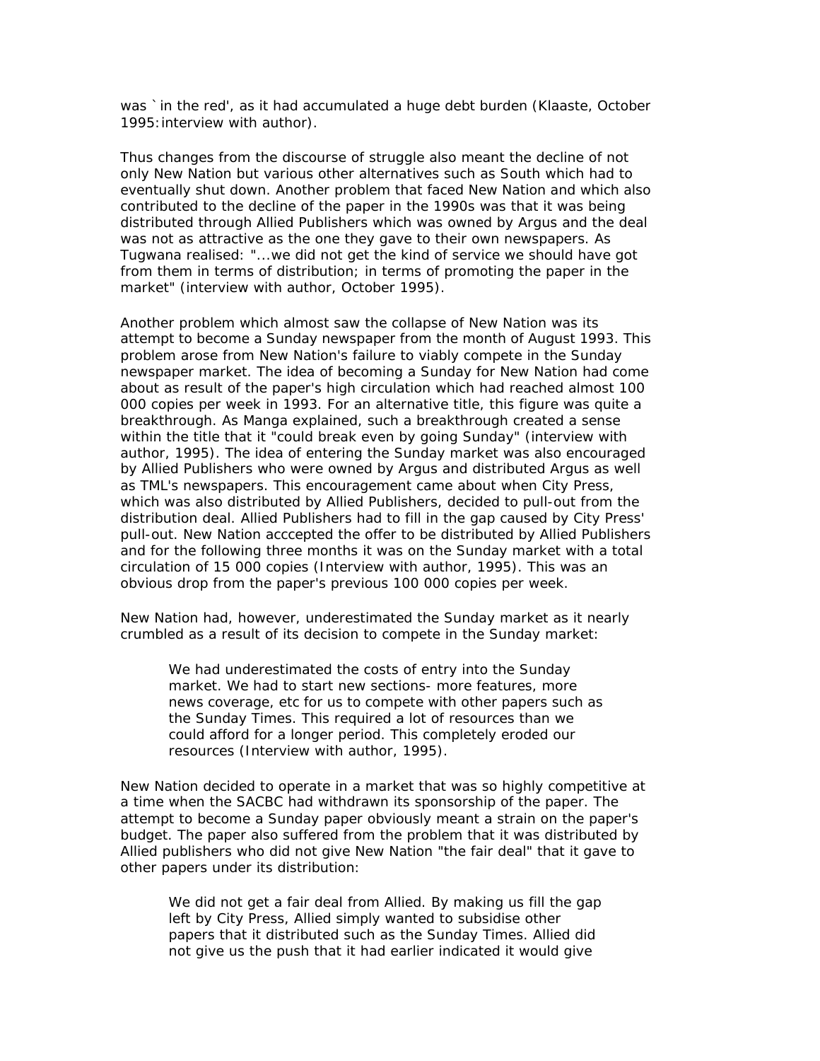was `in the red', as it had accumulated a huge debt burden (Klaaste, October 1995:interview with author).

Thus changes from the discourse of struggle also meant the decline of not only New Nation but various other alternatives such as South which had to eventually shut down. Another problem that faced New Nation and which also contributed to the decline of the paper in the 1990s was that it was being distributed through Allied Publishers which was owned by Argus and the deal was not as attractive as the one they gave to their own newspapers. As Tugwana realised: "...we did not get the kind of service we should have got from them in terms of distribution; in terms of promoting the paper in the market" (interview with author, October 1995).

Another problem which almost saw the collapse of New Nation was its attempt to become a Sunday newspaper from the month of August 1993. This problem arose from New Nation's failure to viably compete in the Sunday newspaper market. The idea of becoming a Sunday for New Nation had come about as result of the paper's high circulation which had reached almost 100 000 copies per week in 1993. For an alternative title, this figure was quite a breakthrough. As Manga explained, such a breakthrough created a sense within the title that it "could break even by going Sunday" (interview with author, 1995). The idea of entering the Sunday market was also encouraged by Allied Publishers who were owned by Argus and distributed Argus as well as TML's newspapers. This encouragement came about when City Press, which was also distributed by Allied Publishers, decided to pull-out from the distribution deal. Allied Publishers had to fill in the gap caused by City Press' pull-out. New Nation acccepted the offer to be distributed by Allied Publishers and for the following three months it was on the Sunday market with a total circulation of 15 000 copies (Interview with author, 1995). This was an obvious drop from the paper's previous 100 000 copies per week.

New Nation had, however, underestimated the Sunday market as it nearly crumbled as a result of its decision to compete in the Sunday market:

> We had underestimated the costs of entry into the Sunday market. We had to start new sections- more features, more news coverage, etc for us to compete with other papers such as the Sunday Times. This required a lot of resources than we could afford for a longer period. This completely eroded our resources (Interview with author, 1995).

New Nation decided to operate in a market that was so highly competitive at a time when the SACBC had withdrawn its sponsorship of the paper. The attempt to become a Sunday paper obviously meant a strain on the paper's budget. The paper also suffered from the problem that it was distributed by Allied publishers who did not give New Nation "the fair deal" that it gave to other papers under its distribution:

> We did not get a fair deal from Allied. By making us fill the gap left by City Press, Allied simply wanted to subsidise other papers that it distributed such as the Sunday Times. Allied did not give us the push that it had earlier indicated it would give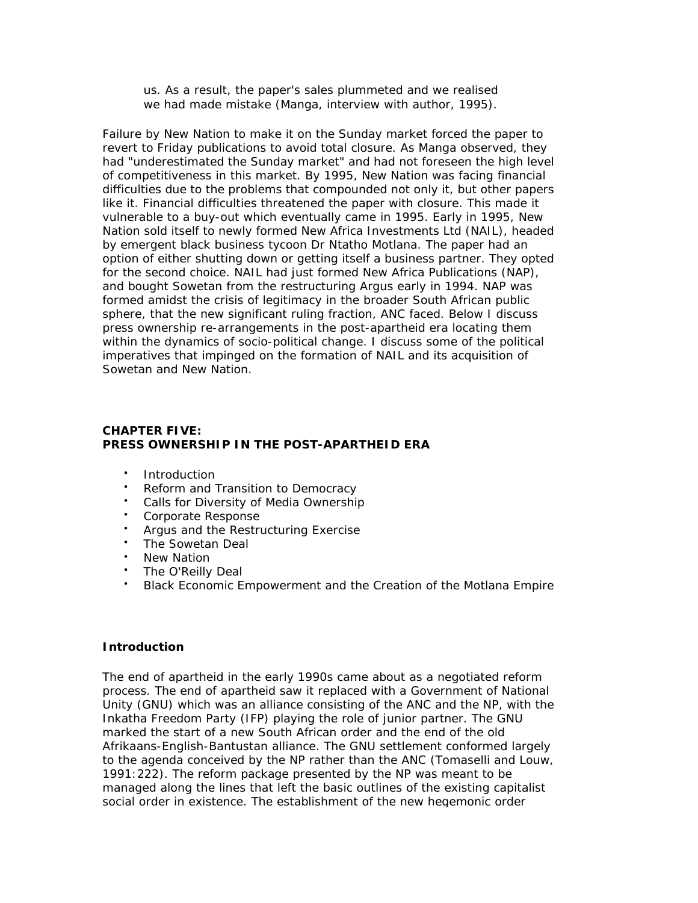> us. As a result, the paper's sales plummeted and we realised we had made mistake (Manga, interview with author, 1995).

Failure by New Nation to make it on the Sunday market forced the paper to revert to Friday publications to avoid total closure. As Manga observed, they had "underestimated the Sunday market" and had not foreseen the high level of competitiveness in this market. By 1995, New Nation was facing financial difficulties due to the problems that compounded not only it, but other papers like it. Financial difficulties threatened the paper with closure. This made it vulnerable to a buy-out which eventually came in 1995. Early in 1995, New Nation sold itself to newly formed New Africa Investments Ltd (NAIL), headed by emergent black business tycoon Dr Ntatho Motlana. The paper had an option of either shutting down or getting itself a business partner. They opted for the second choice. NAIL had just formed New Africa Publications (NAP), and bought Sowetan from the restructuring Argus early in 1994. NAP was formed amidst the crisis of legitimacy in the broader South African public sphere, that the new significant ruling fraction, ANC faced. Below I discuss press ownership re-arrangements in the post-apartheid era locating them within the dynamics of socio-political change. I discuss some of the political imperatives that impinged on the formation of NAIL and its acquisition of Sowetan and New Nation.

## CHAPTER FIVE: PRESS OWNERSHIP IN THE POST-APARTHEID ERA

- Introduction
- Reform and Transition to Democracy
- Calls for Diversity of Media Ownership
- Corporate Response
- Argus and the Restructuring Exercise
- The Sowetan Deal
- New Nation
- The O'Reilly Deal
- Black Economic Empowerment and the Creation of the Motlana Empire

### Introduction

The end of apartheid in the early 1990s came about as a negotiated reform process. The end of apartheid saw it replaced with a Government of National Unity (GNU) which was an alliance consisting of the ANC and the NP, with the Inkatha Freedom Party (IFP) playing the role of junior partner. The GNU marked the start of a new South African order and the end of the old Afrikaans-English-Bantustan alliance. The GNU settlement conformed largely to the agenda conceived by the NP rather than the ANC (Tomaselli and Louw, 1991:222). The reform package presented by the NP was meant to be managed along the lines that left the basic outlines of the existing capitalist social order in existence. The establishment of the new hegemonic order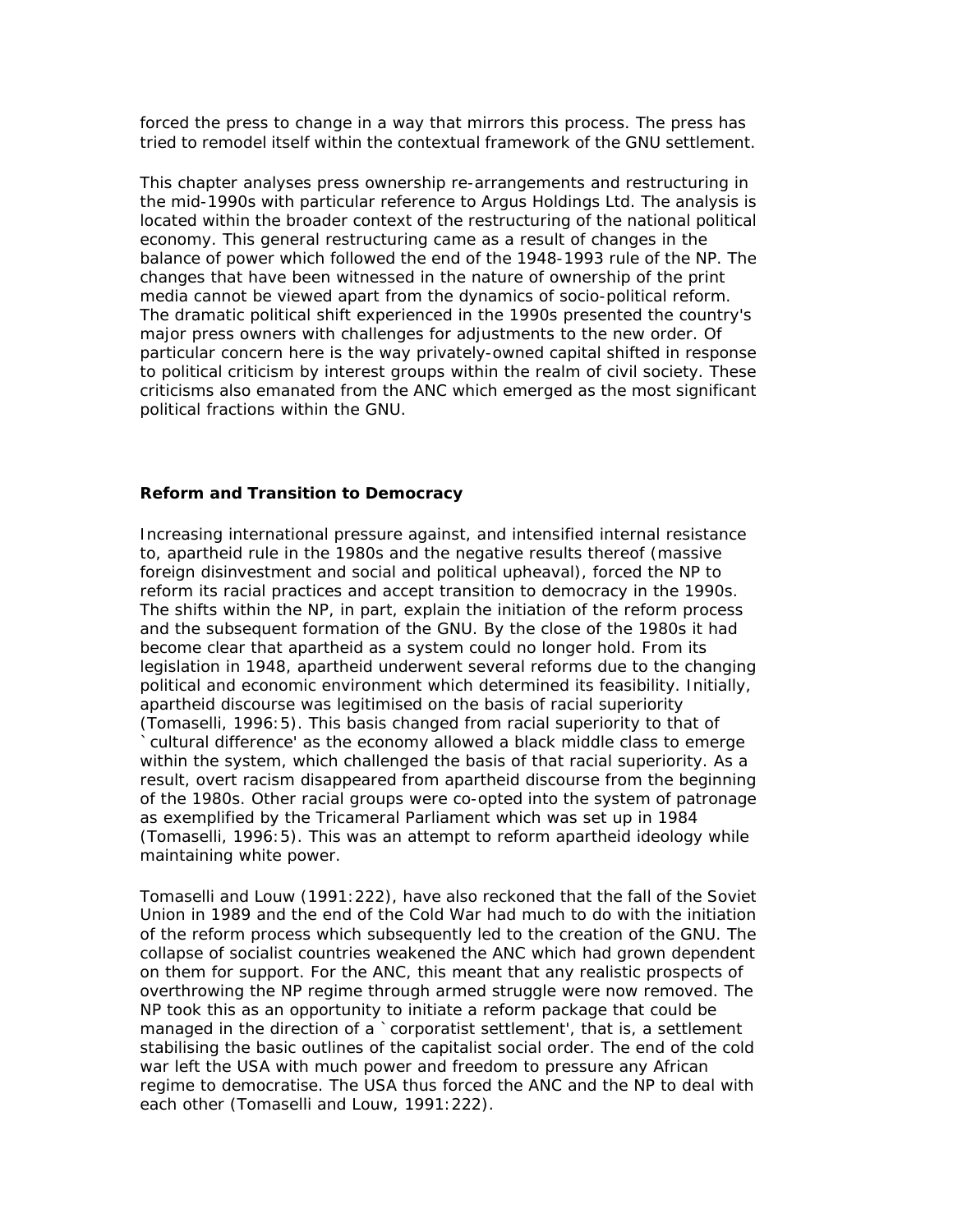forced the press to change in a way that mirrors this process. The press has tried to remodel itself within the contextual framework of the GNU settlement.

This chapter analyses press ownership re-arrangements and restructuring in the mid-1990s with particular reference to Argus Holdings Ltd. The analysis is located within the broader context of the restructuring of the national political economy. This general restructuring came as a result of changes in the balance of power which followed the end of the 1948-1993 rule of the NP. The changes that have been witnessed in the nature of ownership of the print media cannot be viewed apart from the dynamics of socio-political reform. The dramatic political shift experienced in the 1990s presented the country's major press owners with challenges for adjustments to the new order. Of particular concern here is the way privately-owned capital shifted in response to political criticism by interest groups within the realm of civil society. These criticisms also emanated from the ANC which emerged as the most significant political fractions within the GNU.

**Reform and Transition to Democracy**

Increasing international pressure against, and intensified internal resistance to, apartheid rule in the 1980s and the negative results thereof (massive foreign disinvestment and social and political upheaval), forced the NP to reform its racial practices and accept transition to democracy in the 1990s. The shifts within the NP, in part, explain the initiation of the reform process and the subsequent formation of the GNU. By the close of the 1980s it had become clear that apartheid as a system could no longer hold. From its legislation in 1948, apartheid underwent several reforms due to the changing political and economic environment which determined its feasibility. Initially, apartheid discourse was legitimised on the basis of racial superiority (Tomaselli, 1996:5). This basis changed from racial superiority to that of `cultural difference' as the economy allowed a black middle class to emerge within the system, which challenged the basis of that racial superiority. As a result, overt racism disappeared from apartheid discourse from the beginning of the 1980s. Other racial groups were co-opted into the system of patronage as exemplified by the Tricameral Parliament which was set up in 1984 (Tomaselli, 1996:5). This was an attempt to reform apartheid ideology while maintaining white power.

Tomaselli and Louw (1991:222), have also reckoned that the fall of the Soviet Union in 1989 and the end of the Cold War had much to do with the initiation of the reform process which subsequently led to the creation of the GNU. The collapse of socialist countries weakened the ANC which had grown dependent on them for support. For the ANC, this meant that any realistic prospects of overthrowing the NP regime through armed struggle were now removed. The NP took this as an opportunity to initiate a reform package that could be managed in the direction of a `corporatist settlement', that is, a settlement stabilising the basic outlines of the capitalist social order. The end of the cold war left the USA with much power and freedom to pressure any African regime to democratise. The USA thus forced the ANC and the NP to deal with each other (Tomaselli and Louw, 1991:222).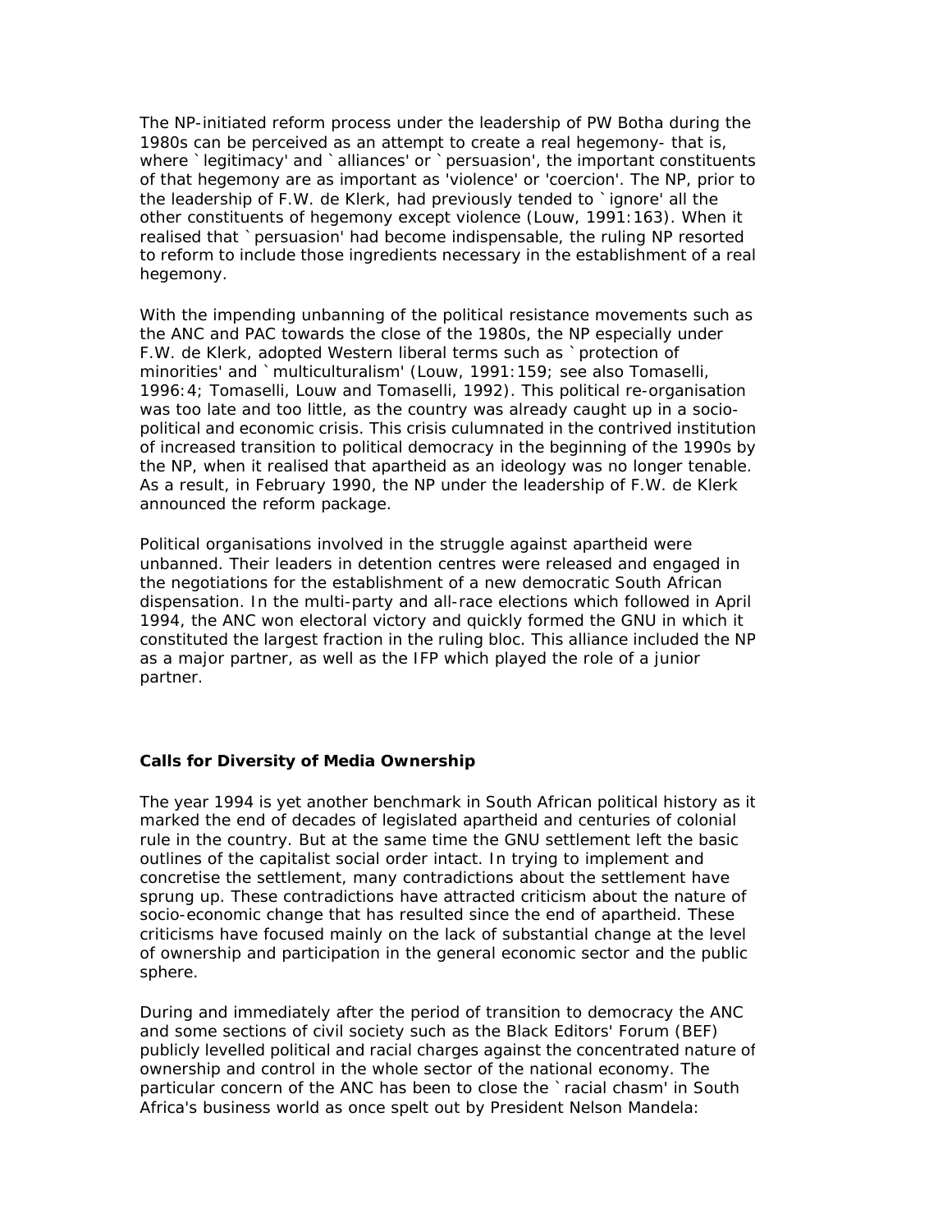The NP-initiated reform process under the leadership of PW Botha during the 1980s can be perceived as an attempt to create a real hegemony- that is, where `legitimacy' and `alliances' or `persuasion', the important constituents of that hegemony are as important as 'violence' or 'coercion'. The NP, prior to the leadership of F.W. de Klerk, had previously tended to `ignore' all the other constituents of hegemony except violence (Louw, 1991:163). When it realised that `persuasion' had become indispensable, the ruling NP resorted to reform to include those ingredients necessary in the establishment of a real hegemony.

With the impending unbanning of the political resistance movements such as the ANC and PAC towards the close of the 1980s, the NP especially under F.W. de Klerk, adopted Western liberal terms such as `protection of minorities' and `multiculturalism' (Louw, 1991:159; see also Tomaselli, 1996:4; Tomaselli, Louw and Tomaselli, 1992). This political re-organisation was too late and too little, as the country was already caught up in a socio-political and economic crisis. This crisis culumnated in the contrived institution of increased transition to political democracy in the beginning of the 1990s by the NP, when it realised that apartheid as an ideology was no longer tenable. As a result, in February 1990, the NP under the leadership of F.W. de Klerk announced the reform package.

Political organisations involved in the struggle against apartheid were unbanned. Their leaders in detention centres were released and engaged in the negotiations for the establishment of a new democratic South African dispensation. In the multi-party and all-race elections which followed in April 1994, the ANC won electoral victory and quickly formed the GNU in which it constituted the largest fraction in the ruling bloc. This alliance included the NP as a major partner, as well as the IFP which played the role of a junior partner.

**Calls for Diversity of Media Ownership**

The year 1994 is yet another benchmark in South African political history as it marked the end of decades of legislated apartheid and centuries of colonial rule in the country. But at the same time the GNU settlement left the basic outlines of the capitalist social order intact. In trying to implement and concretise the settlement, many contradictions about the settlement have sprung up. These contradictions have attracted criticism about the nature of socio-economic change that has resulted since the end of apartheid. These criticisms have focused mainly on the lack of substantial change at the level of ownership and participation in the general economic sector and the public sphere.

During and immediately after the period of transition to democracy the ANC and some sections of civil society such as the Black Editors' Forum (BEF) publicly levelled political and racial charges against the concentrated nature of ownership and control in the whole sector of the national economy. The particular concern of the ANC has been to close the `racial chasm' in South Africa's business world as once spelt out by President Nelson Mandela: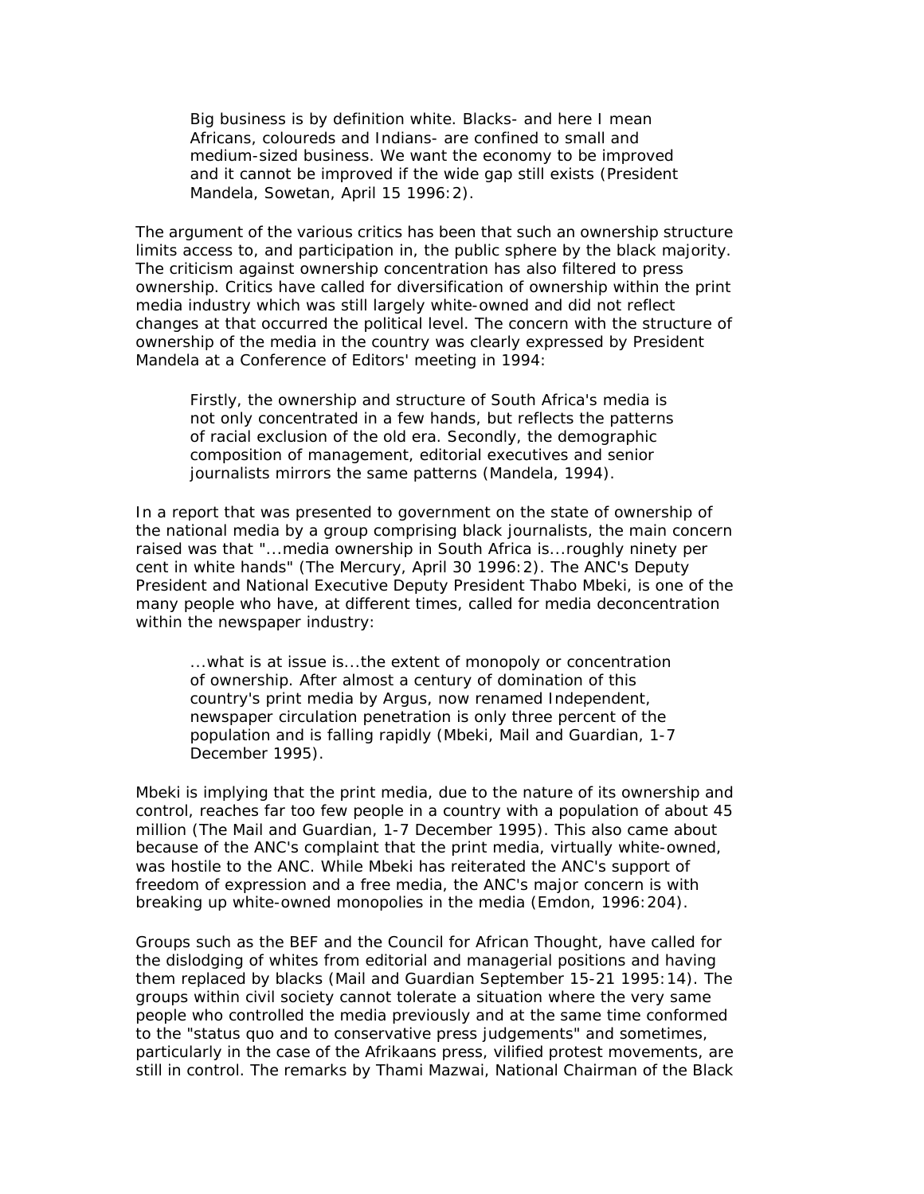> Big business is by definition white. Blacks- and here I mean Africans, coloureds and Indians- are confined to small and medium-sized business. We want the economy to be improved and it cannot be improved if the wide gap still exists (President Mandela, Sowetan, April 15 1996:2).

The argument of the various critics has been that such an ownership structure limits access to, and participation in, the public sphere by the black majority. The criticism against ownership concentration has also filtered to press ownership. Critics have called for diversification of ownership within the print media industry which was still largely white-owned and did not reflect changes at that occurred the political level. The concern with the structure of ownership of the media in the country was clearly expressed by President Mandela at a Conference of Editors' meeting in 1994:

> Firstly, the ownership and structure of South Africa's media is not only concentrated in a few hands, but reflects the patterns of racial exclusion of the old era. Secondly, the demographic composition of management, editorial executives and senior journalists mirrors the same patterns (Mandela, 1994).

In a report that was presented to government on the state of ownership of the national media by a group comprising black journalists, the main concern raised was that "...media ownership in South Africa is...roughly ninety per cent in white hands" (The Mercury, April 30 1996:2). The ANC's Deputy President and National Executive Deputy President Thabo Mbeki, is one of the many people who have, at different times, called for media deconcentration within the newspaper industry:

> ...what is at issue is...the extent of monopoly or concentration of ownership. After almost a century of domination of this country's print media by Argus, now renamed Independent, newspaper circulation penetration is only three percent of the population and is falling rapidly (Mbeki, Mail and Guardian, 1-7 December 1995).

Mbeki is implying that the print media, due to the nature of its ownership and control, reaches far too few people in a country with a population of about 45 million (The Mail and Guardian, 1-7 December 1995). This also came about because of the ANC's complaint that the print media, virtually white-owned, was hostile to the ANC. While Mbeki has reiterated the ANC's support of freedom of expression and a free media, the ANC's major concern is with breaking up white-owned monopolies in the media (Emdon, 1996:204).

Groups such as the BEF and the Council for African Thought, have called for the dislodging of whites from editorial and managerial positions and having them replaced by blacks (Mail and Guardian September 15-21 1995:14). The groups within civil society cannot tolerate a situation where the very same people who controlled the media previously and at the same time conformed to the "status quo and to conservative press judgements" and sometimes, particularly in the case of the Afrikaans press, vilified protest movements, are still in control. The remarks by Thami Mazwai, National Chairman of the Black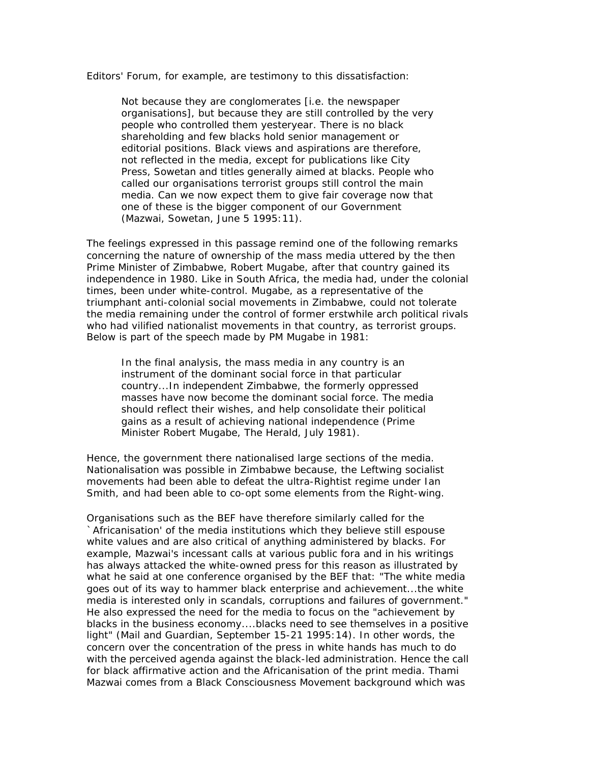Editors' Forum, for example, are testimony to this dissatisfaction:

> Not because they are conglomerates [i.e. the newspaper organisations], but because they are still controlled by the very people who controlled them yesteryear. There is no black shareholding and few blacks hold senior management or editorial positions. Black views and aspirations are therefore, not reflected in the media, except for publications like City Press, Sowetan and titles generally aimed at blacks. People who called our organisations terrorist groups still control the main media. Can we now expect them to give fair coverage now that one of these is the bigger component of our Government (Mazwai, Sowetan, June 5 1995:11).

The feelings expressed in this passage remind one of the following remarks concerning the nature of ownership of the mass media uttered by the then Prime Minister of Zimbabwe, Robert Mugabe, after that country gained its independence in 1980. Like in South Africa, the media had, under the colonial times, been under white-control. Mugabe, as a representative of the triumphant anti-colonial social movements in Zimbabwe, could not tolerate the media remaining under the control of former erstwhile arch political rivals who had vilified nationalist movements in that country, as terrorist groups. Below is part of the speech made by PM Mugabe in 1981:

> In the final analysis, the mass media in any country is an instrument of the dominant social force in that particular country...In independent Zimbabwe, the formerly oppressed masses have now become the dominant social force. The media should reflect their wishes, and help consolidate their political gains as a result of achieving national independence (Prime Minister Robert Mugabe, The Herald, July 1981).

Hence, the government there nationalised large sections of the media. Nationalisation was possible in Zimbabwe because, the Leftwing socialist movements had been able to defeat the ultra-Rightist regime under Ian Smith, and had been able to co-opt some elements from the Right-wing.

Organisations such as the BEF have therefore similarly called for the `Africanisation' of the media institutions which they believe still espouse white values and are also critical of anything administered by blacks. For example, Mazwai's incessant calls at various public fora and in his writings has always attacked the white-owned press for this reason as illustrated by what he said at one conference organised by the BEF that: "The white media goes out of its way to hammer black enterprise and achievement...the white media is interested only in scandals, corruptions and failures of government." He also expressed the need for the media to focus on the "achievement by blacks in the business economy....blacks need to see themselves in a positive light" (Mail and Guardian, September 15-21 1995:14). In other words, the concern over the concentration of the press in white hands has much to do with the perceived agenda against the black-led administration. Hence the call for black affirmative action and the Africanisation of the print media. Thami Mazwai comes from a Black Consciousness Movement background which was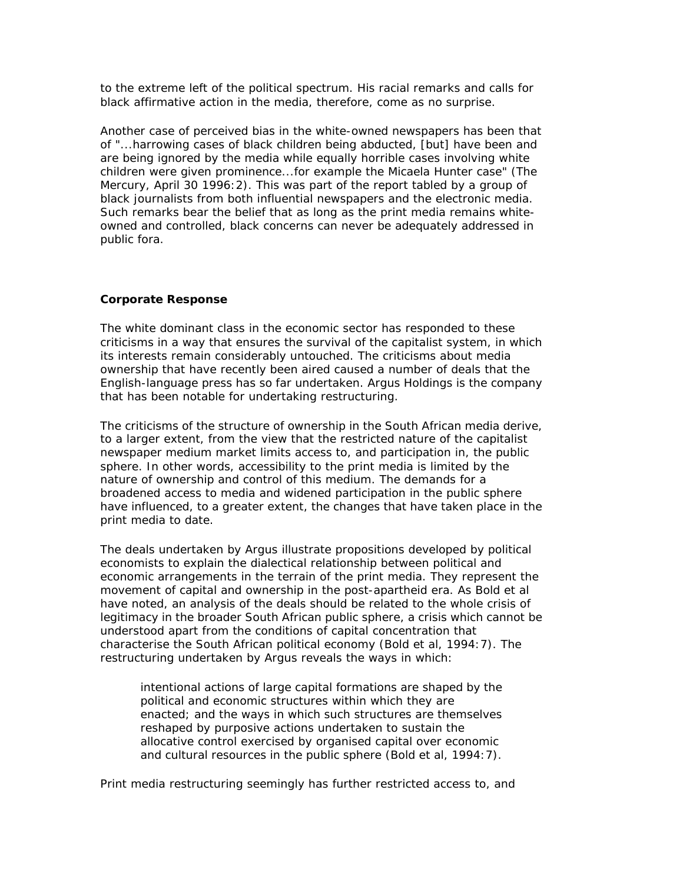to the extreme left of the political spectrum. His racial remarks and calls for black affirmative action in the media, therefore, come as no surprise.

Another case of perceived bias in the white-owned newspapers has been that of "...harrowing cases of black children being abducted, [but] have been and are being ignored by the media while equally horrible cases involving white children were given prominence...for example the Micaela Hunter case" (The Mercury, April 30 1996:2). This was part of the report tabled by a group of black journalists from both influential newspapers and the electronic media. Such remarks bear the belief that as long as the print media remains white-owned and controlled, black concerns can never be adequately addressed in public fora.

**Corporate Response**

The white dominant class in the economic sector has responded to these criticisms in a way that ensures the survival of the capitalist system, in which its interests remain considerably untouched. The criticisms about media ownership that have recently been aired caused a number of deals that the English-language press has so far undertaken. Argus Holdings is the company that has been notable for undertaking restructuring.

The criticisms of the structure of ownership in the South African media derive, to a larger extent, from the view that the restricted nature of the capitalist newspaper medium market limits access to, and participation in, the public sphere. In other words, accessibility to the print media is limited by the nature of ownership and control of this medium. The demands for a broadened access to media and widened participation in the public sphere have influenced, to a greater extent, the changes that have taken place in the print media to date.

The deals undertaken by Argus illustrate propositions developed by political economists to explain the dialectical relationship between political and economic arrangements in the terrain of the print media. They represent the movement of capital and ownership in the post-apartheid era. As Bold et al have noted, an analysis of the deals should be related to the whole crisis of legitimacy in the broader South African public sphere, a crisis which cannot be understood apart from the conditions of capital concentration that characterise the South African political economy (Bold et al, 1994:7). The restructuring undertaken by Argus reveals the ways in which:

> intentional actions of large capital formations are shaped by the political and economic structures within which they are enacted; and the ways in which such structures are themselves reshaped by purposive actions undertaken to sustain the allocative control exercised by organised capital over economic and cultural resources in the public sphere (Bold et al, 1994:7).

Print media restructuring seemingly has further restricted access to, and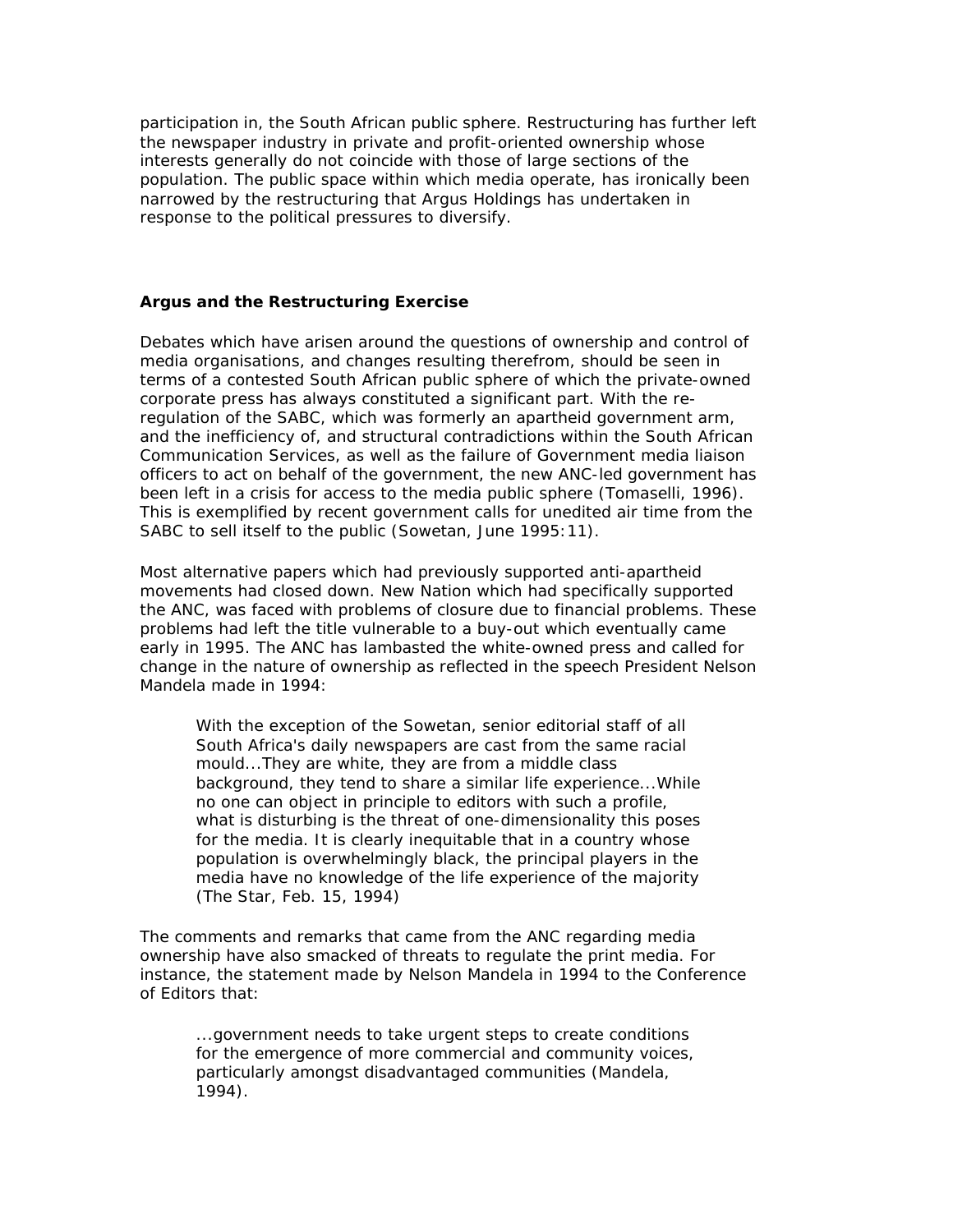participation in, the South African public sphere. Restructuring has further left the newspaper industry in private and profit-oriented ownership whose interests generally do not coincide with those of large sections of the population. The public space within which media operate, has ironically been narrowed by the restructuring that Argus Holdings has undertaken in response to the political pressures to diversify.

## Argus and the Restructuring Exercise

Debates which have arisen around the questions of ownership and control of media organisations, and changes resulting therefrom, should be seen in terms of a contested South African public sphere of which the private-owned corporate press has always constituted a significant part. With the re-regulation of the SABC, which was formerly an apartheid government arm, and the inefficiency of, and structural contradictions within the South African Communication Services, as well as the failure of Government media liaison officers to act on behalf of the government, the new ANC-led government has been left in a crisis for access to the media public sphere (Tomaselli, 1996). This is exemplified by recent government calls for unedited air time from the SABC to sell itself to the public (Sowetan, June 1995:11).

Most alternative papers which had previously supported anti-apartheid movements had closed down. New Nation which had specifically supported the ANC, was faced with problems of closure due to financial problems. These problems had left the title vulnerable to a buy-out which eventually came early in 1995. The ANC has lambasted the white-owned press and called for change in the nature of ownership as reflected in the speech President Nelson Mandela made in 1994:

> With the exception of the Sowetan, senior editorial staff of all South Africa's daily newspapers are cast from the same racial mould...They are white, they are from a middle class background, they tend to share a similar life experience...While no one can object in principle to editors with such a profile, what is disturbing is the threat of one-dimensionality this poses for the media. It is clearly inequitable that in a country whose population is overwhelmingly black, the principal players in the media have no knowledge of the life experience of the majority (The Star, Feb. 15, 1994)

The comments and remarks that came from the ANC regarding media ownership have also smacked of threats to regulate the print media. For instance, the statement made by Nelson Mandela in 1994 to the Conference of Editors that:

> ...government needs to take urgent steps to create conditions for the emergence of more commercial and community voices, particularly amongst disadvantaged communities (Mandela, 1994).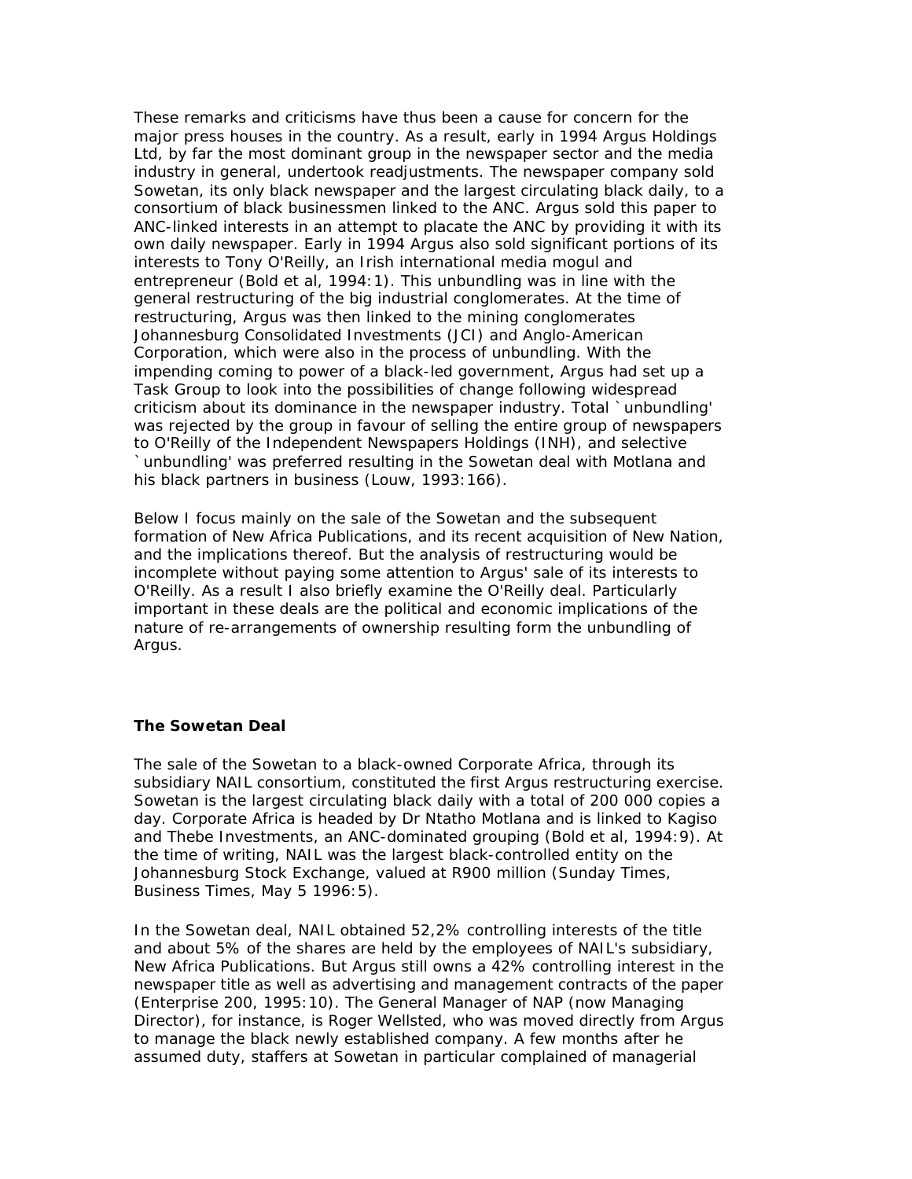These remarks and criticisms have thus been a cause for concern for the major press houses in the country. As a result, early in 1994 Argus Holdings Ltd, by far the most dominant group in the newspaper sector and the media industry in general, undertook readjustments. The newspaper company sold Sowetan, its only black newspaper and the largest circulating black daily, to a consortium of black businessmen linked to the ANC. Argus sold this paper to ANC-linked interests in an attempt to placate the ANC by providing it with its own daily newspaper. Early in 1994 Argus also sold significant portions of its interests to Tony O'Reilly, an Irish international media mogul and entrepreneur (Bold et al, 1994:1). This unbundling was in line with the general restructuring of the big industrial conglomerates. At the time of restructuring, Argus was then linked to the mining conglomerates Johannesburg Consolidated Investments (JCI) and Anglo-American Corporation, which were also in the process of unbundling. With the impending coming to power of a black-led government, Argus had set up a Task Group to look into the possibilities of change following widespread criticism about its dominance in the newspaper industry. Total `unbundling' was rejected by the group in favour of selling the entire group of newspapers to O'Reilly of the Independent Newspapers Holdings (INH), and selective `unbundling' was preferred resulting in the Sowetan deal with Motlana and his black partners in business (Louw, 1993:166).

Below I focus mainly on the sale of the Sowetan and the subsequent formation of New Africa Publications, and its recent acquisition of New Nation, and the implications thereof. But the analysis of restructuring would be incomplete without paying some attention to Argus' sale of its interests to O'Reilly. As a result I also briefly examine the O'Reilly deal. Particularly important in these deals are the political and economic implications of the nature of re-arrangements of ownership resulting form the unbundling of Argus.

**The Sowetan Deal**

The sale of the Sowetan to a black-owned Corporate Africa, through its subsidiary NAIL consortium, constituted the first Argus restructuring exercise. Sowetan is the largest circulating black daily with a total of 200 000 copies a day. Corporate Africa is headed by Dr Ntatho Motlana and is linked to Kagiso and Thebe Investments, an ANC-dominated grouping (Bold et al, 1994:9). At the time of writing, NAIL was the largest black-controlled entity on the Johannesburg Stock Exchange, valued at R900 million (Sunday Times, Business Times, May 5 1996:5).

In the Sowetan deal, NAIL obtained 52,2% controlling interests of the title and about 5% of the shares are held by the employees of NAIL's subsidiary, New Africa Publications. But Argus still owns a 42% controlling interest in the newspaper title as well as advertising and management contracts of the paper (Enterprise 200, 1995:10). The General Manager of NAP (now Managing Director), for instance, is Roger Wellsted, who was moved directly from Argus to manage the black newly established company. A few months after he assumed duty, staffers at Sowetan in particular complained of managerial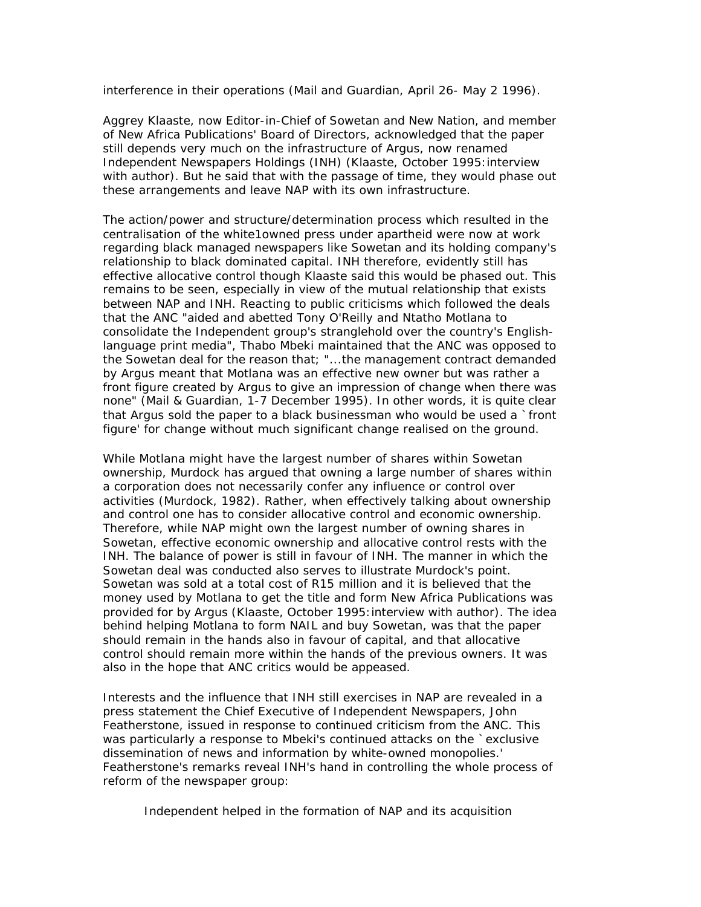interference in their operations (Mail and Guardian, April 26- May 2 1996).

Aggrey Klaaste, now Editor-in-Chief of Sowetan and New Nation, and member of New Africa Publications' Board of Directors, acknowledged that the paper still depends very much on the infrastructure of Argus, now renamed Independent Newspapers Holdings (INH) (Klaaste, October 1995:interview with author). But he said that with the passage of time, they would phase out these arrangements and leave NAP with its own infrastructure.

The action/power and structure/determination process which resulted in the centralisation of the white1owned press under apartheid were now at work regarding black managed newspapers like Sowetan and its holding company's relationship to black dominated capital. INH therefore, evidently still has effective allocative control though Klaaste said this would be phased out. This remains to be seen, especially in view of the mutual relationship that exists between NAP and INH. Reacting to public criticisms which followed the deals that the ANC "aided and abetted Tony O'Reilly and Ntatho Motlana to consolidate the Independent group's stranglehold over the country's English-language print media", Thabo Mbeki maintained that the ANC was opposed to the Sowetan deal for the reason that; "...the management contract demanded by Argus meant that Motlana was an effective new owner but was rather a front figure created by Argus to give an impression of change when there was none" (Mail & Guardian, 1-7 December 1995). In other words, it is quite clear that Argus sold the paper to a black businessman who would be used a `front figure' for change without much significant change realised on the ground.

While Motlana might have the largest number of shares within Sowetan ownership, Murdock has argued that owning a large number of shares within a corporation does not necessarily confer any influence or control over activities (Murdock, 1982). Rather, when effectively talking about ownership and control one has to consider allocative control and economic ownership. Therefore, while NAP might own the largest number of owning shares in Sowetan, effective economic ownership and allocative control rests with the INH. The balance of power is still in favour of INH. The manner in which the Sowetan deal was conducted also serves to illustrate Murdock's point. Sowetan was sold at a total cost of R15 million and it is believed that the money used by Motlana to get the title and form New Africa Publications was provided for by Argus (Klaaste, October 1995:interview with author). The idea behind helping Motlana to form NAIL and buy Sowetan, was that the paper should remain in the hands also in favour of capital, and that allocative control should remain more within the hands of the previous owners. It was also in the hope that ANC critics would be appeased.

Interests and the influence that INH still exercises in NAP are revealed in a press statement the Chief Executive of Independent Newspapers, John Featherstone, issued in response to continued criticism from the ANC. This was particularly a response to Mbeki's continued attacks on the `exclusive dissemination of news and information by white-owned monopolies.' Featherstone's remarks reveal INH's hand in controlling the whole process of reform of the newspaper group:

> Independent helped in the formation of NAP and its acquisition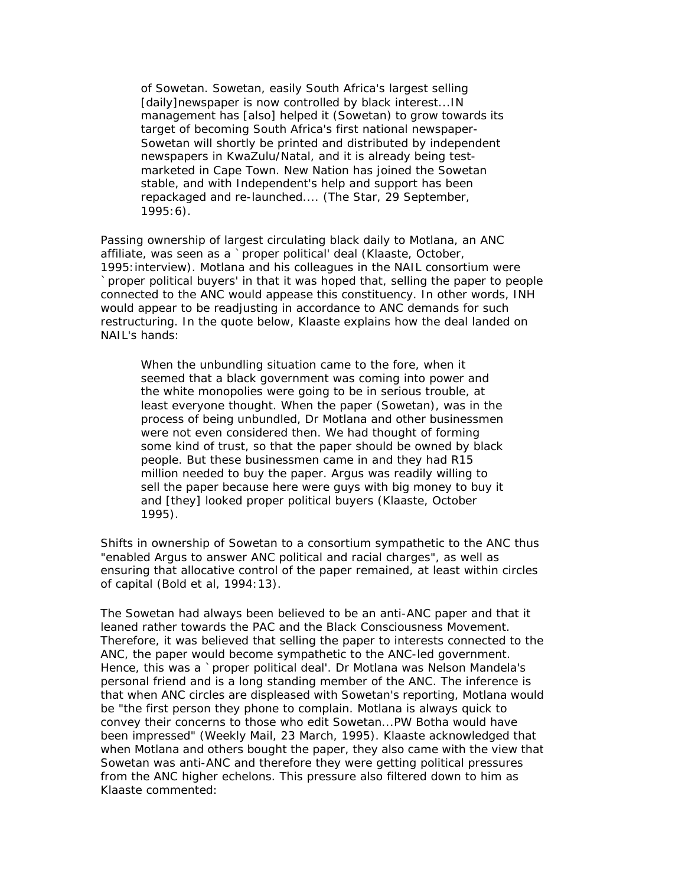> of Sowetan. Sowetan, easily South Africa's largest selling [daily]newspaper is now controlled by black interest...IN management has [also] helped it (Sowetan) to grow towards its target of becoming South Africa's first national newspaper- Sowetan will shortly be printed and distributed by independent newspapers in KwaZulu/Natal, and it is already being test-marketed in Cape Town. New Nation has joined the Sowetan stable, and with Independent's help and support has been repackaged and re-launched.... (The Star, 29 September, 1995:6).

Passing ownership of largest circulating black daily to Motlana, an ANC affiliate, was seen as a `proper political' deal (Klaaste, October, 1995:interview). Motlana and his colleagues in the NAIL consortium were `proper political buyers' in that it was hoped that, selling the paper to people connected to the ANC would appease this constituency. In other words, INH would appear to be readjusting in accordance to ANC demands for such restructuring. In the quote below, Klaaste explains how the deal landed on NAIL's hands:

> When the unbundling situation came to the fore, when it seemed that a black government was coming into power and the white monopolies were going to be in serious trouble, at least everyone thought. When the paper (Sowetan), was in the process of being unbundled, Dr Motlana and other businessmen were not even considered then. We had thought of forming some kind of trust, so that the paper should be owned by black people. But these businessmen came in and they had R15 million needed to buy the paper. Argus was readily willing to sell the paper because here were guys with big money to buy it and [they] looked proper political buyers (Klaaste, October 1995).

Shifts in ownership of Sowetan to a consortium sympathetic to the ANC thus "enabled Argus to answer ANC political and racial charges", as well as ensuring that allocative control of the paper remained, at least within circles of capital (Bold et al, 1994:13).

The Sowetan had always been believed to be an anti-ANC paper and that it leaned rather towards the PAC and the Black Consciousness Movement. Therefore, it was believed that selling the paper to interests connected to the ANC, the paper would become sympathetic to the ANC-led government. Hence, this was a `proper political deal'. Dr Motlana was Nelson Mandela's personal friend and is a long standing member of the ANC. The inference is that when ANC circles are displeased with Sowetan's reporting, Motlana would be "the first person they phone to complain. Motlana is always quick to convey their concerns to those who edit Sowetan...PW Botha would have been impressed" (Weekly Mail, 23 March, 1995). Klaaste acknowledged that when Motlana and others bought the paper, they also came with the view that Sowetan was anti-ANC and therefore they were getting political pressures from the ANC higher echelons. This pressure also filtered down to him as Klaaste commented: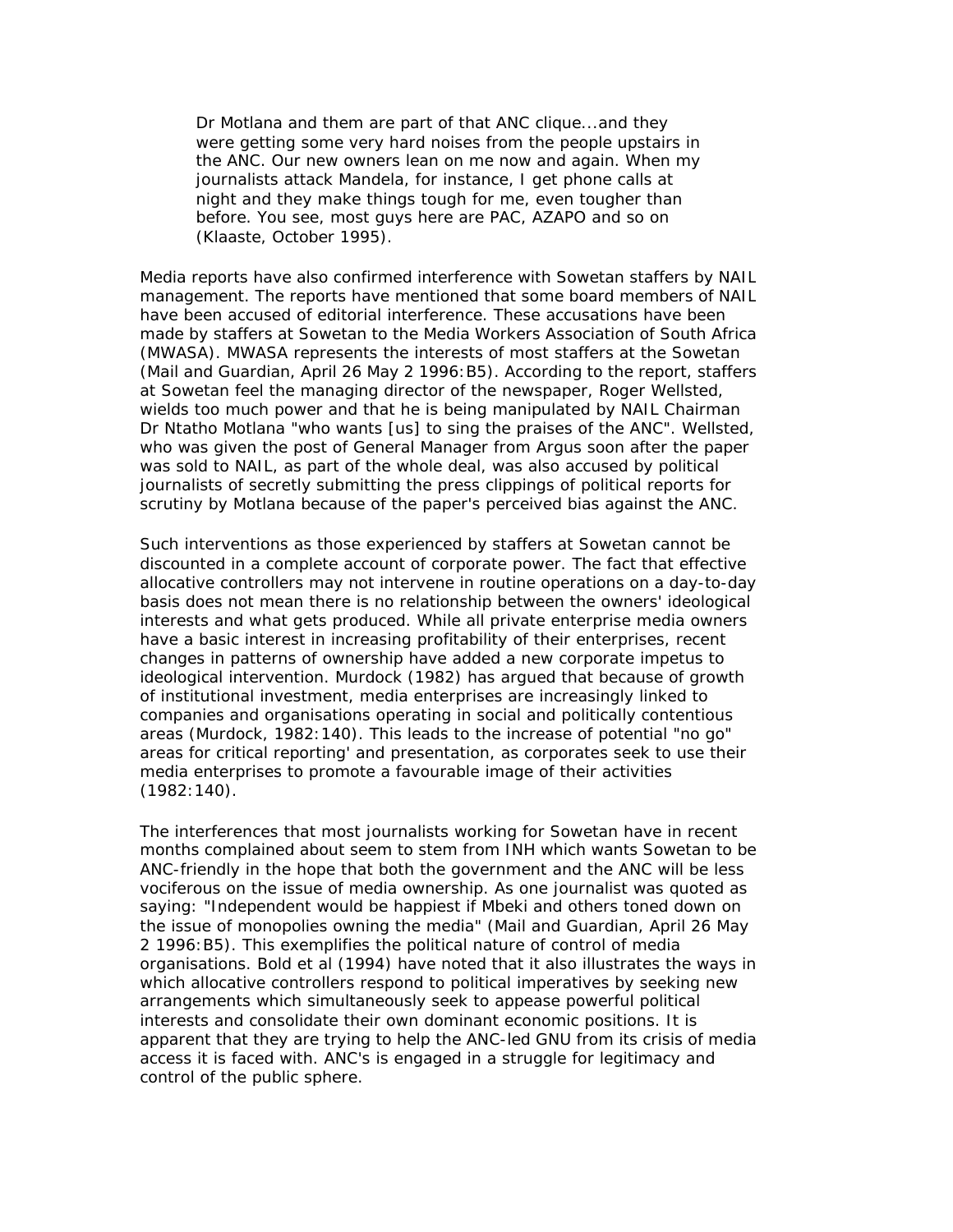> Dr Motlana and them are part of that ANC clique...and they were getting some very hard noises from the people upstairs in the ANC. Our new owners lean on me now and again. When my journalists attack Mandela, for instance, I get phone calls at night and they make things tough for me, even tougher than before. You see, most guys here are PAC, AZAPO and so on (Klaaste, October 1995).

Media reports have also confirmed interference with Sowetan staffers by NAIL management. The reports have mentioned that some board members of NAIL have been accused of editorial interference. These accusations have been made by staffers at Sowetan to the Media Workers Association of South Africa (MWASA). MWASA represents the interests of most staffers at the Sowetan (Mail and Guardian, April 26 May 2 1996:B5). According to the report, staffers at Sowetan feel the managing director of the newspaper, Roger Wellsted, wields too much power and that he is being manipulated by NAIL Chairman Dr Ntatho Motlana "who wants [us] to sing the praises of the ANC". Wellsted, who was given the post of General Manager from Argus soon after the paper was sold to NAIL, as part of the whole deal, was also accused by political journalists of secretly submitting the press clippings of political reports for scrutiny by Motlana because of the paper's perceived bias against the ANC.

Such interventions as those experienced by staffers at Sowetan cannot be discounted in a complete account of corporate power. The fact that effective allocative controllers may not intervene in routine operations on a day-to-day basis does not mean there is no relationship between the owners' ideological interests and what gets produced. While all private enterprise media owners have a basic interest in increasing profitability of their enterprises, recent changes in patterns of ownership have added a new corporate impetus to ideological intervention. Murdock (1982) has argued that because of growth of institutional investment, media enterprises are increasingly linked to companies and organisations operating in social and politically contentious areas (Murdock, 1982:140). This leads to the increase of potential "no go" areas for critical reporting' and presentation, as corporates seek to use their media enterprises to promote a favourable image of their activities (1982:140).

The interferences that most journalists working for Sowetan have in recent months complained about seem to stem from INH which wants Sowetan to be ANC-friendly in the hope that both the government and the ANC will be less vociferous on the issue of media ownership. As one journalist was quoted as saying: "Independent would be happiest if Mbeki and others toned down on the issue of monopolies owning the media" (Mail and Guardian, April 26 May 2 1996:B5). This exemplifies the political nature of control of media organisations. Bold et al (1994) have noted that it also illustrates the ways in which allocative controllers respond to political imperatives by seeking new arrangements which simultaneously seek to appease powerful political interests and consolidate their own dominant economic positions. It is apparent that they are trying to help the ANC-led GNU from its crisis of media access it is faced with. ANC's is engaged in a struggle for legitimacy and control of the public sphere.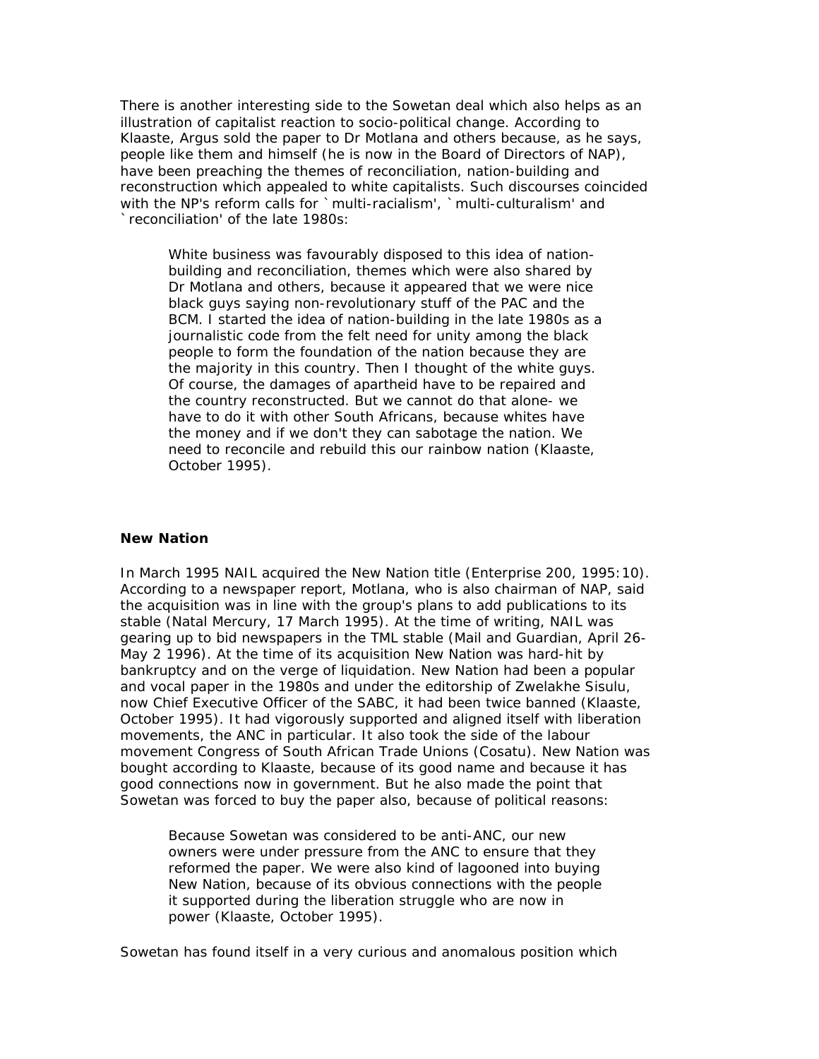There is another interesting side to the Sowetan deal which also helps as an illustration of capitalist reaction to socio-political change. According to Klaaste, Argus sold the paper to Dr Motlana and others because, as he says, people like them and himself (he is now in the Board of Directors of NAP), have been preaching the themes of reconciliation, nation-building and reconstruction which appealed to white capitalists. Such discourses coincided with the NP's reform calls for `multi-racialism', `multi-culturalism' and `reconciliation' of the late 1980s:

> White business was favourably disposed to this idea of nation-building and reconciliation, themes which were also shared by Dr Motlana and others, because it appeared that we were nice black guys saying non-revolutionary stuff of the PAC and the BCM. I started the idea of nation-building in the late 1980s as a journalistic code from the felt need for unity among the black people to form the foundation of the nation because they are the majority in this country. Then I thought of the white guys. Of course, the damages of apartheid have to be repaired and the country reconstructed. But we cannot do that alone- we have to do it with other South Africans, because whites have the money and if we don't they can sabotage the nation. We need to reconcile and rebuild this our rainbow nation (Klaaste, October 1995).

**New Nation**

In March 1995 NAIL acquired the New Nation title (Enterprise 200, 1995:10). According to a newspaper report, Motlana, who is also chairman of NAP, said the acquisition was in line with the group's plans to add publications to its stable (Natal Mercury, 17 March 1995). At the time of writing, NAIL was gearing up to bid newspapers in the TML stable (Mail and Guardian, April 26-May 2 1996). At the time of its acquisition New Nation was hard-hit by bankruptcy and on the verge of liquidation. New Nation had been a popular and vocal paper in the 1980s and under the editorship of Zwelakhe Sisulu, now Chief Executive Officer of the SABC, it had been twice banned (Klaaste, October 1995). It had vigorously supported and aligned itself with liberation movements, the ANC in particular. It also took the side of the labour movement Congress of South African Trade Unions (Cosatu). New Nation was bought according to Klaaste, because of its good name and because it has good connections now in government. But he also made the point that Sowetan was forced to buy the paper also, because of political reasons:

> Because Sowetan was considered to be anti-ANC, our new owners were under pressure from the ANC to ensure that they reformed the paper. We were also kind of lagooned into buying New Nation, because of its obvious connections with the people it supported during the liberation struggle who are now in power (Klaaste, October 1995).

Sowetan has found itself in a very curious and anomalous position which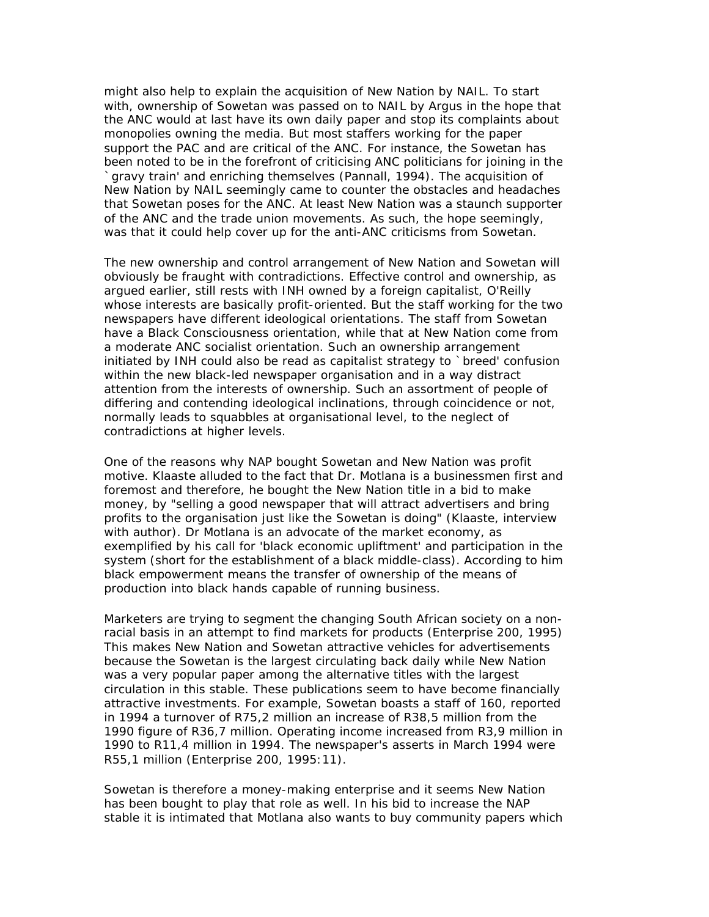might also help to explain the acquisition of New Nation by NAIL. To start with, ownership of Sowetan was passed on to NAIL by Argus in the hope that the ANC would at last have its own daily paper and stop its complaints about monopolies owning the media. But most staffers working for the paper support the PAC and are critical of the ANC. For instance, the Sowetan has been noted to be in the forefront of criticising ANC politicians for joining in the `gravy train' and enriching themselves (Pannall, 1994). The acquisition of New Nation by NAIL seemingly came to counter the obstacles and headaches that Sowetan poses for the ANC. At least New Nation was a staunch supporter of the ANC and the trade union movements. As such, the hope seemingly, was that it could help cover up for the anti-ANC criticisms from Sowetan.

The new ownership and control arrangement of New Nation and Sowetan will obviously be fraught with contradictions. Effective control and ownership, as argued earlier, still rests with INH owned by a foreign capitalist, O'Reilly whose interests are basically profit-oriented. But the staff working for the two newspapers have different ideological orientations. The staff from Sowetan have a Black Consciousness orientation, while that at New Nation come from a moderate ANC socialist orientation. Such an ownership arrangement initiated by INH could also be read as capitalist strategy to `breed' confusion within the new black-led newspaper organisation and in a way distract attention from the interests of ownership. Such an assortment of people of differing and contending ideological inclinations, through coincidence or not, normally leads to squabbles at organisational level, to the neglect of contradictions at higher levels.

One of the reasons why NAP bought Sowetan and New Nation was profit motive. Klaaste alluded to the fact that Dr. Motlana is a businessmen first and foremost and therefore, he bought the New Nation title in a bid to make money, by "selling a good newspaper that will attract advertisers and bring profits to the organisation just like the Sowetan is doing" (Klaaste, interview with author). Dr Motlana is an advocate of the market economy, as exemplified by his call for 'black economic upliftment' and participation in the system (short for the establishment of a black middle-class). According to him black empowerment means the transfer of ownership of the means of production into black hands capable of running business.

Marketers are trying to segment the changing South African society on a non-racial basis in an attempt to find markets for products (Enterprise 200, 1995) This makes New Nation and Sowetan attractive vehicles for advertisements because the Sowetan is the largest circulating back daily while New Nation was a very popular paper among the alternative titles with the largest circulation in this stable. These publications seem to have become financially attractive investments. For example, Sowetan boasts a staff of 160, reported in 1994 a turnover of R75,2 million an increase of R38,5 million from the 1990 figure of R36,7 million. Operating income increased from R3,9 million in 1990 to R11,4 million in 1994. The newspaper's asserts in March 1994 were R55,1 million (Enterprise 200, 1995:11).

Sowetan is therefore a money-making enterprise and it seems New Nation has been bought to play that role as well. In his bid to increase the NAP stable it is intimated that Motlana also wants to buy community papers which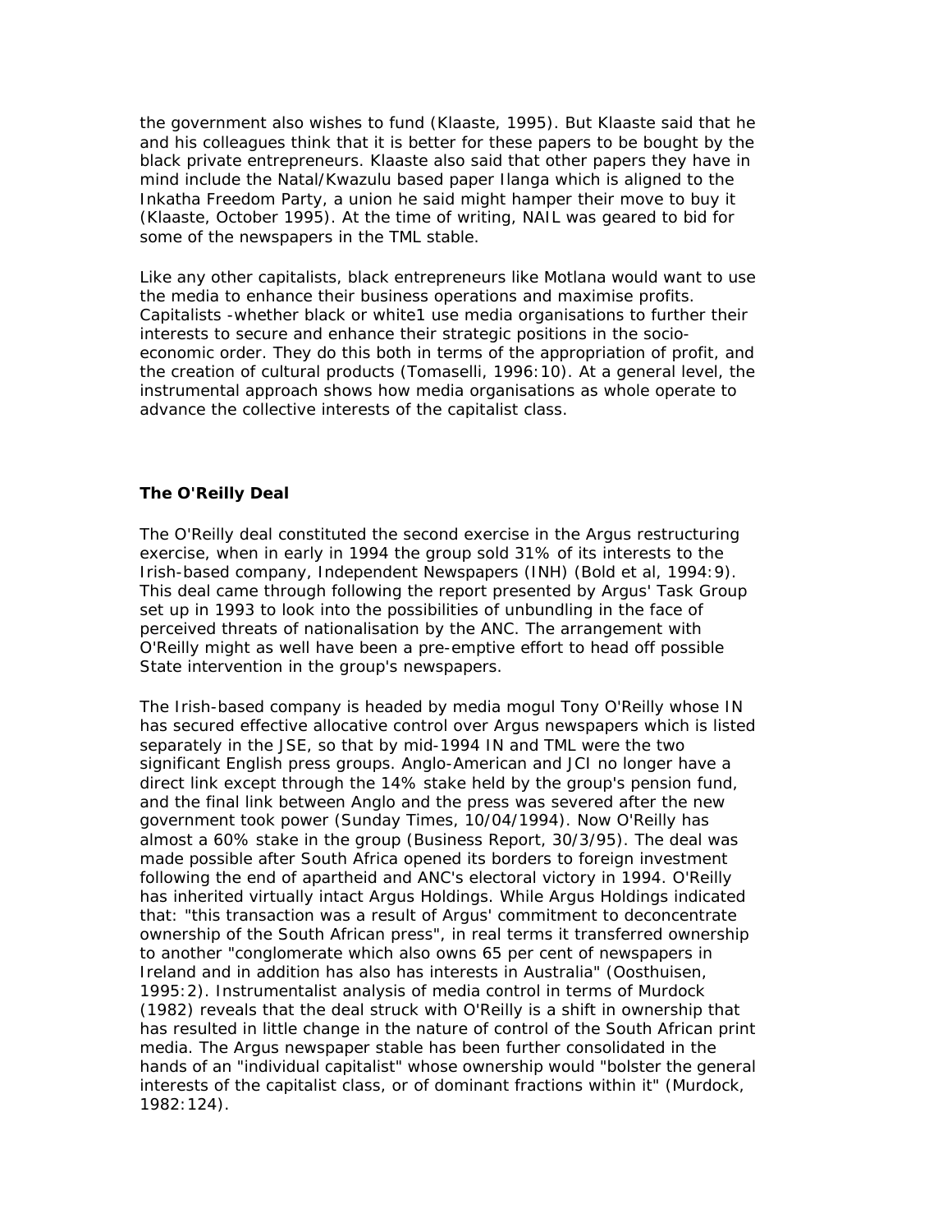the government also wishes to fund (Klaaste, 1995). But Klaaste said that he and his colleagues think that it is better for these papers to be bought by the black private entrepreneurs. Klaaste also said that other papers they have in mind include the Natal/Kwazulu based paper Ilanga which is aligned to the Inkatha Freedom Party, a union he said might hamper their move to buy it (Klaaste, October 1995). At the time of writing, NAIL was geared to bid for some of the newspapers in the TML stable.

Like any other capitalists, black entrepreneurs like Motlana would want to use the media to enhance their business operations and maximise profits. Capitalists -whether black or white1 use media organisations to further their interests to secure and enhance their strategic positions in the socio-economic order. They do this both in terms of the appropriation of profit, and the creation of cultural products (Tomaselli, 1996:10). At a general level, the instrumental approach shows how media organisations as whole operate to advance the collective interests of the capitalist class.

**The O'Reilly Deal**

The O'Reilly deal constituted the second exercise in the Argus restructuring exercise, when in early in 1994 the group sold 31% of its interests to the Irish-based company, Independent Newspapers (INH) (Bold et al, 1994:9). This deal came through following the report presented by Argus' Task Group set up in 1993 to look into the possibilities of unbundling in the face of perceived threats of nationalisation by the ANC. The arrangement with O'Reilly might as well have been a pre-emptive effort to head off possible State intervention in the group's newspapers.

The Irish-based company is headed by media mogul Tony O'Reilly whose IN has secured effective allocative control over Argus newspapers which is listed separately in the JSE, so that by mid-1994 IN and TML were the two significant English press groups. Anglo-American and JCI no longer have a direct link except through the 14% stake held by the group's pension fund, and the final link between Anglo and the press was severed after the new government took power (Sunday Times, 10/04/1994). Now O'Reilly has almost a 60% stake in the group (Business Report, 30/3/95). The deal was made possible after South Africa opened its borders to foreign investment following the end of apartheid and ANC's electoral victory in 1994. O'Reilly has inherited virtually intact Argus Holdings. While Argus Holdings indicated that: "this transaction was a result of Argus' commitment to deconcentrate ownership of the South African press", in real terms it transferred ownership to another "conglomerate which also owns 65 per cent of newspapers in Ireland and in addition has also has interests in Australia" (Oosthuisen, 1995:2). Instrumentalist analysis of media control in terms of Murdock (1982) reveals that the deal struck with O'Reilly is a shift in ownership that has resulted in little change in the nature of control of the South African print media. The Argus newspaper stable has been further consolidated in the hands of an "individual capitalist" whose ownership would "bolster the general interests of the capitalist class, or of dominant fractions within it" (Murdock, 1982:124).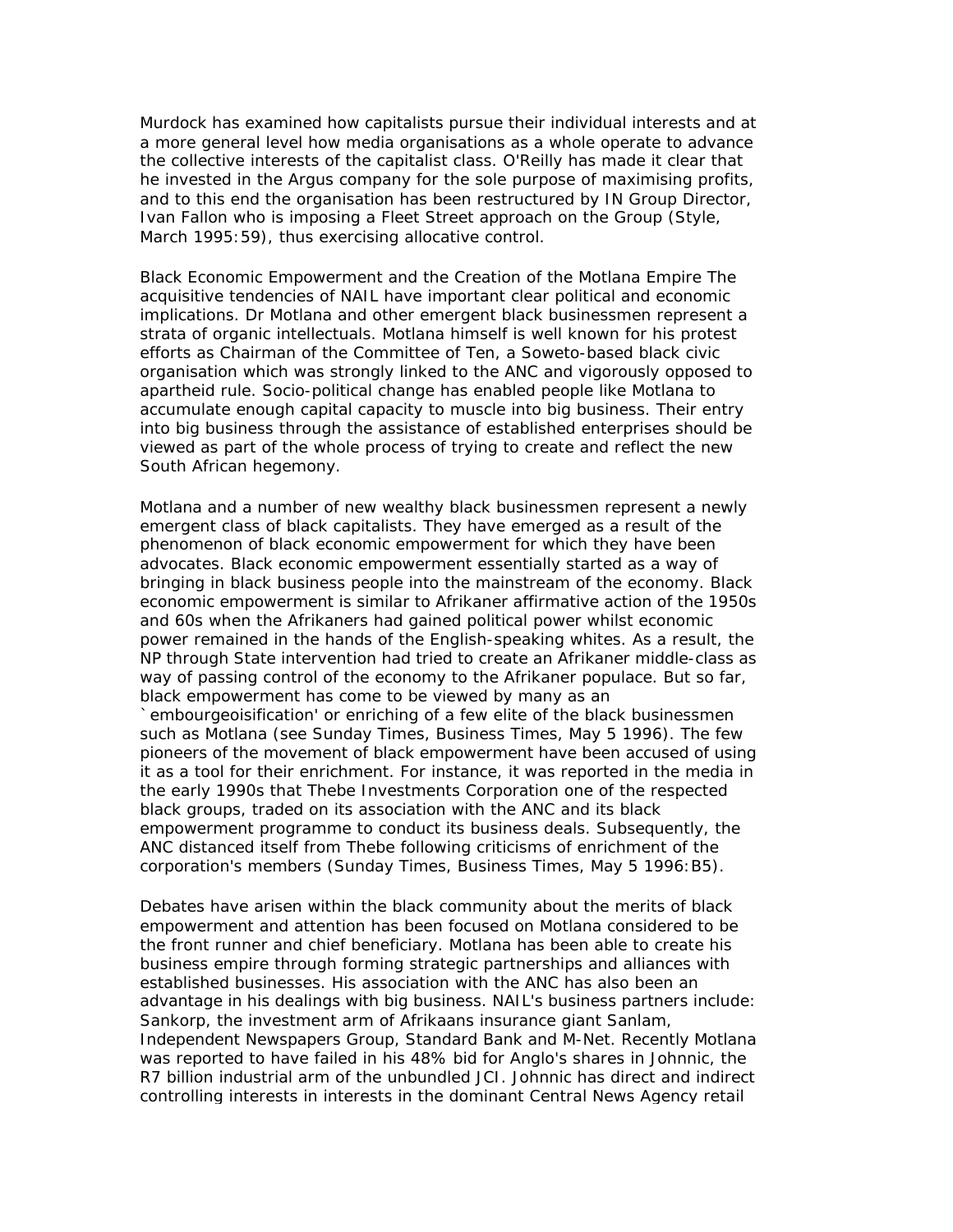Murdock has examined how capitalists pursue their individual interests and at a more general level how media organisations as a whole operate to advance the collective interests of the capitalist class. O'Reilly has made it clear that he invested in the Argus company for the sole purpose of maximising profits, and to this end the organisation has been restructured by IN Group Director, Ivan Fallon who is imposing a Fleet Street approach on the Group (Style, March 1995:59), thus exercising allocative control.

Black Economic Empowerment and the Creation of the Motlana Empire The acquisitive tendencies of NAIL have important clear political and economic implications. Dr Motlana and other emergent black businessmen represent a strata of organic intellectuals. Motlana himself is well known for his protest efforts as Chairman of the Committee of Ten, a Soweto-based black civic organisation which was strongly linked to the ANC and vigorously opposed to apartheid rule. Socio-political change has enabled people like Motlana to accumulate enough capital capacity to muscle into big business. Their entry into big business through the assistance of established enterprises should be viewed as part of the whole process of trying to create and reflect the new South African hegemony.

Motlana and a number of new wealthy black businessmen represent a newly emergent class of black capitalists. They have emerged as a result of the phenomenon of black economic empowerment for which they have been advocates. Black economic empowerment essentially started as a way of bringing in black business people into the mainstream of the economy. Black economic empowerment is similar to Afrikaner affirmative action of the 1950s and 60s when the Afrikaners had gained political power whilst economic power remained in the hands of the English-speaking whites. As a result, the NP through State intervention had tried to create an Afrikaner middle-class as way of passing control of the economy to the Afrikaner populace. But so far, black empowerment has come to be viewed by many as an `embourgeoisification' or enriching of a few elite of the black businessmen such as Motlana (see Sunday Times, Business Times, May 5 1996). The few pioneers of the movement of black empowerment have been accused of using it as a tool for their enrichment. For instance, it was reported in the media in the early 1990s that Thebe Investments Corporation one of the respected black groups, traded on its association with the ANC and its black empowerment programme to conduct its business deals. Subsequently, the ANC distanced itself from Thebe following criticisms of enrichment of the corporation's members (Sunday Times, Business Times, May 5 1996:B5).

Debates have arisen within the black community about the merits of black empowerment and attention has been focused on Motlana considered to be the front runner and chief beneficiary. Motlana has been able to create his business empire through forming strategic partnerships and alliances with established businesses. His association with the ANC has also been an advantage in his dealings with big business. NAIL's business partners include: Sankorp, the investment arm of Afrikaans insurance giant Sanlam, Independent Newspapers Group, Standard Bank and M-Net. Recently Motlana was reported to have failed in his 48% bid for Anglo's shares in Johnnic, the R7 billion industrial arm of the unbundled JCI. Johnnic has direct and indirect controlling interests in interests in the dominant Central News Agency retail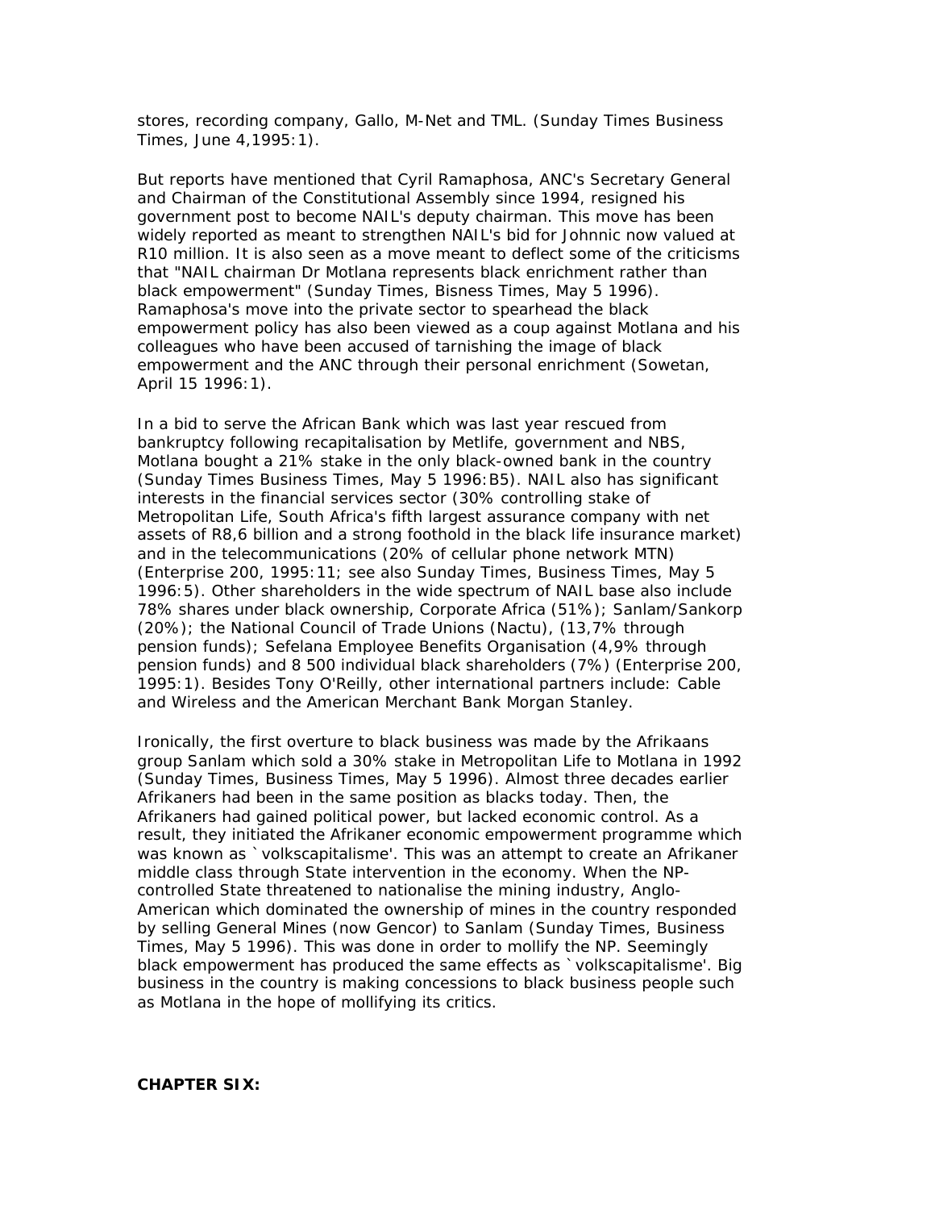stores, recording company, Gallo, M-Net and TML. (Sunday Times Business Times, June 4,1995:1).

But reports have mentioned that Cyril Ramaphosa, ANC's Secretary General and Chairman of the Constitutional Assembly since 1994, resigned his government post to become NAIL's deputy chairman. This move has been widely reported as meant to strengthen NAIL's bid for Johnnic now valued at R10 million. It is also seen as a move meant to deflect some of the criticisms that "NAIL chairman Dr Motlana represents black enrichment rather than black empowerment" (Sunday Times, Bisness Times, May 5 1996). Ramaphosa's move into the private sector to spearhead the black empowerment policy has also been viewed as a coup against Motlana and his colleagues who have been accused of tarnishing the image of black empowerment and the ANC through their personal enrichment (Sowetan, April 15 1996:1).

In a bid to serve the African Bank which was last year rescued from bankruptcy following recapitalisation by Metlife, government and NBS, Motlana bought a 21% stake in the only black-owned bank in the country (Sunday Times Business Times, May 5 1996:B5). NAIL also has significant interests in the financial services sector (30% controlling stake of Metropolitan Life, South Africa's fifth largest assurance company with net assets of R8,6 billion and a strong foothold in the black life insurance market) and in the telecommunications (20% of cellular phone network MTN) (Enterprise 200, 1995:11; see also Sunday Times, Business Times, May 5 1996:5). Other shareholders in the wide spectrum of NAIL base also include 78% shares under black ownership, Corporate Africa (51%); Sanlam/Sankorp (20%); the National Council of Trade Unions (Nactu), (13,7% through pension funds); Sefelana Employee Benefits Organisation (4,9% through pension funds) and 8 500 individual black shareholders (7%) (Enterprise 200, 1995:1). Besides Tony O'Reilly, other international partners include: Cable and Wireless and the American Merchant Bank Morgan Stanley.

Ironically, the first overture to black business was made by the Afrikaans group Sanlam which sold a 30% stake in Metropolitan Life to Motlana in 1992 (Sunday Times, Business Times, May 5 1996). Almost three decades earlier Afrikaners had been in the same position as blacks today. Then, the Afrikaners had gained political power, but lacked economic control. As a result, they initiated the Afrikaner economic empowerment programme which was known as `volkscapitalisme'. This was an attempt to create an Afrikaner middle class through State intervention in the economy. When the NP-controlled State threatened to nationalise the mining industry, Anglo-American which dominated the ownership of mines in the country responded by selling General Mines (now Gencor) to Sanlam (Sunday Times, Business Times, May 5 1996). This was done in order to mollify the NP. Seemingly black empowerment has produced the same effects as `volkscapitalisme'. Big business in the country is making concessions to black business people such as Motlana in the hope of mollifying its critics.

**CHAPTER SIX:**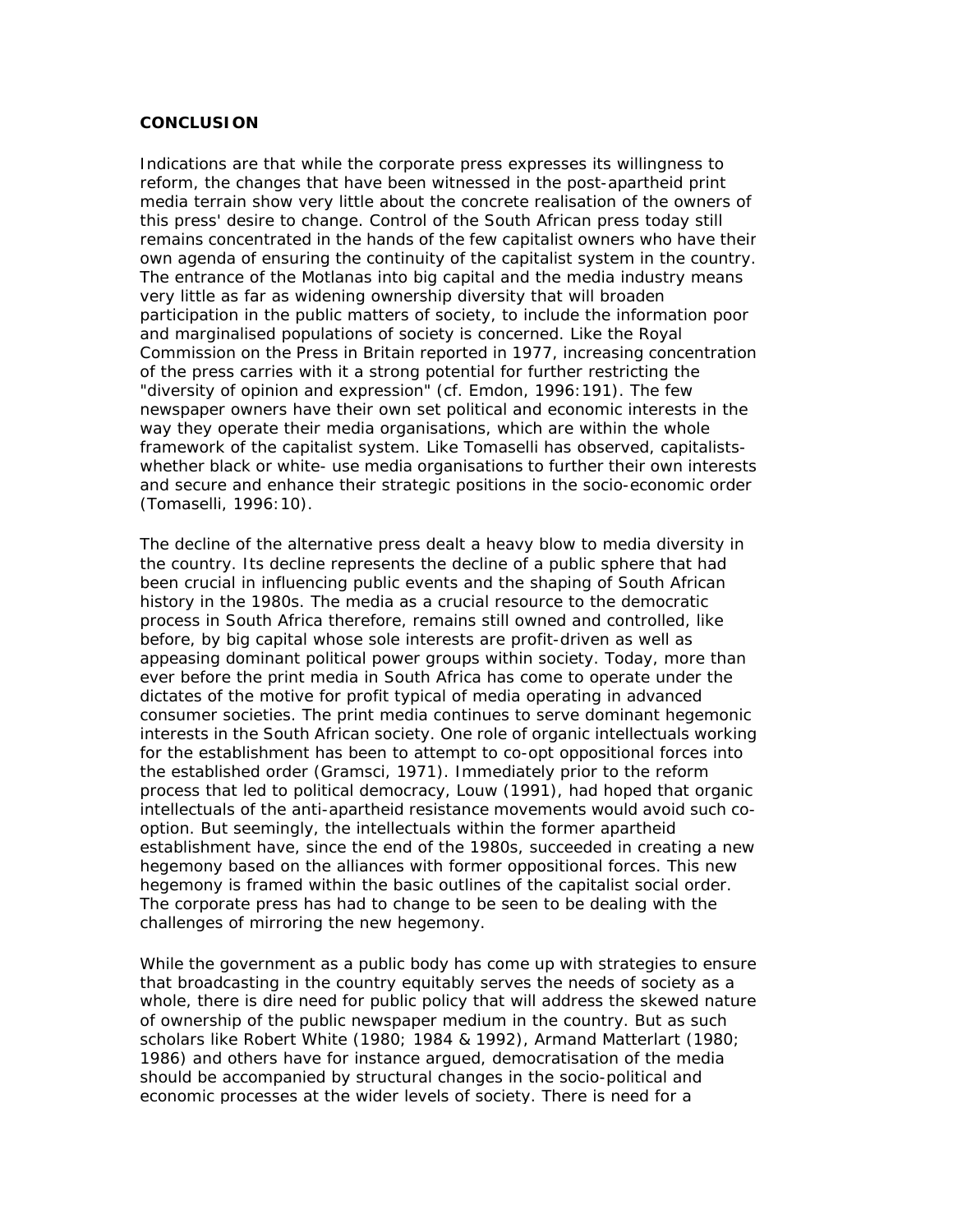**CONCLUSION**

Indications are that while the corporate press expresses its willingness to reform, the changes that have been witnessed in the post-apartheid print media terrain show very little about the concrete realisation of the owners of this press' desire to change. Control of the South African press today still remains concentrated in the hands of the few capitalist owners who have their own agenda of ensuring the continuity of the capitalist system in the country. The entrance of the Motlanas into big capital and the media industry means very little as far as widening ownership diversity that will broaden participation in the public matters of society, to include the information poor and marginalised populations of society is concerned. Like the Royal Commission on the Press in Britain reported in 1977, increasing concentration of the press carries with it a strong potential for further restricting the "diversity of opinion and expression" (cf. Emdon, 1996:191). The few newspaper owners have their own set political and economic interests in the way they operate their media organisations, which are within the whole framework of the capitalist system. Like Tomaselli has observed, capitalists- whether black or white- use media organisations to further their own interests and secure and enhance their strategic positions in the socio-economic order (Tomaselli, 1996:10).

The decline of the alternative press dealt a heavy blow to media diversity in the country. Its decline represents the decline of a public sphere that had been crucial in influencing public events and the shaping of South African history in the 1980s. The media as a crucial resource to the democratic process in South Africa therefore, remains still owned and controlled, like before, by big capital whose sole interests are profit-driven as well as appeasing dominant political power groups within society. Today, more than ever before the print media in South Africa has come to operate under the dictates of the motive for profit typical of media operating in advanced consumer societies. The print media continues to serve dominant hegemonic interests in the South African society. One role of organic intellectuals working for the establishment has been to attempt to co-opt oppositional forces into the established order (Gramsci, 1971). Immediately prior to the reform process that led to political democracy, Louw (1991), had hoped that organic intellectuals of the anti-apartheid resistance movements would avoid such co-option. But seemingly, the intellectuals within the former apartheid establishment have, since the end of the 1980s, succeeded in creating a new hegemony based on the alliances with former oppositional forces. This new hegemony is framed within the basic outlines of the capitalist social order. The corporate press has had to change to be seen to be dealing with the challenges of mirroring the new hegemony.

While the government as a public body has come up with strategies to ensure that broadcasting in the country equitably serves the needs of society as a whole, there is dire need for public policy that will address the skewed nature of ownership of the public newspaper medium in the country. But as such scholars like Robert White (1980; 1984 & 1992), Armand Matterlart (1980; 1986) and others have for instance argued, democratisation of the media should be accompanied by structural changes in the socio-political and economic processes at the wider levels of society. There is need for a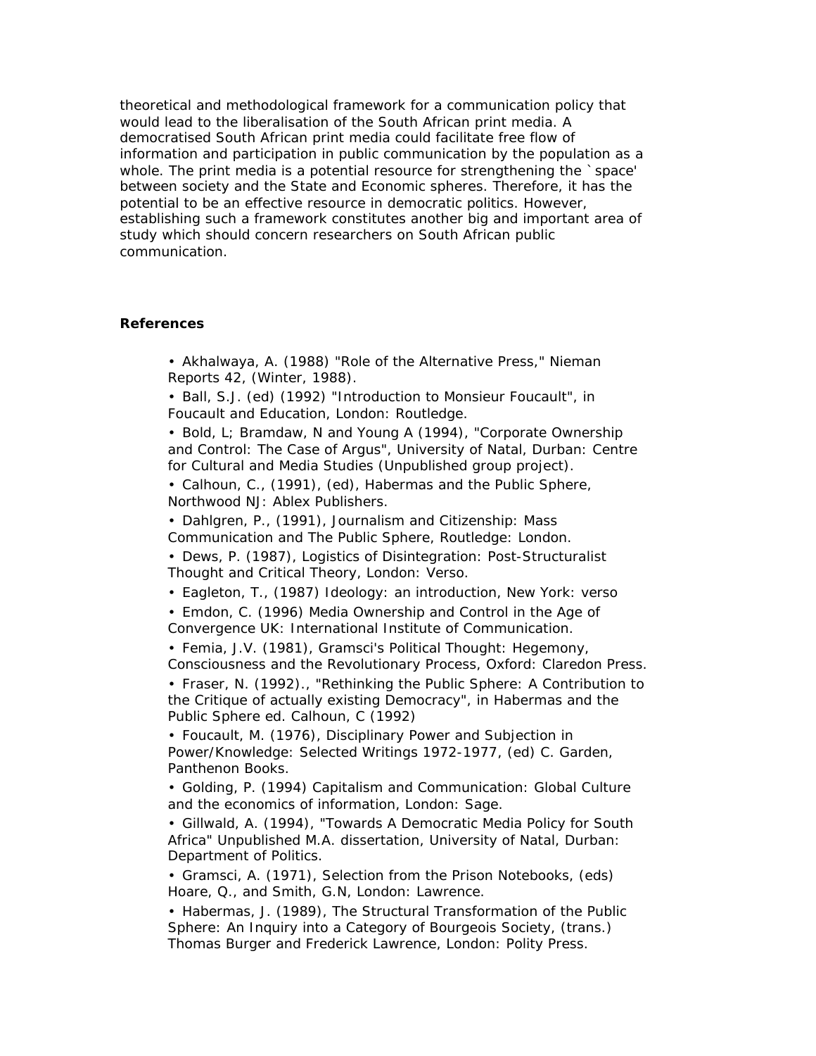theoretical and methodological framework for a communication policy that would lead to the liberalisation of the South African print media. A democratised South African print media could facilitate free flow of information and participation in public communication by the population as a whole. The print media is a potential resource for strengthening the `space' between society and the State and Economic spheres. Therefore, it has the potential to be an effective resource in democratic politics. However, establishing such a framework constitutes another big and important area of study which should concern researchers on South African public communication.

**References**

- Akhalwaya, A. (1988) "Role of the Alternative Press," Nieman Reports 42, (Winter, 1988).
- Ball, S.J. (ed) (1992) "Introduction to Monsieur Foucault", in Foucault and Education, London: Routledge.
- Bold, L; Bramdaw, N and Young A (1994), "Corporate Ownership and Control: The Case of Argus", University of Natal, Durban: Centre for Cultural and Media Studies (Unpublished group project).
- Calhoun, C., (1991), (ed), Habermas and the Public Sphere, Northwood NJ: Ablex Publishers.
- Dahlgren, P., (1991), Journalism and Citizenship: Mass Communication and The Public Sphere, Routledge: London.
- Dews, P. (1987), Logistics of Disintegration: Post-Structuralist Thought and Critical Theory, London: Verso.
- Eagleton, T., (1987) Ideology: an introduction, New York: verso
- Emdon, C. (1996) Media Ownership and Control in the Age of Convergence UK: International Institute of Communication.
- Femia, J.V. (1981), Gramsci's Political Thought: Hegemony, Consciousness and the Revolutionary Process, Oxford: Claredon Press.
- Fraser, N. (1992)., "Rethinking the Public Sphere: A Contribution to the Critique of actually existing Democracy", in Habermas and the Public Sphere ed. Calhoun, C (1992)
- Foucault, M. (1976), Disciplinary Power and Subjection in Power/Knowledge: Selected Writings 1972-1977, (ed) C. Garden, Panthenon Books.
- Golding, P. (1994) Capitalism and Communication: Global Culture and the economics of information, London: Sage.
- Gillwald, A. (1994), "Towards A Democratic Media Policy for South Africa" Unpublished M.A. dissertation, University of Natal, Durban: Department of Politics.
- Gramsci, A. (1971), Selection from the Prison Notebooks, (eds) Hoare, Q., and Smith, G.N, London: Lawrence.
- Habermas, J. (1989), The Structural Transformation of the Public Sphere: An Inquiry into a Category of Bourgeois Society, (trans.) Thomas Burger and Frederick Lawrence, London: Polity Press.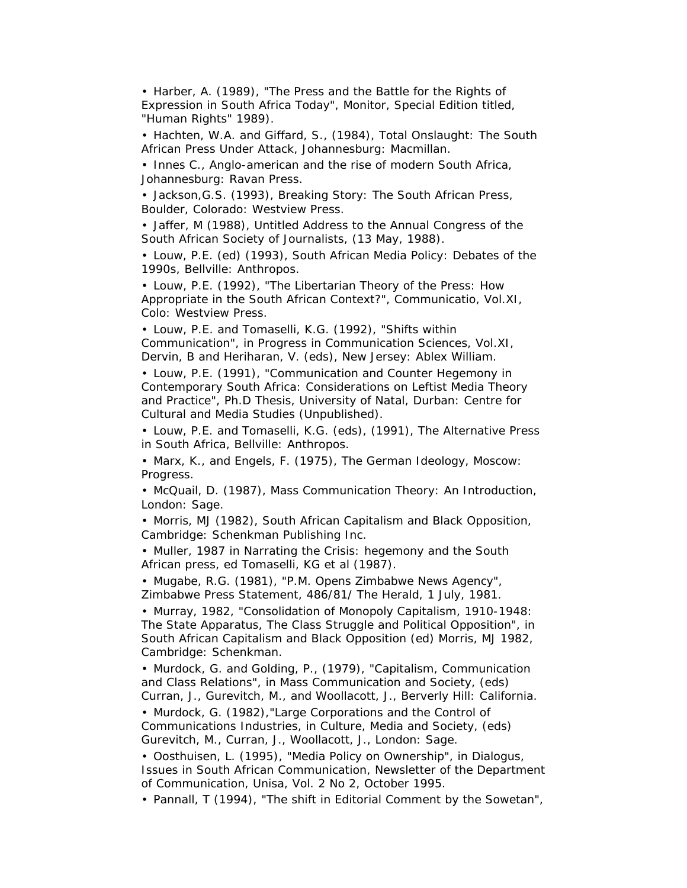- Harber, A. (1989), "The Press and the Battle for the Rights of Expression in South Africa Today", Monitor, Special Edition titled, "Human Rights" 1989).
- Hachten, W.A. and Giffard, S., (1984), Total Onslaught: The South African Press Under Attack, Johannesburg: Macmillan.
- Innes C., Anglo-american and the rise of modern South Africa, Johannesburg: Ravan Press.
- Jackson,G.S. (1993), Breaking Story: The South African Press, Boulder, Colorado: Westview Press.
- Jaffer, M (1988), Untitled Address to the Annual Congress of the South African Society of Journalists, (13 May, 1988).
- Louw, P.E. (ed) (1993), South African Media Policy: Debates of the 1990s, Bellville: Anthropos.
- Louw, P.E. (1992), "The Libertarian Theory of the Press: How Appropriate in the South African Context?", Communicatio, Vol.XI, Colo: Westview Press.
- Louw, P.E. and Tomaselli, K.G. (1992), "Shifts within Communication", in Progress in Communication Sciences, Vol.XI, Dervin, B and Heriharan, V. (eds), New Jersey: Ablex William.
- Louw, P.E. (1991), "Communication and Counter Hegemony in Contemporary South Africa: Considerations on Leftist Media Theory and Practice", Ph.D Thesis, University of Natal, Durban: Centre for Cultural and Media Studies (Unpublished).
- Louw, P.E. and Tomaselli, K.G. (eds), (1991), The Alternative Press in South Africa, Bellville: Anthropos.
- Marx, K., and Engels, F. (1975), The German Ideology, Moscow: Progress.
- McQuail, D. (1987), Mass Communication Theory: An Introduction, London: Sage.
- Morris, MJ (1982), South African Capitalism and Black Opposition, Cambridge: Schenkman Publishing Inc.
- Muller, 1987 in Narrating the Crisis: hegemony and the South African press, ed Tomaselli, KG et al (1987).
- Mugabe, R.G. (1981), "P.M. Opens Zimbabwe News Agency", Zimbabwe Press Statement, 486/81/ The Herald, 1 July, 1981.
- Murray, 1982, "Consolidation of Monopoly Capitalism, 1910-1948: The State Apparatus, The Class Struggle and Political Opposition", in South African Capitalism and Black Opposition (ed) Morris, MJ 1982, Cambridge: Schenkman.
- Murdock, G. and Golding, P., (1979), "Capitalism, Communication and Class Relations", in Mass Communication and Society, (eds) Curran, J., Gurevitch, M., and Woollacott, J., Berverly Hill: California.
- Murdock, G. (1982),"Large Corporations and the Control of Communications Industries, in Culture, Media and Society, (eds) Gurevitch, M., Curran, J., Woollacott, J., London: Sage.
- Oosthuisen, L. (1995), "Media Policy on Ownership", in Dialogus, Issues in South African Communication, Newsletter of the Department of Communication, Unisa, Vol. 2 No 2, October 1995.
- Pannall, T (1994), "The shift in Editorial Comment by the Sowetan",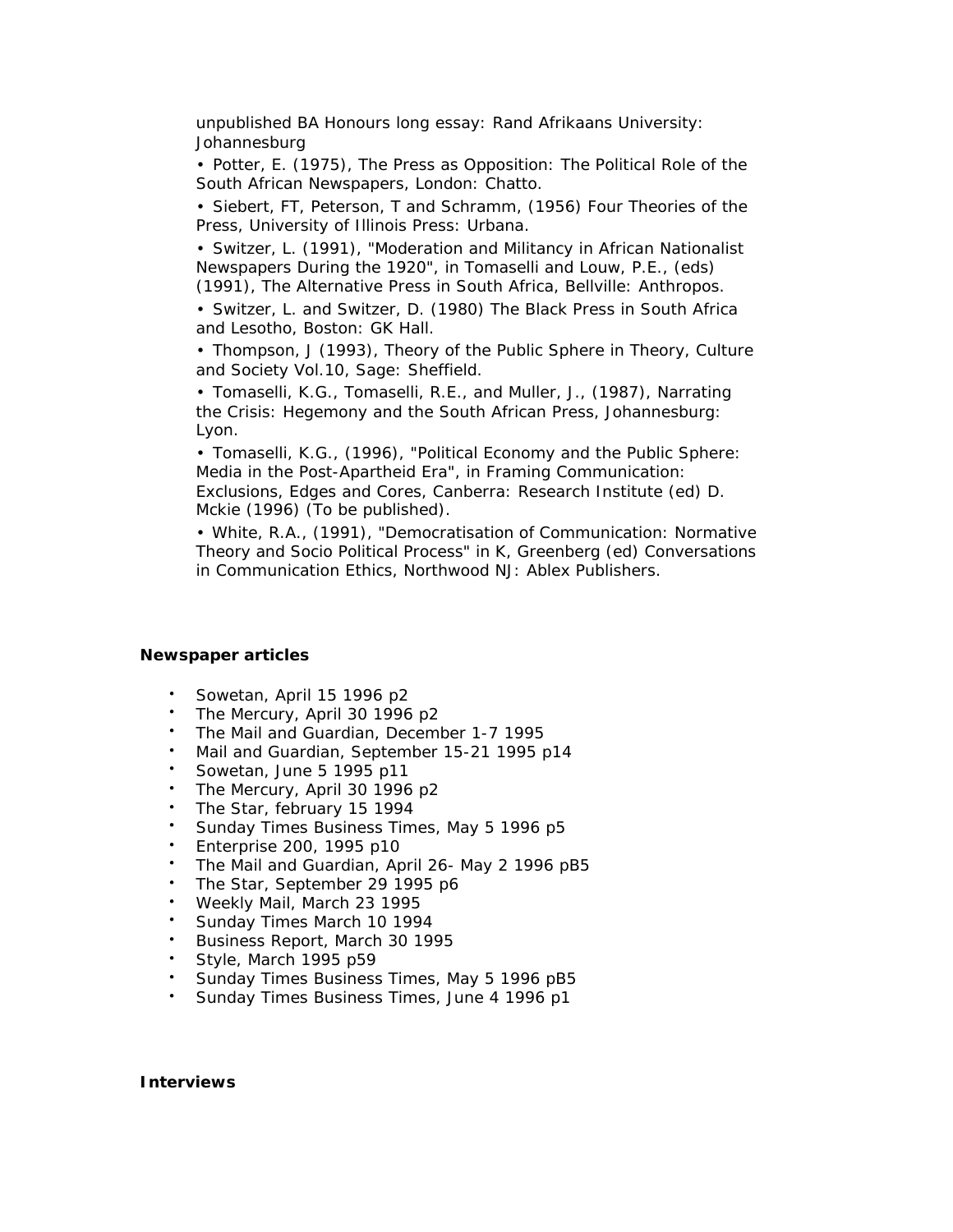unpublished BA Honours long essay: Rand Afrikaans University: Johannesburg

- Potter, E. (1975), The Press as Opposition: The Political Role of the South African Newspapers, London: Chatto.
- Siebert, FT, Peterson, T and Schramm, (1956) Four Theories of the Press, University of Illinois Press: Urbana.
- Switzer, L. (1991), "Moderation and Militancy in African Nationalist Newspapers During the 1920", in Tomaselli and Louw, P.E., (eds) (1991), The Alternative Press in South Africa, Bellville: Anthropos.
- Switzer, L. and Switzer, D. (1980) The Black Press in South Africa and Lesotho, Boston: GK Hall.
- Thompson, J (1993), Theory of the Public Sphere in Theory, Culture and Society Vol.10, Sage: Sheffield.
- Tomaselli, K.G., Tomaselli, R.E., and Muller, J., (1987), Narrating the Crisis: Hegemony and the South African Press, Johannesburg: Lyon.
- Tomaselli, K.G., (1996), "Political Economy and the Public Sphere: Media in the Post-Apartheid Era", in Framing Communication: Exclusions, Edges and Cores, Canberra: Research Institute (ed) D. Mckie (1996) (To be published).
- White, R.A., (1991), "Democratisation of Communication: Normative Theory and Socio Political Process" in K, Greenberg (ed) Conversations in Communication Ethics, Northwood NJ: Ablex Publishers.

**Newspaper articles**

- Sowetan, April 15 1996 p2
- The Mercury, April 30 1996 p2
- The Mail and Guardian, December 1-7 1995
- Mail and Guardian, September 15-21 1995 p14
- Sowetan, June 5 1995 p11
- The Mercury, April 30 1996 p2
- The Star, february 15 1994
- Sunday Times Business Times, May 5 1996 p5
- Enterprise 200, 1995 p10
- The Mail and Guardian, April 26- May 2 1996 pB5
- The Star, September 29 1995 p6
- Weekly Mail, March 23 1995
- Sunday Times March 10 1994
- Business Report, March 30 1995
- Style, March 1995 p59
- Sunday Times Business Times, May 5 1996 pB5
- Sunday Times Business Times, June 4 1996 p1

**Interviews**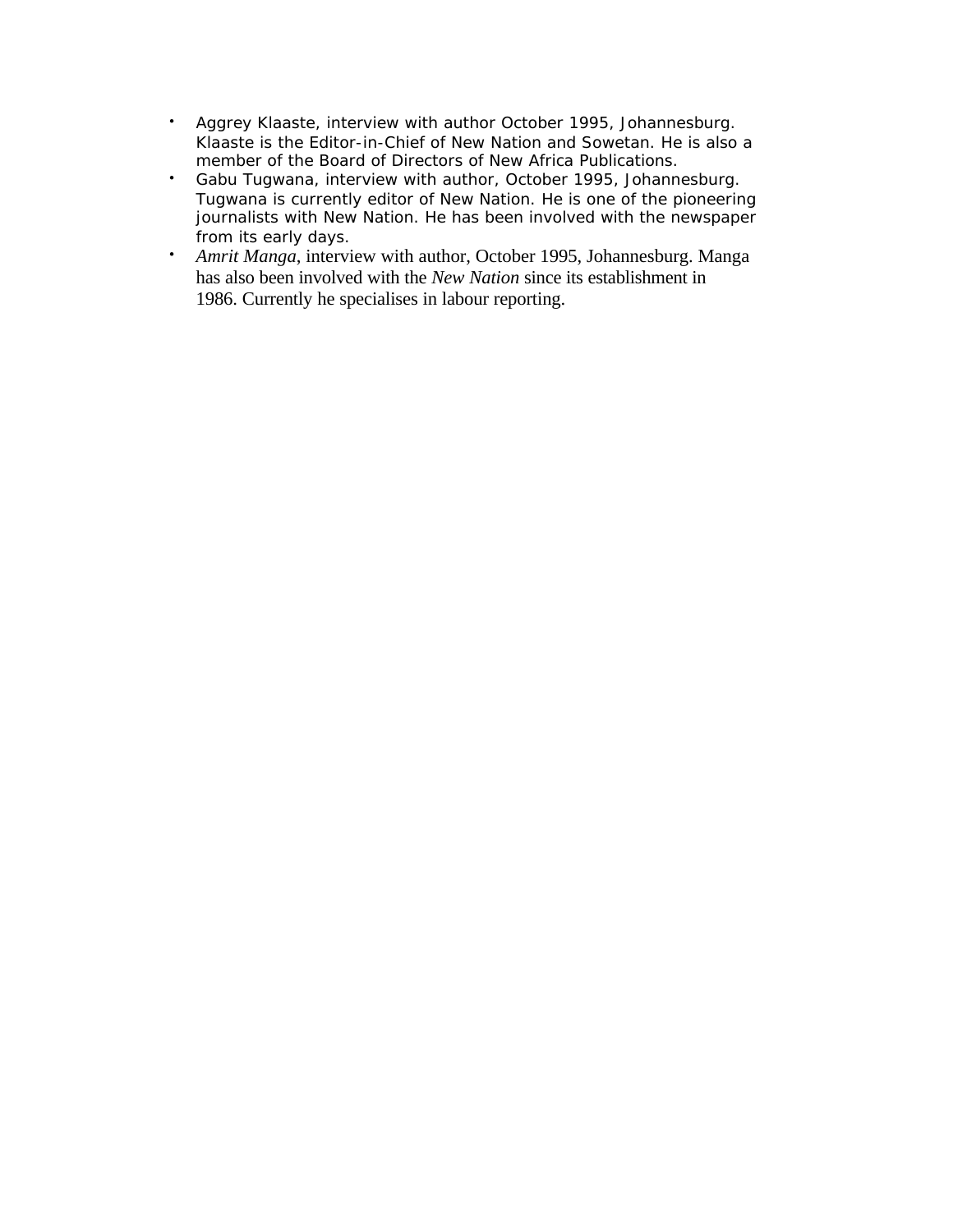- Aggrey Klaaste, interview with author October 1995, Johannesburg. Klaaste is the Editor-in-Chief of New Nation and Sowetan. He is also a member of the Board of Directors of New Africa Publications.
- Gabu Tugwana, interview with author, October 1995, Johannesburg. Tugwana is currently editor of New Nation. He is one of the pioneering journalists with New Nation. He has been involved with the newspaper from its early days.
- *Amrit Manga*, interview with author, October 1995, Johannesburg. Manga has also been involved with the *New Nation* since its establishment in 1986. Currently he specialises in labour reporting.